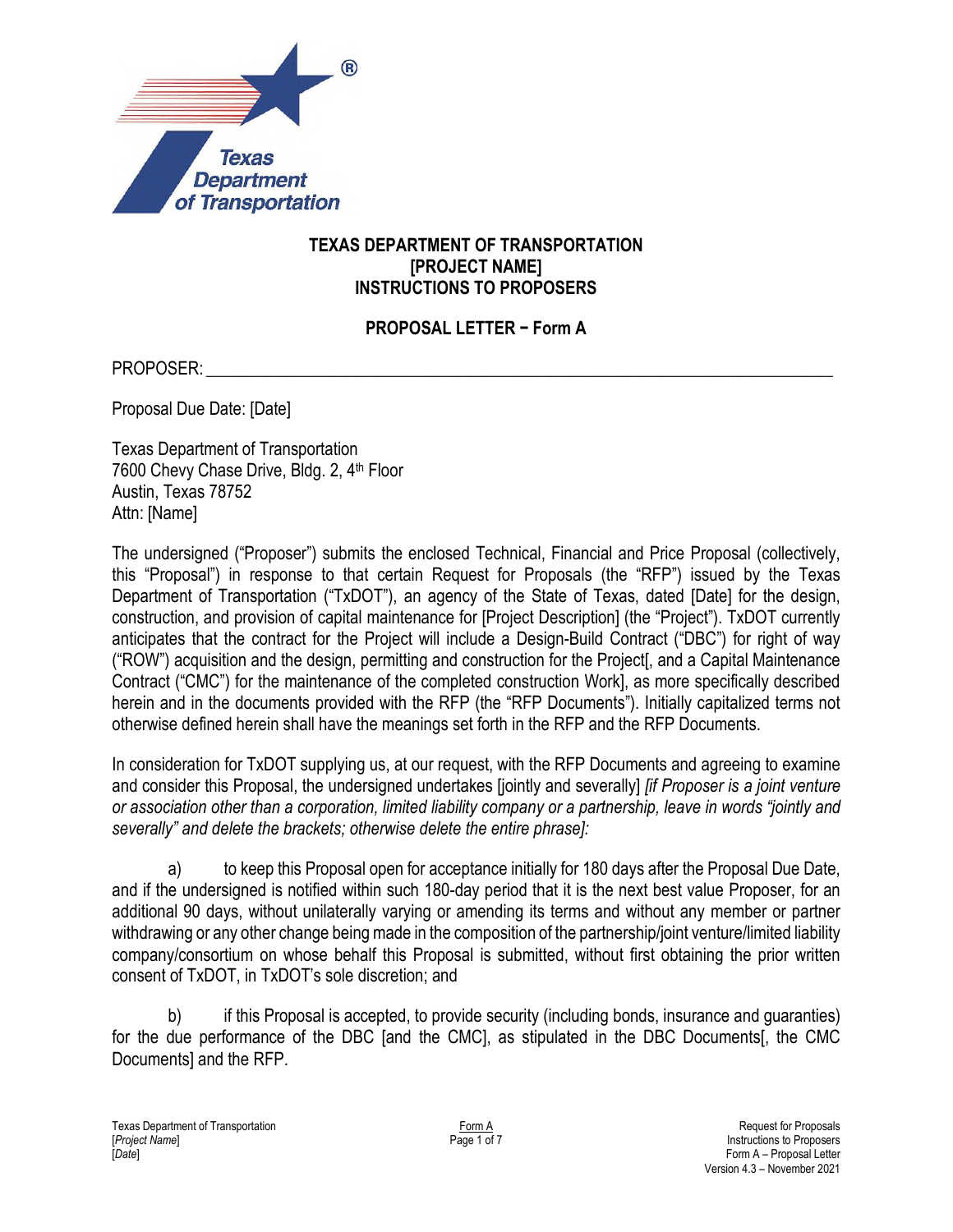# TEXAS DEPARTMENT OF TRANSPORTATION
# [PROJECT NAME]
# INSTRUCTIONS TO PROPOSERS

## PROPOSAL LETTER – Form A

PROPOSER: ___________________________________________________________________________

Proposal Due Date: [Date]

Texas Department of Transportation
7600 Chevy Chase Drive, Bldg. 2, 4th Floor
Austin, Texas 78752
Attn: [Name]

The undersigned ("Proposer") submits the enclosed Technical, Financial and Price Proposal (collectively, this "Proposal") in response to that certain Request for Proposals (the "RFP") issued by the Texas Department of Transportation ("TxDOT"), an agency of the State of Texas, dated [Date] for the design, construction, and provision of capital maintenance for [Project Description] (the "Project"). TxDOT currently anticipates that the contract for the Project will include a Design-Build Contract ("DBC") for right of way ("ROW") acquisition and the design, permitting and construction for the Project[, and a Capital Maintenance Contract ("CMC") for the maintenance of the completed construction Work], as more specifically described herein and in the documents provided with the RFP (the "RFP Documents"). Initially capitalized terms not otherwise defined herein shall have the meanings set forth in the RFP and the RFP Documents.

In consideration for TxDOT supplying us, at our request, with the RFP Documents and agreeing to examine and consider this Proposal, the undersigned undertakes [jointly and severally] *[if Proposer is a joint venture or association other than a corporation, limited liability company or a partnership, leave in words "jointly and severally" and delete the brackets; otherwise delete the entire phrase]:*

a) to keep this Proposal open for acceptance initially for 180 days after the Proposal Due Date, and if the undersigned is notified within such 180-day period that it is the next best value Proposer, for an additional 90 days, without unilaterally varying or amending its terms and without any member or partner withdrawing or any other change being made in the composition of the partnership/joint venture/limited liability company/consortium on whose behalf this Proposal is submitted, without first obtaining the prior written consent of TxDOT, in TxDOT's sole discretion; and

b) if this Proposal is accepted, to provide security (including bonds, insurance and guaranties) for the due performance of the DBC [and the CMC], as stipulated in the DBC Documents[, the CMC Documents] and the RFP.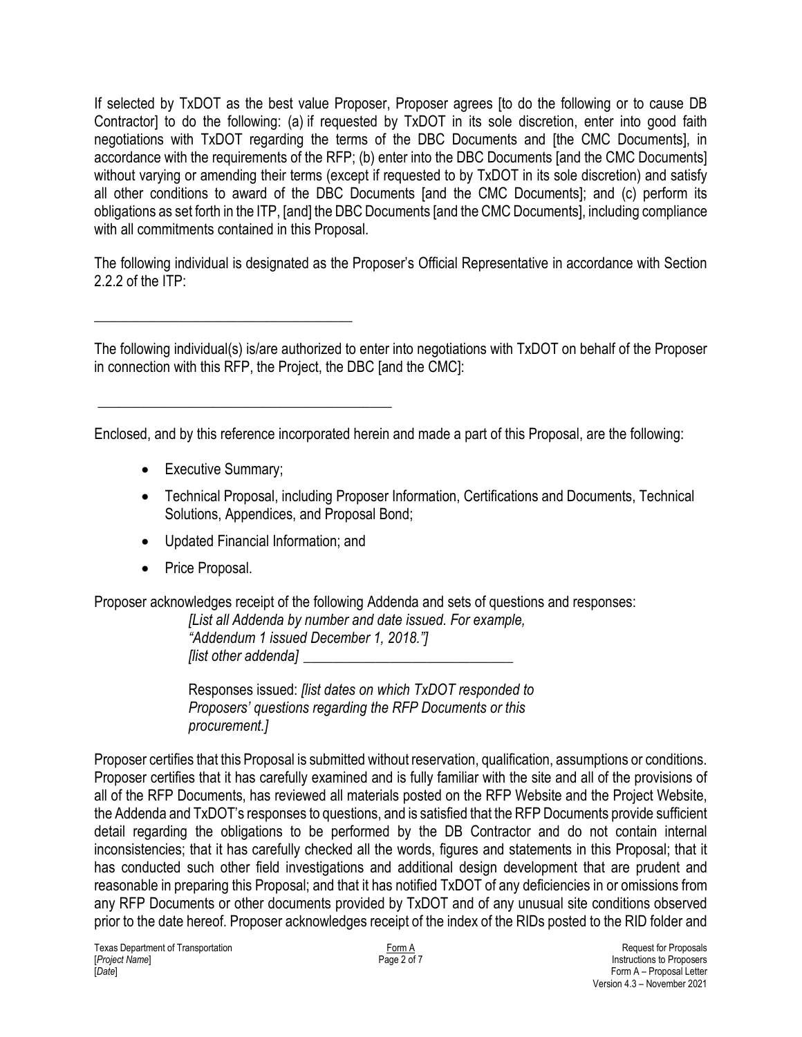If selected by TxDOT as the best value Proposer, Proposer agrees [to do the following or to cause DB Contractor] to do the following: (a) if requested by TxDOT in its sole discretion, enter into good faith negotiations with TxDOT regarding the terms of the DBC Documents and [the CMC Documents], in accordance with the requirements of the RFP; (b) enter into the DBC Documents [and the CMC Documents] without varying or amending their terms (except if requested to by TxDOT in its sole discretion) and satisfy all other conditions to award of the DBC Documents [and the CMC Documents]; and (c) perform its obligations as set forth in the ITP, [and] the DBC Documents [and the CMC Documents], including compliance with all commitments contained in this Proposal.

The following individual is designated as the Proposer's Official Representative in accordance with Section 2.2.2 of the ITP:

\_\_\_\_\_\_\_\_\_\_\_\_\_\_\_\_\_\_\_\_\_\_\_\_\_\_\_\_\_\_\_\_\_\_\_\_

The following individual(s) is/are authorized to enter into negotiations with TxDOT on behalf of the Proposer in connection with this RFP, the Project, the DBC [and the CMC]:

\_\_\_\_\_\_\_\_\_\_\_\_\_\_\_\_\_\_\_\_\_\_\_\_\_\_\_\_\_\_\_\_\_\_\_\_\_\_\_\_

Enclosed, and by this reference incorporated herein and made a part of this Proposal, are the following:

- Executive Summary;
- Technical Proposal, including Proposer Information, Certifications and Documents, Technical Solutions, Appendices, and Proposal Bond;
- Updated Financial Information; and
- Price Proposal.

Proposer acknowledges receipt of the following Addenda and sets of questions and responses:

*[List all Addenda by number and date issued. For example, "Addendum 1 issued December 1, 2018."]*
*[list other addenda]* \_\_\_\_\_\_\_\_\_\_\_\_\_\_\_\_\_\_\_\_\_\_\_\_\_\_\_\_\_

Responses issued: *[list dates on which TxDOT responded to Proposers' questions regarding the RFP Documents or this procurement.]*

Proposer certifies that this Proposal is submitted without reservation, qualification, assumptions or conditions. Proposer certifies that it has carefully examined and is fully familiar with the site and all of the provisions of all of the RFP Documents, has reviewed all materials posted on the RFP Website and the Project Website, the Addenda and TxDOT's responses to questions, and is satisfied that the RFP Documents provide sufficient detail regarding the obligations to be performed by the DB Contractor and do not contain internal inconsistencies; that it has carefully checked all the words, figures and statements in this Proposal; that it has conducted such other field investigations and additional design development that are prudent and reasonable in preparing this Proposal; and that it has notified TxDOT of any deficiencies in or omissions from any RFP Documents or other documents provided by TxDOT and of any unusual site conditions observed prior to the date hereof. Proposer acknowledges receipt of the index of the RIDs posted to the RID folder and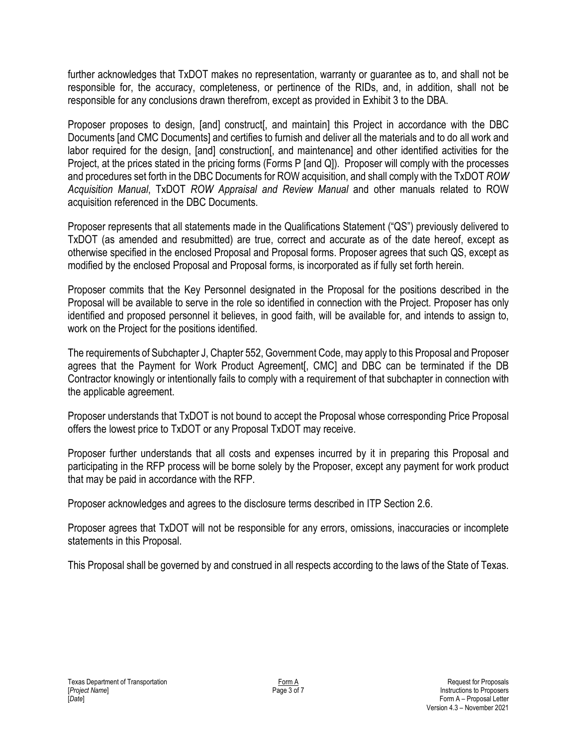further acknowledges that TxDOT makes no representation, warranty or guarantee as to, and shall not be responsible for, the accuracy, completeness, or pertinence of the RIDs, and, in addition, shall not be responsible for any conclusions drawn therefrom, except as provided in Exhibit 3 to the DBA.

Proposer proposes to design, [and] construct[, and maintain] this Project in accordance with the DBC Documents [and CMC Documents] and certifies to furnish and deliver all the materials and to do all work and labor required for the design, [and] construction[, and maintenance] and other identified activities for the Project, at the prices stated in the pricing forms (Forms P [and Q]). Proposer will comply with the processes and procedures set forth in the DBC Documents for ROW acquisition, and shall comply with the TxDOT *ROW Acquisition Manual*, TxDOT *ROW Appraisal and Review Manual* and other manuals related to ROW acquisition referenced in the DBC Documents.

Proposer represents that all statements made in the Qualifications Statement ("QS") previously delivered to TxDOT (as amended and resubmitted) are true, correct and accurate as of the date hereof, except as otherwise specified in the enclosed Proposal and Proposal forms. Proposer agrees that such QS, except as modified by the enclosed Proposal and Proposal forms, is incorporated as if fully set forth herein.

Proposer commits that the Key Personnel designated in the Proposal for the positions described in the Proposal will be available to serve in the role so identified in connection with the Project. Proposer has only identified and proposed personnel it believes, in good faith, will be available for, and intends to assign to, work on the Project for the positions identified.

The requirements of Subchapter J, Chapter 552, Government Code, may apply to this Proposal and Proposer agrees that the Payment for Work Product Agreement[, CMC] and DBC can be terminated if the DB Contractor knowingly or intentionally fails to comply with a requirement of that subchapter in connection with the applicable agreement.

Proposer understands that TxDOT is not bound to accept the Proposal whose corresponding Price Proposal offers the lowest price to TxDOT or any Proposal TxDOT may receive.

Proposer further understands that all costs and expenses incurred by it in preparing this Proposal and participating in the RFP process will be borne solely by the Proposer, except any payment for work product that may be paid in accordance with the RFP.

Proposer acknowledges and agrees to the disclosure terms described in ITP Section 2.6.

Proposer agrees that TxDOT will not be responsible for any errors, omissions, inaccuracies or incomplete statements in this Proposal.

This Proposal shall be governed by and construed in all respects according to the laws of the State of Texas.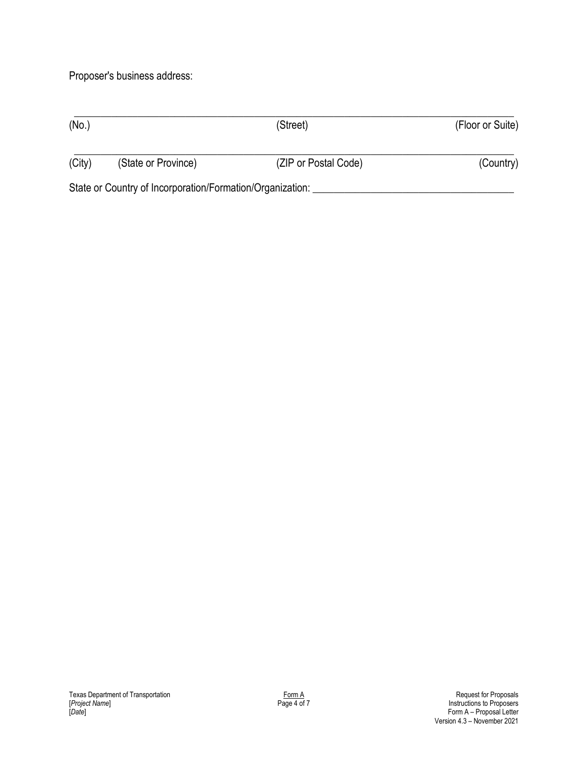Proposer's business address:

\_\_\_\_\_\_\_\_\_\_\_\_\_\_\_\_\_\_\_\_\_\_\_\_\_\_\_\_\_\_\_\_\_\_\_\_\_\_\_\_\_\_\_\_\_\_\_\_\_\_\_\_\_\_\_\_\_\_\_\_\_\_\_\_\_\_\_\_\_\_\_\_\_\_\_\_\_\_

(No.) (Street) (Floor or Suite)

\_\_\_\_\_\_\_\_\_\_\_\_\_\_\_\_\_\_\_\_\_\_\_\_\_\_\_\_\_\_\_\_\_\_\_\_\_\_\_\_\_\_\_\_\_\_\_\_\_\_\_\_\_\_\_\_\_\_\_\_\_\_\_\_\_\_\_\_\_\_\_\_\_\_\_\_\_\_

(City) (State or Province) (ZIP or Postal Code) (Country)

State or Country of Incorporation/Formation/Organization: \_\_\_\_\_\_\_\_\_\_\_\_\_\_\_\_\_\_\_\_\_\_\_\_\_\_\_\_\_\_\_\_\_\_\_\_\_\_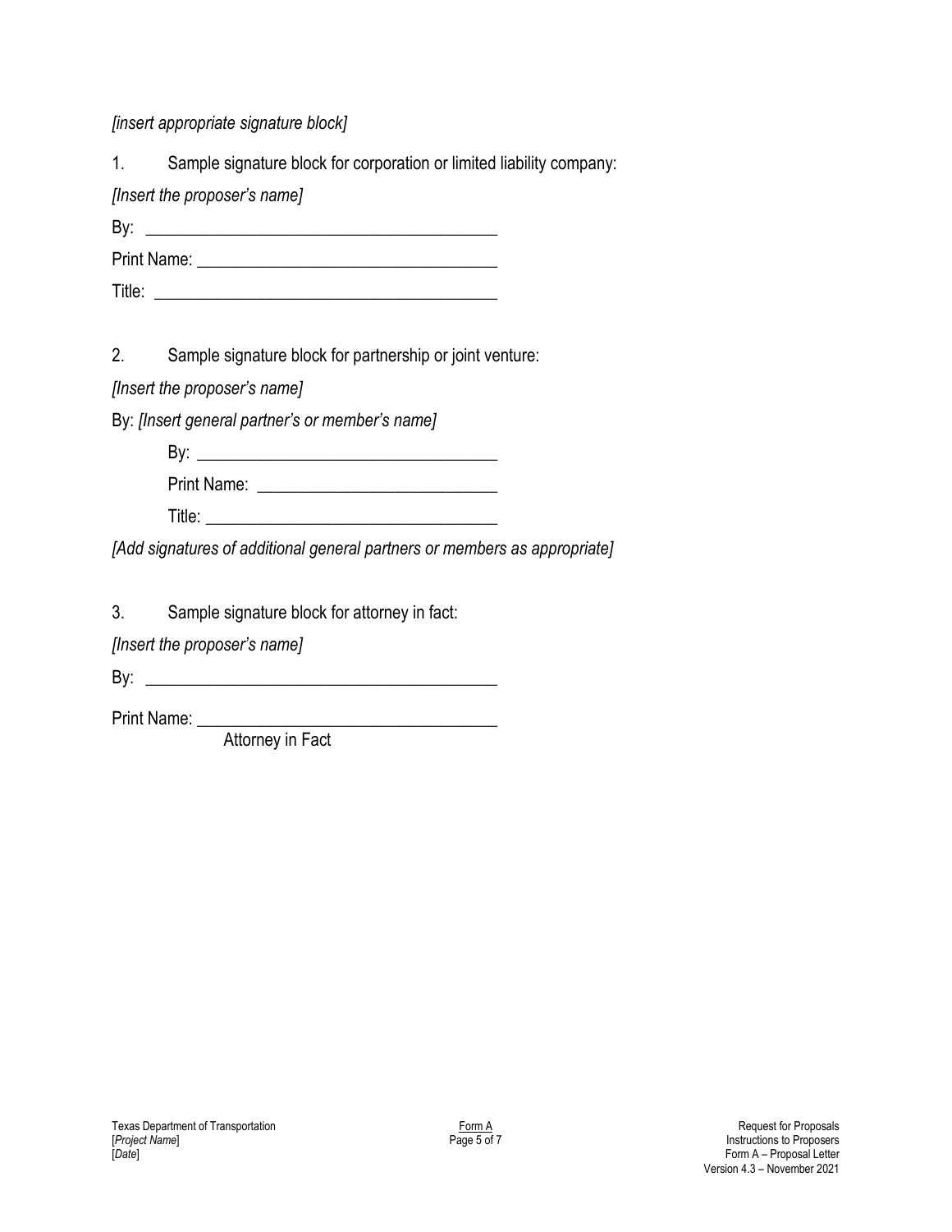*[insert appropriate signature block]*

1. Sample signature block for corporation or limited liability company:

*[Insert the proposer's name]*

By: \_\_\_\_\_\_\_\_\_\_\_\_\_\_\_\_\_\_\_\_\_\_\_\_\_\_\_\_\_\_\_\_\_\_\_\_\_\_\_\_

Print Name: \_\_\_\_\_\_\_\_\_\_\_\_\_\_\_\_\_\_\_\_\_\_\_\_\_\_\_\_\_\_\_\_\_\_\_

Title: \_\_\_\_\_\_\_\_\_\_\_\_\_\_\_\_\_\_\_\_\_\_\_\_\_\_\_\_\_\_\_\_\_\_\_\_\_\_\_\_

2. Sample signature block for partnership or joint venture:

*[Insert the proposer's name]*

By: *[Insert general partner's or member's name]*

By: \_\_\_\_\_\_\_\_\_\_\_\_\_\_\_\_\_\_\_\_\_\_\_\_\_\_\_\_\_\_\_\_\_\_

Print Name: \_\_\_\_\_\_\_\_\_\_\_\_\_\_\_\_\_\_\_\_\_\_\_\_\_\_\_\_

Title: \_\_\_\_\_\_\_\_\_\_\_\_\_\_\_\_\_\_\_\_\_\_\_\_\_\_\_\_\_\_\_\_\_

*[Add signatures of additional general partners or members as appropriate]*

3. Sample signature block for attorney in fact:

*[Insert the proposer's name]*

By: \_\_\_\_\_\_\_\_\_\_\_\_\_\_\_\_\_\_\_\_\_\_\_\_\_\_\_\_\_\_\_\_\_\_\_\_\_\_\_\_

Print Name: \_\_\_\_\_\_\_\_\_\_\_\_\_\_\_\_\_\_\_\_\_\_\_\_\_\_\_\_\_\_\_\_\_\_\_

Attorney in Fact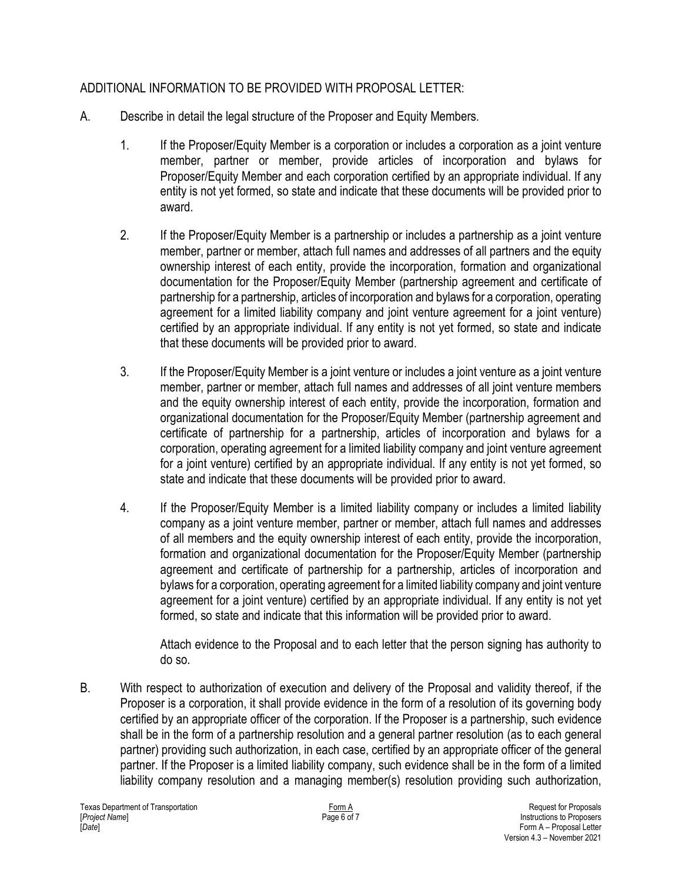ADDITIONAL INFORMATION TO BE PROVIDED WITH PROPOSAL LETTER:

A. Describe in detail the legal structure of the Proposer and Equity Members.

1. If the Proposer/Equity Member is a corporation or includes a corporation as a joint venture member, partner or member, provide articles of incorporation and bylaws for Proposer/Equity Member and each corporation certified by an appropriate individual. If any entity is not yet formed, so state and indicate that these documents will be provided prior to award.

2. If the Proposer/Equity Member is a partnership or includes a partnership as a joint venture member, partner or member, attach full names and addresses of all partners and the equity ownership interest of each entity, provide the incorporation, formation and organizational documentation for the Proposer/Equity Member (partnership agreement and certificate of partnership for a partnership, articles of incorporation and bylaws for a corporation, operating agreement for a limited liability company and joint venture agreement for a joint venture) certified by an appropriate individual. If any entity is not yet formed, so state and indicate that these documents will be provided prior to award.

3. If the Proposer/Equity Member is a joint venture or includes a joint venture as a joint venture member, partner or member, attach full names and addresses of all joint venture members and the equity ownership interest of each entity, provide the incorporation, formation and organizational documentation for the Proposer/Equity Member (partnership agreement and certificate of partnership for a partnership, articles of incorporation and bylaws for a corporation, operating agreement for a limited liability company and joint venture agreement for a joint venture) certified by an appropriate individual. If any entity is not yet formed, so state and indicate that these documents will be provided prior to award.

4. If the Proposer/Equity Member is a limited liability company or includes a limited liability company as a joint venture member, partner or member, attach full names and addresses of all members and the equity ownership interest of each entity, provide the incorporation, formation and organizational documentation for the Proposer/Equity Member (partnership agreement and certificate of partnership for a partnership, articles of incorporation and bylaws for a corporation, operating agreement for a limited liability company and joint venture agreement for a joint venture) certified by an appropriate individual. If any entity is not yet formed, so state and indicate that this information will be provided prior to award.

   Attach evidence to the Proposal and to each letter that the person signing has authority to do so.

B. With respect to authorization of execution and delivery of the Proposal and validity thereof, if the Proposer is a corporation, it shall provide evidence in the form of a resolution of its governing body certified by an appropriate officer of the corporation. If the Proposer is a partnership, such evidence shall be in the form of a partnership resolution and a general partner resolution (as to each general partner) providing such authorization, in each case, certified by an appropriate officer of the general partner. If the Proposer is a limited liability company, such evidence shall be in the form of a limited liability company resolution and a managing member(s) resolution providing such authorization,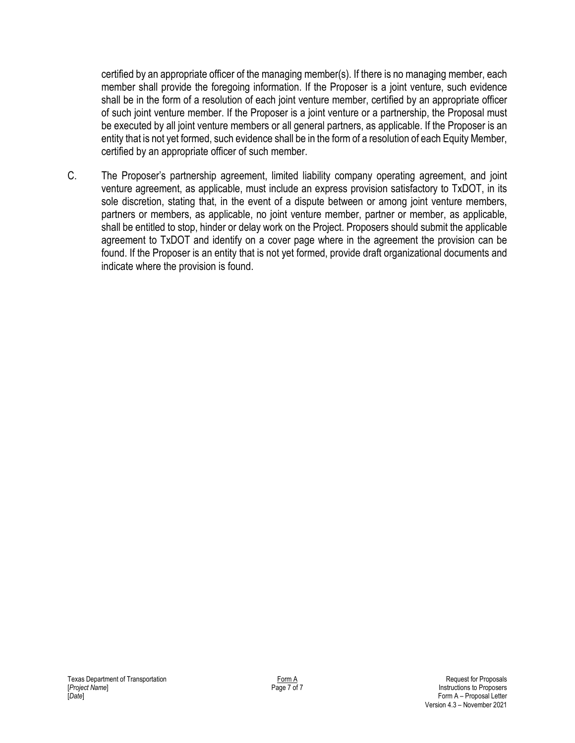certified by an appropriate officer of the managing member(s). If there is no managing member, each member shall provide the foregoing information. If the Proposer is a joint venture, such evidence shall be in the form of a resolution of each joint venture member, certified by an appropriate officer of such joint venture member. If the Proposer is a joint venture or a partnership, the Proposal must be executed by all joint venture members or all general partners, as applicable. If the Proposer is an entity that is not yet formed, such evidence shall be in the form of a resolution of each Equity Member, certified by an appropriate officer of such member.

C. The Proposer's partnership agreement, limited liability company operating agreement, and joint venture agreement, as applicable, must include an express provision satisfactory to TxDOT, in its sole discretion, stating that, in the event of a dispute between or among joint venture members, partners or members, as applicable, no joint venture member, partner or member, as applicable, shall be entitled to stop, hinder or delay work on the Project. Proposers should submit the applicable agreement to TxDOT and identify on a cover page where in the agreement the provision can be found. If the Proposer is an entity that is not yet formed, provide draft organizational documents and indicate where the provision is found.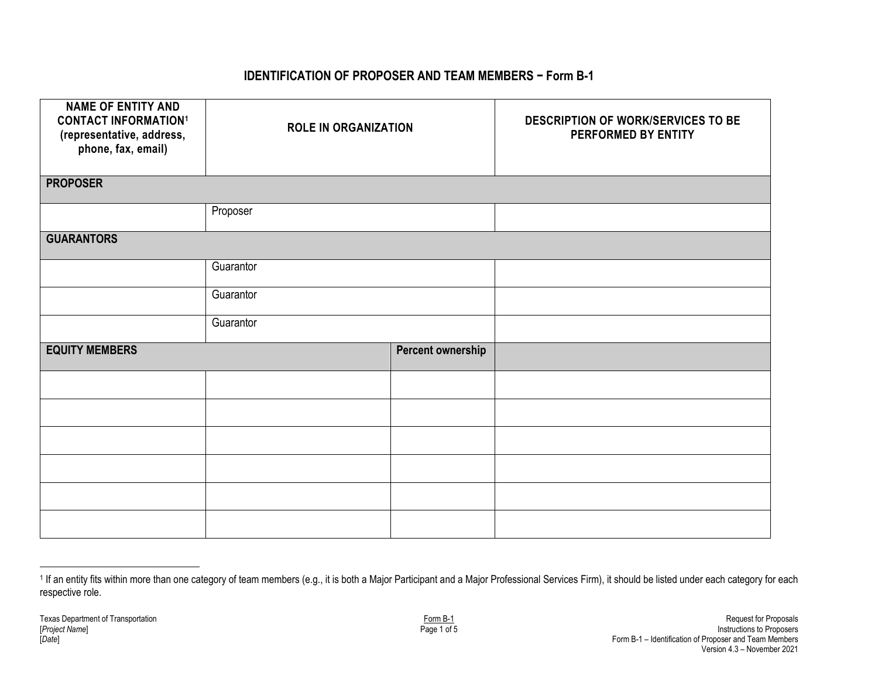## IDENTIFICATION OF PROPOSER AND TEAM MEMBERS − Form B-1

| NAME OF ENTITY AND CONTACT INFORMATION[1] (representative, address, phone, fax, email) | ROLE IN ORGANIZATION | | DESCRIPTION OF WORK/SERVICES TO BE PERFORMED BY ENTITY |
|---|---|---|---|
| **PROPOSER** | | | |
| | Proposer | | |
| **GUARANTORS** | | | |
| | Guarantor | | |
| | Guarantor | | |
| | Guarantor | | |
| **EQUITY MEMBERS** | | **Percent ownership** | |
| | | | |
| | | | |
| | | | |
| | | | |
| | | | |
| | | | |

[1] If an entity fits within more than one category of team members (e.g., it is both a Major Participant and a Major Professional Services Firm), it should be listed under each category for each respective role.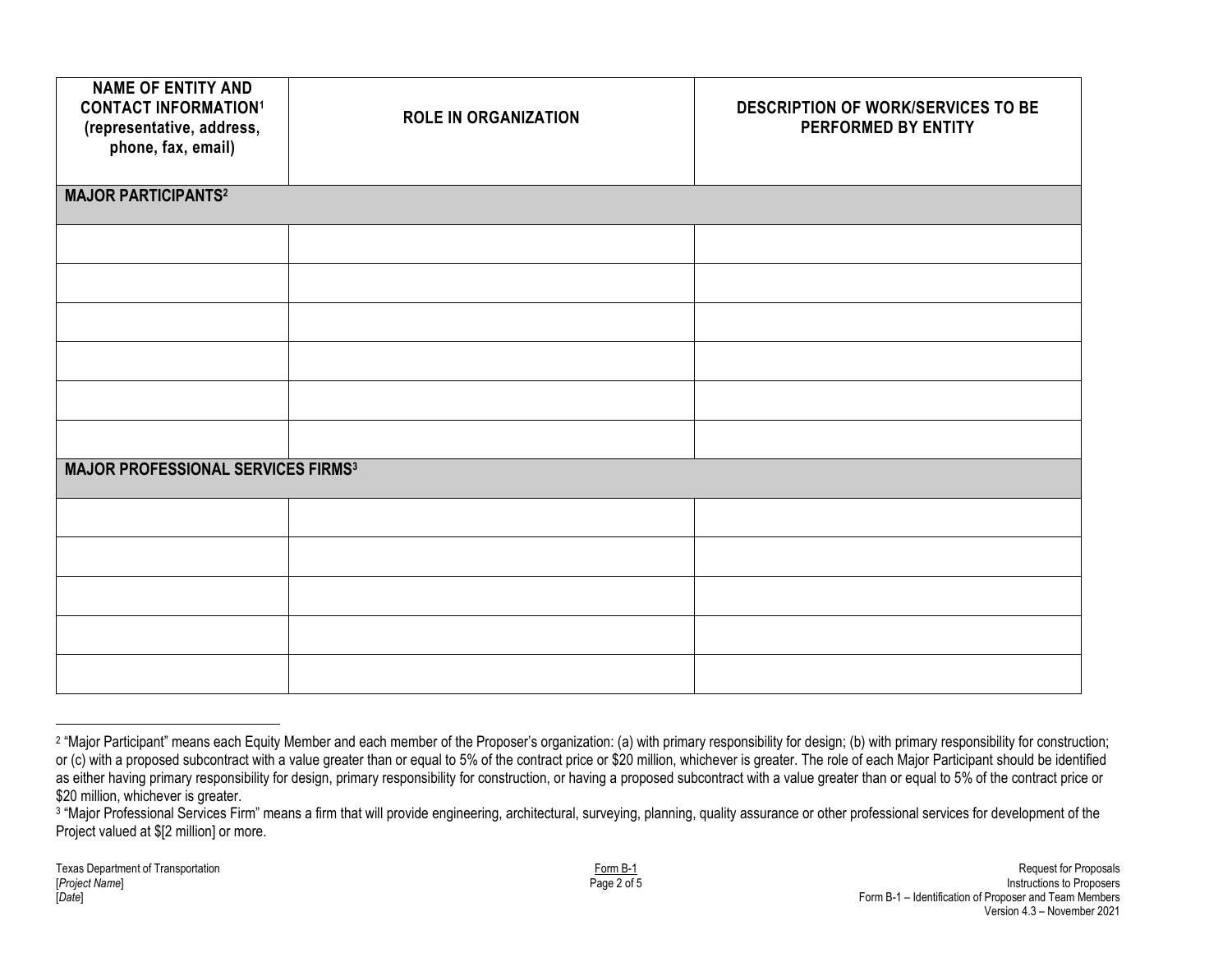| NAME OF ENTITY AND CONTACT INFORMATION[1] (representative, address, phone, fax, email) | ROLE IN ORGANIZATION | DESCRIPTION OF WORK/SERVICES TO BE PERFORMED BY ENTITY |
|---|---|---|
| **MAJOR PARTICIPANTS[2]** | | |
| | | |
| | | |
| | | |
| | | |
| | | |
| | | |
| **MAJOR PROFESSIONAL SERVICES FIRMS[3]** | | |
| | | |
| | | |
| | | |
| | | |
| | | |

[2] "Major Participant" means each Equity Member and each member of the Proposer's organization: (a) with primary responsibility for design; (b) with primary responsibility for construction; or (c) with a proposed subcontract with a value greater than or equal to 5% of the contract price or $20 million, whichever is greater. The role of each Major Participant should be identified as either having primary responsibility for design, primary responsibility for construction, or having a proposed subcontract with a value greater than or equal to 5% of the contract price or $20 million, whichever is greater.

[3] "Major Professional Services Firm" means a firm that will provide engineering, architectural, surveying, planning, quality assurance or other professional services for development of the Project valued at $[2 million] or more.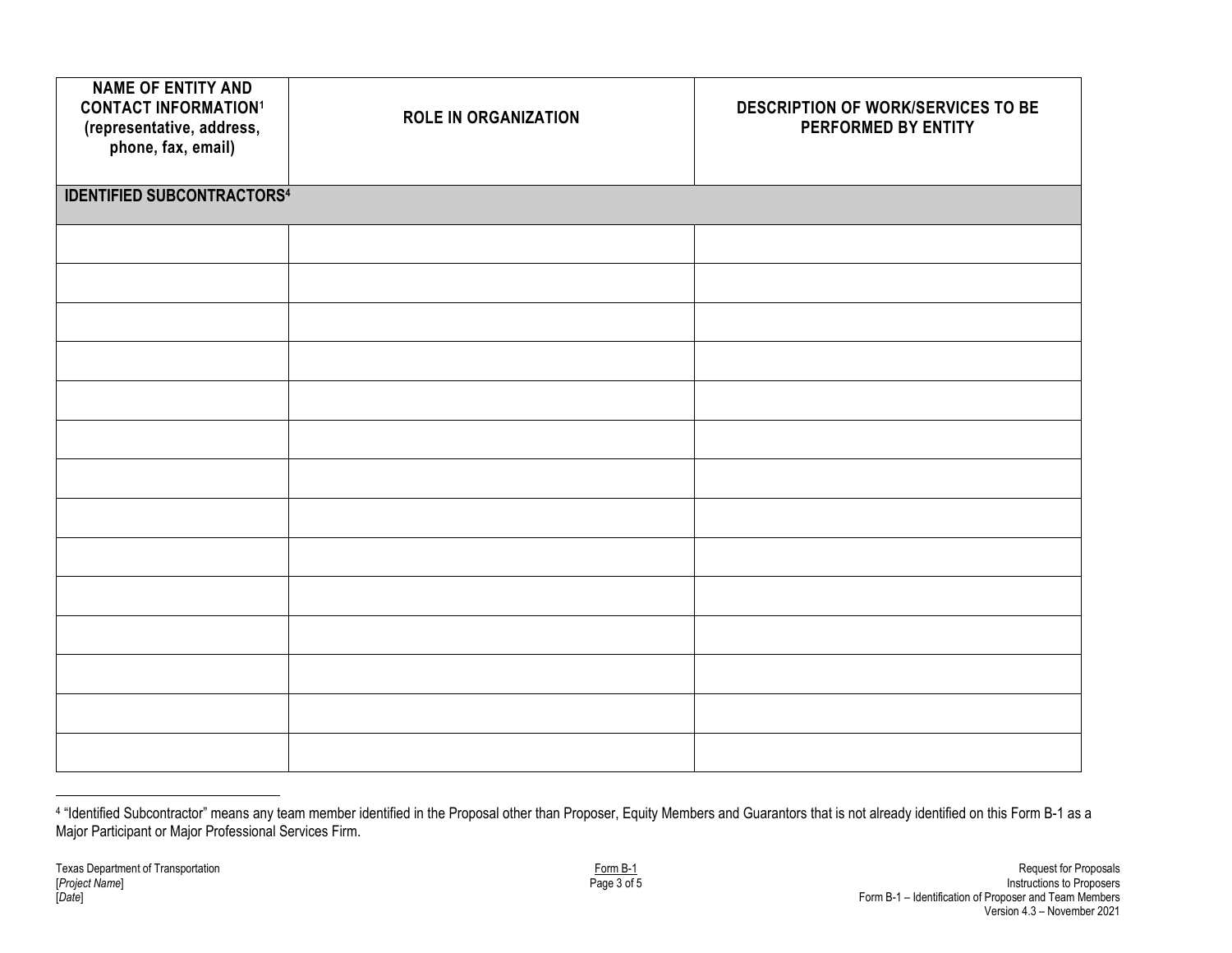| NAME OF ENTITY AND CONTACT INFORMATION[1] (representative, address, phone, fax, email) | ROLE IN ORGANIZATION | DESCRIPTION OF WORK/SERVICES TO BE PERFORMED BY ENTITY |
|---|---|---|
| **IDENTIFIED SUBCONTRACTORS[4]** | | |
| | | |
| | | |
| | | |
| | | |
| | | |
| | | |
| | | |
| | | |
| | | |
| | | |
| | | |
| | | |
| | | |
| | | |

[4] "Identified Subcontractor" means any team member identified in the Proposal other than Proposer, Equity Members and Guarantors that is not already identified on this Form B-1 as a Major Participant or Major Professional Services Firm.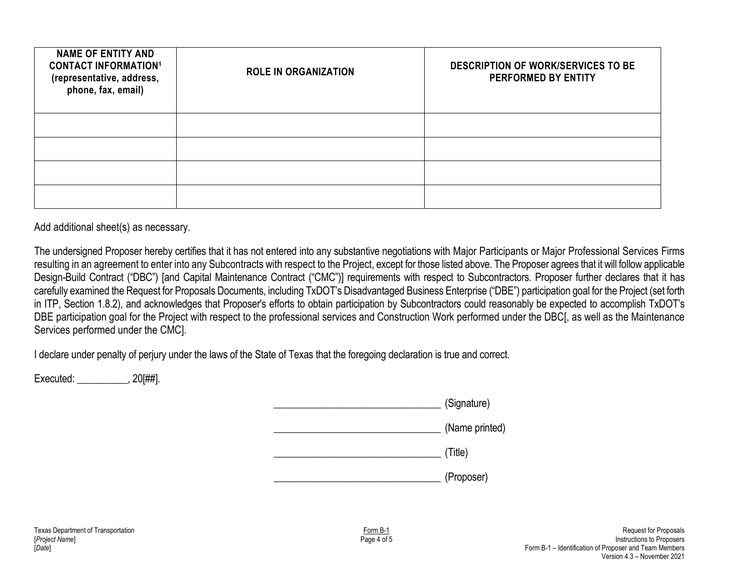| NAME OF ENTITY AND CONTACT INFORMATION[1] (representative, address, phone, fax, email) | ROLE IN ORGANIZATION | DESCRIPTION OF WORK/SERVICES TO BE PERFORMED BY ENTITY |
|---|---|---|
| | | |
| | | |
| | | |
| | | |

Add additional sheet(s) as necessary.

The undersigned Proposer hereby certifies that it has not entered into any substantive negotiations with Major Participants or Major Professional Services Firms resulting in an agreement to enter into any Subcontracts with respect to the Project, except for those listed above. The Proposer agrees that it will follow applicable Design-Build Contract ("DBC") [and Capital Maintenance Contract ("CMC")] requirements with respect to Subcontractors. Proposer further declares that it has carefully examined the Request for Proposals Documents, including TxDOT's Disadvantaged Business Enterprise ("DBE") participation goal for the Project (set forth in ITP, Section 1.8.2), and acknowledges that Proposer's efforts to obtain participation by Subcontractors could reasonably be expected to accomplish TxDOT's DBE participation goal for the Project with respect to the professional services and Construction Work performed under the DBC[, as well as the Maintenance Services performed under the CMC].

I declare under penalty of perjury under the laws of the State of Texas that the foregoing declaration is true and correct.

Executed: __________, 20[##].

________________________________ (Signature)

________________________________ (Name printed)

________________________________ (Title)

________________________________ (Proposer)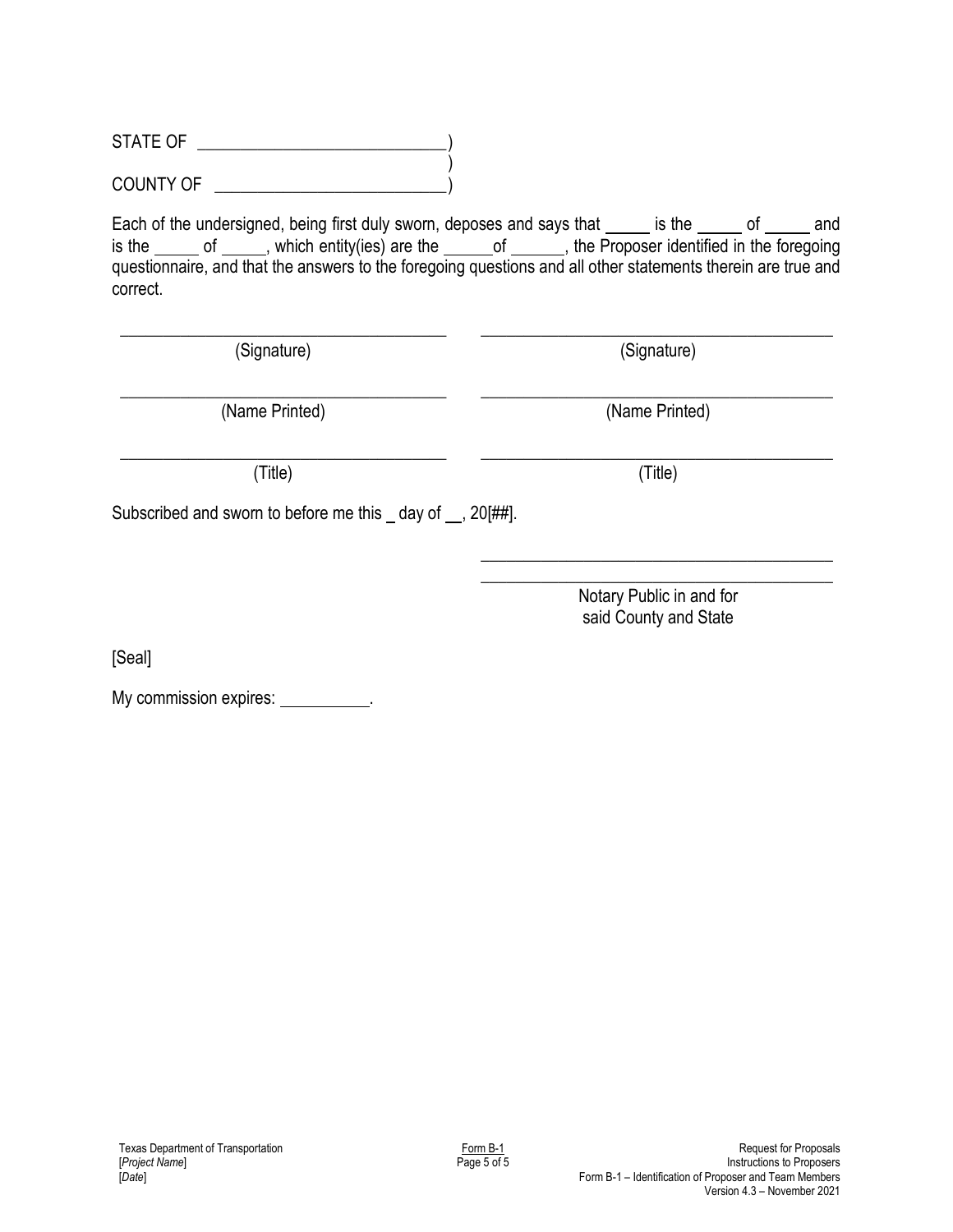STATE OF \_\_\_\_\_\_\_\_\_\_\_\_\_\_\_\_\_\_\_\_\_\_\_\_\_\_\_\_)
)
COUNTY OF \_\_\_\_\_\_\_\_\_\_\_\_\_\_\_\_\_\_\_\_\_\_\_\_\_\_)

Each of the undersigned, being first duly sworn, deposes and says that _____ is the _____ of _____ and is the _____ of _____, which entity(ies) are the ______of ______, the Proposer identified in the foregoing questionnaire, and that the answers to the foregoing questions and all other statements therein are true and correct.

| | |
|---|---|
| \_\_\_\_\_\_\_\_\_\_\_\_\_\_\_\_\_\_\_\_\_\_\_\_\_\_\_\_\_\_\_\_\_\_\_\_\_\_\_ | \_\_\_\_\_\_\_\_\_\_\_\_\_\_\_\_\_\_\_\_\_\_\_\_\_\_\_\_\_\_\_\_\_\_\_\_\_\_\_ |
| (Signature) | (Signature) |
| \_\_\_\_\_\_\_\_\_\_\_\_\_\_\_\_\_\_\_\_\_\_\_\_\_\_\_\_\_\_\_\_\_\_\_\_\_\_\_ | \_\_\_\_\_\_\_\_\_\_\_\_\_\_\_\_\_\_\_\_\_\_\_\_\_\_\_\_\_\_\_\_\_\_\_\_\_\_\_ |
| (Name Printed) | (Name Printed) |
| \_\_\_\_\_\_\_\_\_\_\_\_\_\_\_\_\_\_\_\_\_\_\_\_\_\_\_\_\_\_\_\_\_\_\_\_\_\_\_ | \_\_\_\_\_\_\_\_\_\_\_\_\_\_\_\_\_\_\_\_\_\_\_\_\_\_\_\_\_\_\_\_\_\_\_\_\_\_\_ |
| (Title) | (Title) |

Subscribed and sworn to before me this _ day of __, 20[##].

\_\_\_\_\_\_\_\_\_\_\_\_\_\_\_\_\_\_\_\_\_\_\_\_\_\_\_\_\_\_\_\_\_\_\_\_\_\_\_
\_\_\_\_\_\_\_\_\_\_\_\_\_\_\_\_\_\_\_\_\_\_\_\_\_\_\_\_\_\_\_\_\_\_\_\_\_\_\_
Notary Public in and for
said County and State

[Seal]

My commission expires: __________.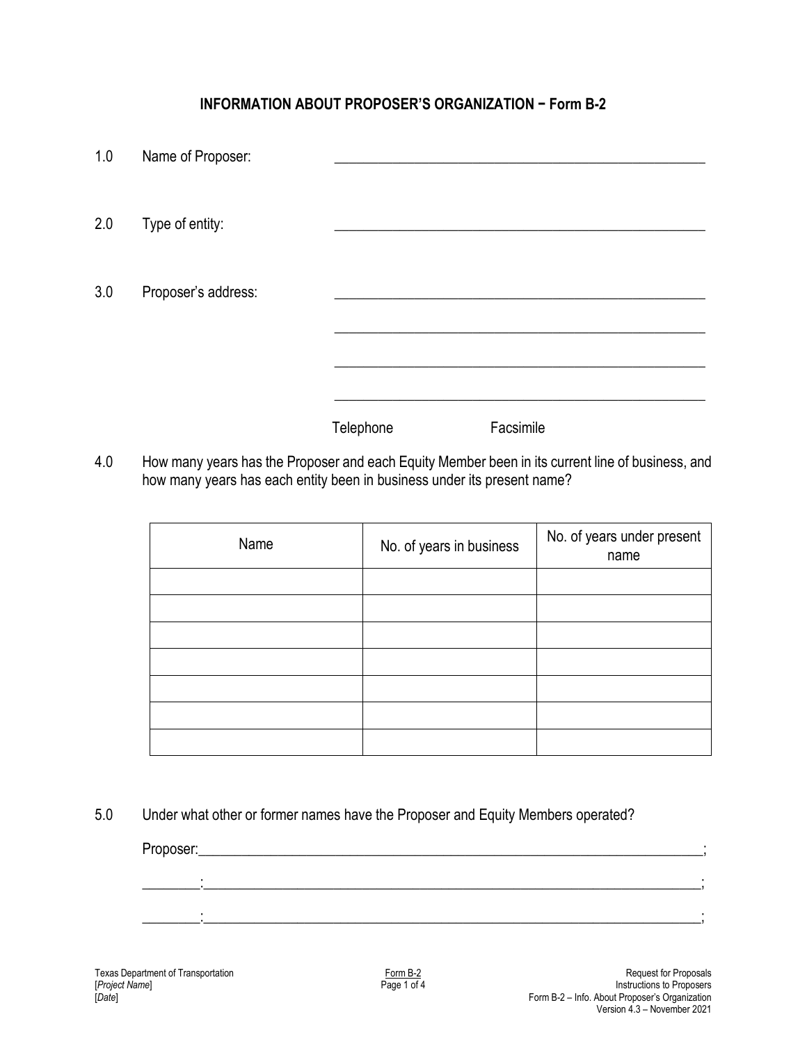## INFORMATION ABOUT PROPOSER'S ORGANIZATION – Form B-2

1.0 Name of Proposer: \_\_\_\_\_\_\_\_\_\_\_\_\_\_\_\_\_\_\_\_\_\_\_\_\_\_\_\_\_\_\_\_\_\_\_\_\_\_\_\_

2.0 Type of entity: \_\_\_\_\_\_\_\_\_\_\_\_\_\_\_\_\_\_\_\_\_\_\_\_\_\_\_\_\_\_\_\_\_\_\_\_\_\_\_\_

3.0 Proposer's address: \_\_\_\_\_\_\_\_\_\_\_\_\_\_\_\_\_\_\_\_\_\_\_\_\_\_\_\_\_\_\_\_\_\_\_\_\_\_\_\_

\_\_\_\_\_\_\_\_\_\_\_\_\_\_\_\_\_\_\_\_\_\_\_\_\_\_\_\_\_\_\_\_\_\_\_\_\_\_\_\_

\_\_\_\_\_\_\_\_\_\_\_\_\_\_\_\_\_\_\_\_\_\_\_\_\_\_\_\_\_\_\_\_\_\_\_\_\_\_\_\_

\_\_\_\_\_\_\_\_\_\_\_\_\_\_\_\_\_\_\_\_\_\_\_\_\_\_\_\_\_\_\_\_\_\_\_\_\_\_\_\_

Telephone Facsimile

4.0 How many years has the Proposer and each Equity Member been in its current line of business, and how many years has each entity been in business under its present name?

| Name | No. of years in business | No. of years under present name |
|---|---|---|
| | | |
| | | |
| | | |
| | | |
| | | |
| | | |
| | | |

5.0 Under what other or former names have the Proposer and Equity Members operated?

Proposer:\_\_\_\_\_\_\_\_\_\_\_\_\_\_\_\_\_\_\_\_\_\_\_\_\_\_\_\_\_\_\_\_\_\_\_\_\_\_\_\_\_\_\_\_\_\_\_\_\_\_;

\_\_\_\_\_\_\_\_:\_\_\_\_\_\_\_\_\_\_\_\_\_\_\_\_\_\_\_\_\_\_\_\_\_\_\_\_\_\_\_\_\_\_\_\_\_\_\_\_\_\_\_\_\_\_\_\_\_\_\_\_;

\_\_\_\_\_\_\_\_:\_\_\_\_\_\_\_\_\_\_\_\_\_\_\_\_\_\_\_\_\_\_\_\_\_\_\_\_\_\_\_\_\_\_\_\_\_\_\_\_\_\_\_\_\_\_\_\_\_\_\_\_;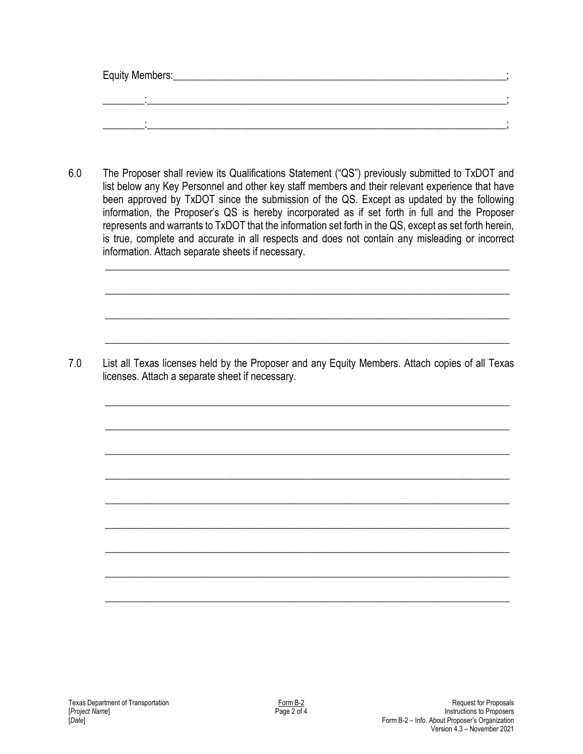Equity Members:\_\_\_\_\_\_\_\_\_\_\_\_\_\_\_\_\_\_\_\_\_\_\_\_\_\_\_\_\_\_\_\_\_\_\_\_\_\_\_\_\_\_\_\_\_\_\_\_\_\_\_\_\_\_\_\_\_\_\_\_\_\_\_\_;

\_\_\_\_\_\_\_\_:\_\_\_\_\_\_\_\_\_\_\_\_\_\_\_\_\_\_\_\_\_\_\_\_\_\_\_\_\_\_\_\_\_\_\_\_\_\_\_\_\_\_\_\_\_\_\_\_\_\_\_\_\_\_\_\_\_\_\_\_\_\_\_\_\_\_\_\_\_\_\_\_;

\_\_\_\_\_\_\_\_:\_\_\_\_\_\_\_\_\_\_\_\_\_\_\_\_\_\_\_\_\_\_\_\_\_\_\_\_\_\_\_\_\_\_\_\_\_\_\_\_\_\_\_\_\_\_\_\_\_\_\_\_\_\_\_\_\_\_\_\_\_\_\_\_\_\_\_\_\_\_\_\_;

6.0 The Proposer shall review its Qualifications Statement ("QS") previously submitted to TxDOT and list below any Key Personnel and other key staff members and their relevant experience that have been approved by TxDOT since the submission of the QS. Except as updated by the following information, the Proposer's QS is hereby incorporated as if set forth in full and the Proposer represents and warrants to TxDOT that the information set forth in the QS, except as set forth herein, is true, complete and accurate in all respects and does not contain any misleading or incorrect information. Attach separate sheets if necessary.

\_\_\_\_\_\_\_\_\_\_\_\_\_\_\_\_\_\_\_\_\_\_\_\_\_\_\_\_\_\_\_\_\_\_\_\_\_\_\_\_\_\_\_\_\_\_\_\_\_\_\_\_\_\_\_\_\_\_\_\_\_\_\_\_\_\_\_\_\_\_\_\_\_\_\_\_

\_\_\_\_\_\_\_\_\_\_\_\_\_\_\_\_\_\_\_\_\_\_\_\_\_\_\_\_\_\_\_\_\_\_\_\_\_\_\_\_\_\_\_\_\_\_\_\_\_\_\_\_\_\_\_\_\_\_\_\_\_\_\_\_\_\_\_\_\_\_\_\_\_\_\_\_

\_\_\_\_\_\_\_\_\_\_\_\_\_\_\_\_\_\_\_\_\_\_\_\_\_\_\_\_\_\_\_\_\_\_\_\_\_\_\_\_\_\_\_\_\_\_\_\_\_\_\_\_\_\_\_\_\_\_\_\_\_\_\_\_\_\_\_\_\_\_\_\_\_\_\_\_

\_\_\_\_\_\_\_\_\_\_\_\_\_\_\_\_\_\_\_\_\_\_\_\_\_\_\_\_\_\_\_\_\_\_\_\_\_\_\_\_\_\_\_\_\_\_\_\_\_\_\_\_\_\_\_\_\_\_\_\_\_\_\_\_\_\_\_\_\_\_\_\_\_\_\_\_

7.0 List all Texas licenses held by the Proposer and any Equity Members. Attach copies of all Texas licenses. Attach a separate sheet if necessary.

\_\_\_\_\_\_\_\_\_\_\_\_\_\_\_\_\_\_\_\_\_\_\_\_\_\_\_\_\_\_\_\_\_\_\_\_\_\_\_\_\_\_\_\_\_\_\_\_\_\_\_\_\_\_\_\_\_\_\_\_\_\_\_\_\_\_\_\_\_\_\_\_\_\_\_\_

\_\_\_\_\_\_\_\_\_\_\_\_\_\_\_\_\_\_\_\_\_\_\_\_\_\_\_\_\_\_\_\_\_\_\_\_\_\_\_\_\_\_\_\_\_\_\_\_\_\_\_\_\_\_\_\_\_\_\_\_\_\_\_\_\_\_\_\_\_\_\_\_\_\_\_\_

\_\_\_\_\_\_\_\_\_\_\_\_\_\_\_\_\_\_\_\_\_\_\_\_\_\_\_\_\_\_\_\_\_\_\_\_\_\_\_\_\_\_\_\_\_\_\_\_\_\_\_\_\_\_\_\_\_\_\_\_\_\_\_\_\_\_\_\_\_\_\_\_\_\_\_\_

\_\_\_\_\_\_\_\_\_\_\_\_\_\_\_\_\_\_\_\_\_\_\_\_\_\_\_\_\_\_\_\_\_\_\_\_\_\_\_\_\_\_\_\_\_\_\_\_\_\_\_\_\_\_\_\_\_\_\_\_\_\_\_\_\_\_\_\_\_\_\_\_\_\_\_\_

\_\_\_\_\_\_\_\_\_\_\_\_\_\_\_\_\_\_\_\_\_\_\_\_\_\_\_\_\_\_\_\_\_\_\_\_\_\_\_\_\_\_\_\_\_\_\_\_\_\_\_\_\_\_\_\_\_\_\_\_\_\_\_\_\_\_\_\_\_\_\_\_\_\_\_\_

\_\_\_\_\_\_\_\_\_\_\_\_\_\_\_\_\_\_\_\_\_\_\_\_\_\_\_\_\_\_\_\_\_\_\_\_\_\_\_\_\_\_\_\_\_\_\_\_\_\_\_\_\_\_\_\_\_\_\_\_\_\_\_\_\_\_\_\_\_\_\_\_\_\_\_\_

\_\_\_\_\_\_\_\_\_\_\_\_\_\_\_\_\_\_\_\_\_\_\_\_\_\_\_\_\_\_\_\_\_\_\_\_\_\_\_\_\_\_\_\_\_\_\_\_\_\_\_\_\_\_\_\_\_\_\_\_\_\_\_\_\_\_\_\_\_\_\_\_\_\_\_\_

\_\_\_\_\_\_\_\_\_\_\_\_\_\_\_\_\_\_\_\_\_\_\_\_\_\_\_\_\_\_\_\_\_\_\_\_\_\_\_\_\_\_\_\_\_\_\_\_\_\_\_\_\_\_\_\_\_\_\_\_\_\_\_\_\_\_\_\_\_\_\_\_\_\_\_\_

\_\_\_\_\_\_\_\_\_\_\_\_\_\_\_\_\_\_\_\_\_\_\_\_\_\_\_\_\_\_\_\_\_\_\_\_\_\_\_\_\_\_\_\_\_\_\_\_\_\_\_\_\_\_\_\_\_\_\_\_\_\_\_\_\_\_\_\_\_\_\_\_\_\_\_\_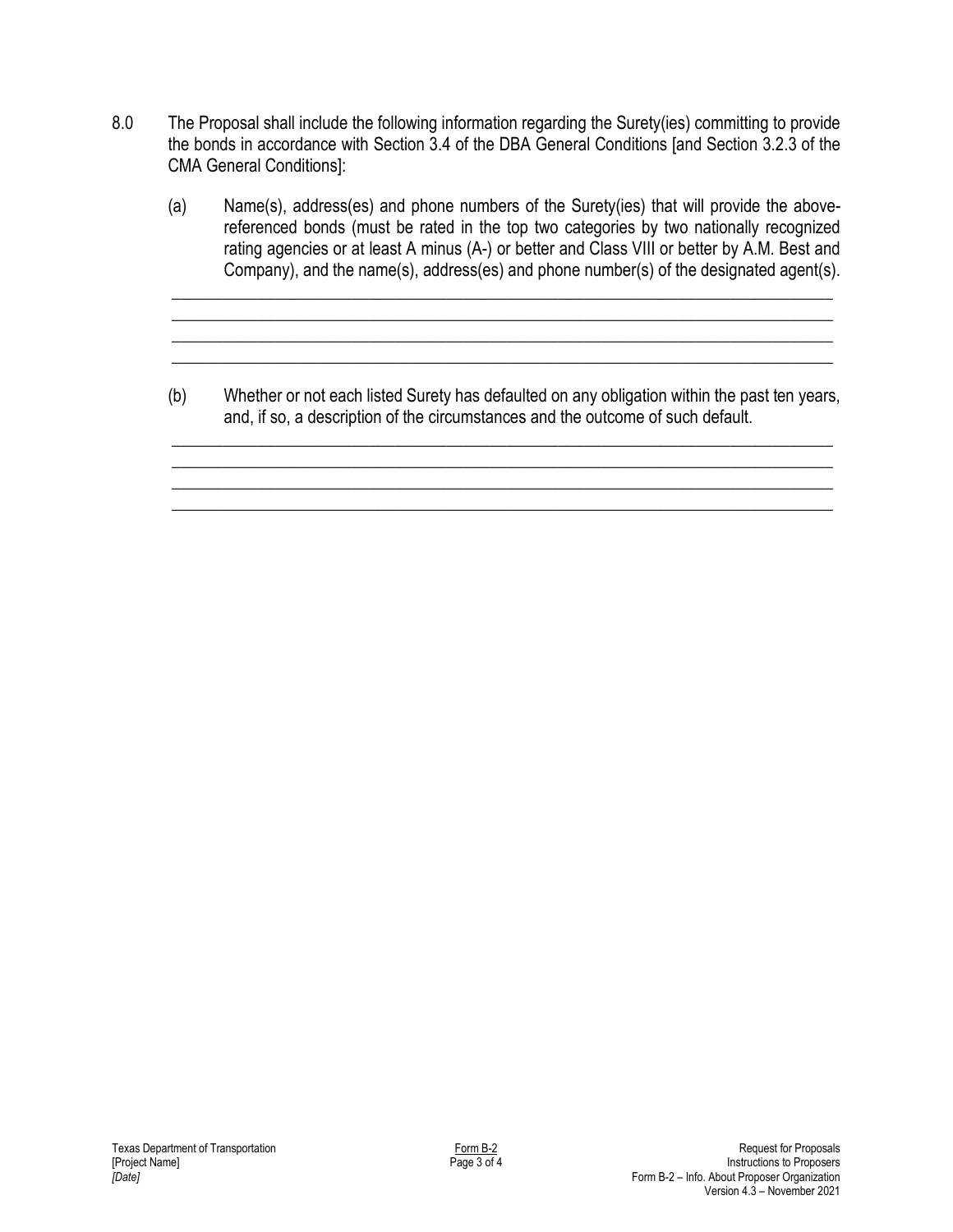8.0 The Proposal shall include the following information regarding the Surety(ies) committing to provide the bonds in accordance with Section 3.4 of the DBA General Conditions [and Section 3.2.3 of the CMA General Conditions]:

(a) Name(s), address(es) and phone numbers of the Surety(ies) that will provide the above-referenced bonds (must be rated in the top two categories by two nationally recognized rating agencies or at least A minus (A-) or better and Class VIII or better by A.M. Best and Company), and the name(s), address(es) and phone number(s) of the designated agent(s).

______________________________________________________________________________
______________________________________________________________________________
______________________________________________________________________________
______________________________________________________________________________

(b) Whether or not each listed Surety has defaulted on any obligation within the past ten years, and, if so, a description of the circumstances and the outcome of such default.

______________________________________________________________________________
______________________________________________________________________________
______________________________________________________________________________
______________________________________________________________________________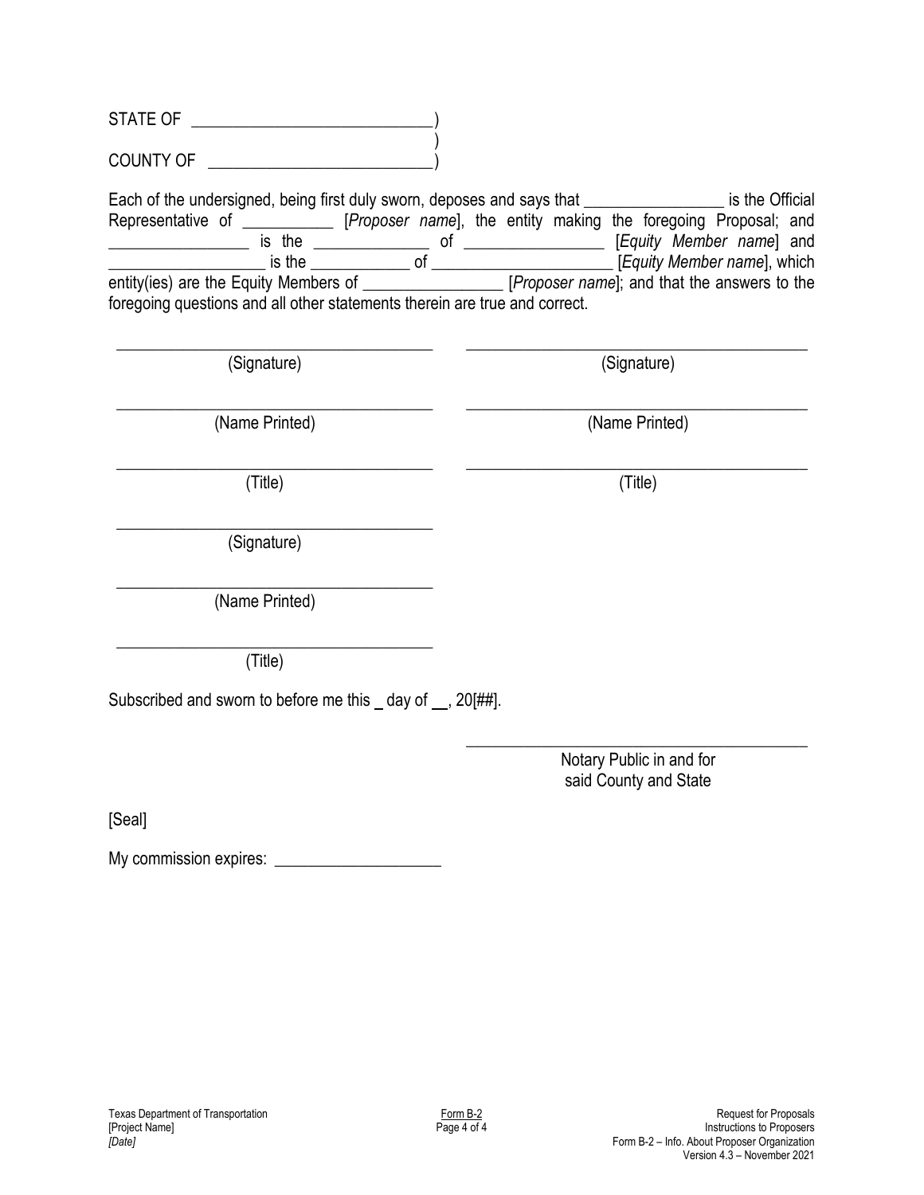STATE OF ____________________________)
)
COUNTY OF ___________________________)

Each of the undersigned, being first duly sworn, deposes and says that ________________ is the Official Representative of ___________ [*Proposer name*], the entity making the foregoing Proposal; and ________________ is the ______________ of ________________ [*Equity Member name*] and __________________ is the ____________ of _____________________ [*Equity Member name*], which entity(ies) are the Equity Members of ________________ [*Proposer name*]; and that the answers to the foregoing questions and all other statements therein are true and correct.

| | |
|---|---|
| ______________________________________ | ______________________________________ |
| (Signature) | (Signature) |
| ______________________________________ | ______________________________________ |
| (Name Printed) | (Name Printed) |
| ______________________________________ | ______________________________________ |
| (Title) | (Title) |
| ______________________________________ | |
| (Signature) | |
| ______________________________________ | |
| (Name Printed) | |
| ______________________________________ | |
| (Title) | |

Subscribed and sworn to before me this _ day of __, 20[##].

______________________________________
Notary Public in and for
said County and State

[Seal]

My commission expires: ____________________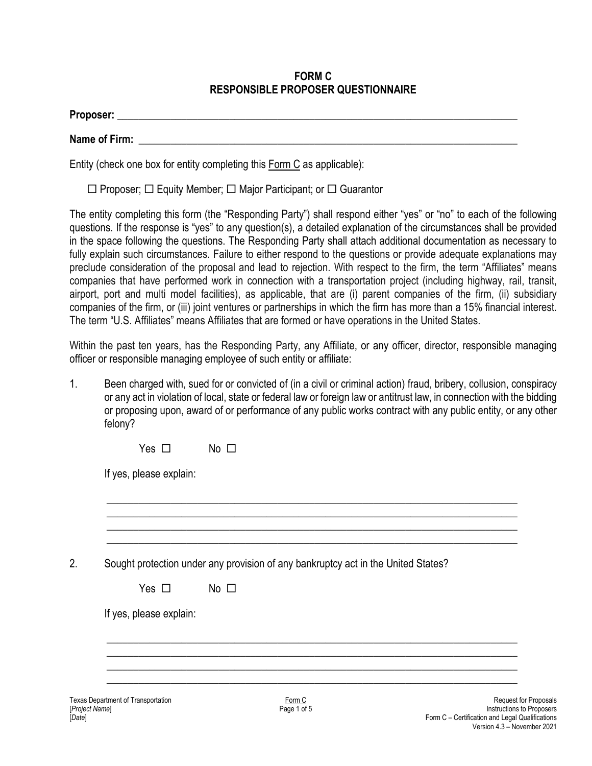# FORM C
# RESPONSIBLE PROPOSER QUESTIONNAIRE

**Proposer:** ___________________________________________________________________________

**Name of Firm:** ______________________________________________________________________

Entity (check one box for entity completing this Form C as applicable):

☐ Proposer; ☐ Equity Member; ☐ Major Participant; or ☐ Guarantor

The entity completing this form (the "Responding Party") shall respond either "yes" or "no" to each of the following questions. If the response is "yes" to any question(s), a detailed explanation of the circumstances shall be provided in the space following the questions. The Responding Party shall attach additional documentation as necessary to fully explain such circumstances. Failure to either respond to the questions or provide adequate explanations may preclude consideration of the proposal and lead to rejection. With respect to the firm, the term "Affiliates" means companies that have performed work in connection with a transportation project (including highway, rail, transit, airport, port and multi model facilities), as applicable, that are (i) parent companies of the firm, (ii) subsidiary companies of the firm, or (iii) joint ventures or partnerships in which the firm has more than a 15% financial interest. The term "U.S. Affiliates" means Affiliates that are formed or have operations in the United States.

Within the past ten years, has the Responding Party, any Affiliate, or any officer, director, responsible managing officer or responsible managing employee of such entity or affiliate:

1. Been charged with, sued for or convicted of (in a civil or criminal action) fraud, bribery, collusion, conspiracy or any act in violation of local, state or federal law or foreign law or antitrust law, in connection with the bidding or proposing upon, award of or performance of any public works contract with any public entity, or any other felony?

   Yes ☐ No ☐

   If yes, please explain:

   ___________________________________________________________________________
   ___________________________________________________________________________
   ___________________________________________________________________________
   ___________________________________________________________________________

2. Sought protection under any provision of any bankruptcy act in the United States?

   Yes ☐ No ☐

   If yes, please explain:

   ___________________________________________________________________________
   ___________________________________________________________________________
   ___________________________________________________________________________
   ___________________________________________________________________________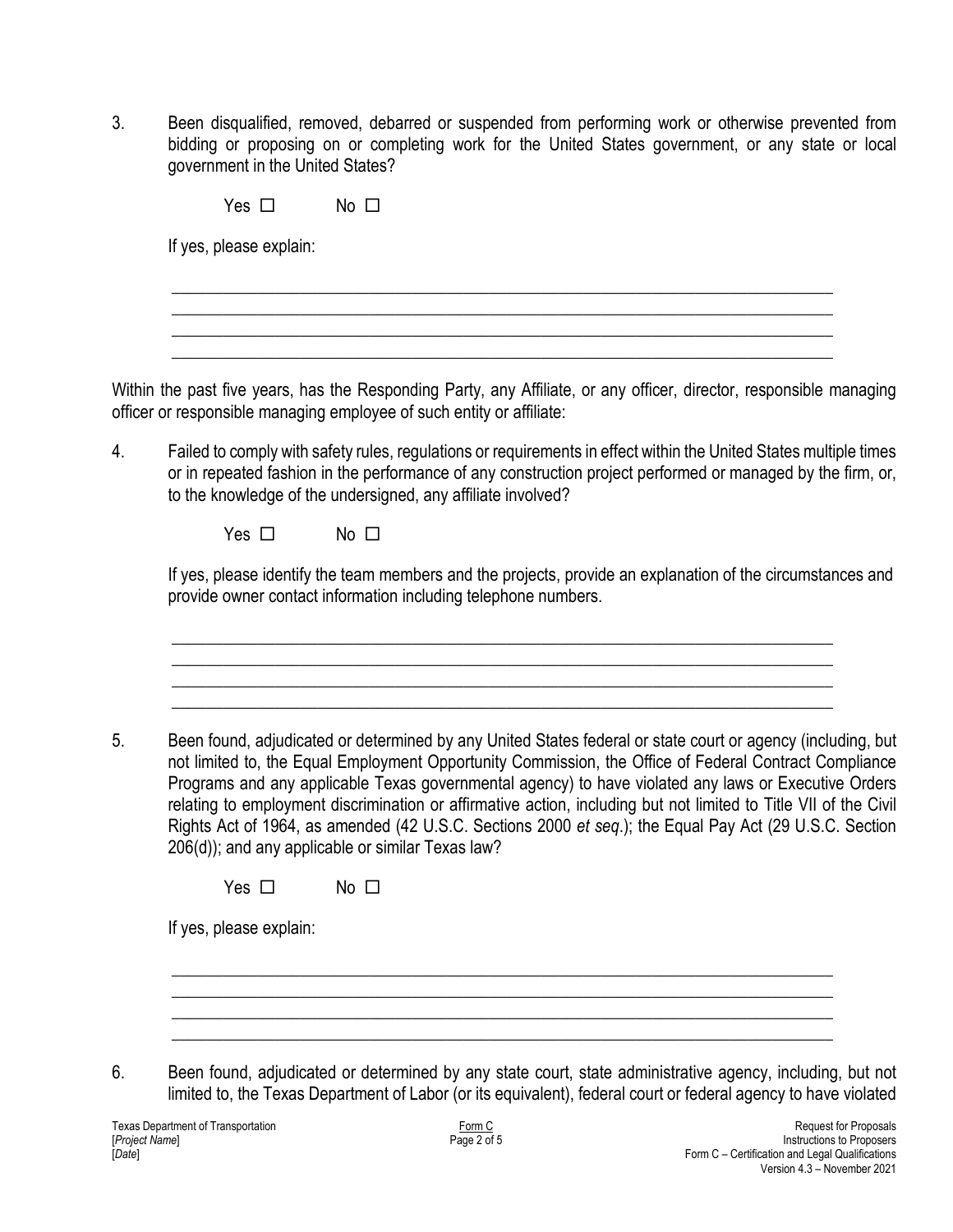3. Been disqualified, removed, debarred or suspended from performing work or otherwise prevented from bidding or proposing on or completing work for the United States government, or any state or local government in the United States?

   Yes ☐ No ☐

   If yes, please explain:

   \_\_\_\_\_\_\_\_\_\_\_\_\_\_\_\_\_\_\_\_\_\_\_\_\_\_\_\_\_\_\_\_\_\_\_\_\_\_\_\_\_\_\_\_\_\_\_\_\_\_\_\_\_\_\_\_\_\_\_\_\_\_\_\_\_\_\_\_\_\_
   \_\_\_\_\_\_\_\_\_\_\_\_\_\_\_\_\_\_\_\_\_\_\_\_\_\_\_\_\_\_\_\_\_\_\_\_\_\_\_\_\_\_\_\_\_\_\_\_\_\_\_\_\_\_\_\_\_\_\_\_\_\_\_\_\_\_\_\_\_\_
   \_\_\_\_\_\_\_\_\_\_\_\_\_\_\_\_\_\_\_\_\_\_\_\_\_\_\_\_\_\_\_\_\_\_\_\_\_\_\_\_\_\_\_\_\_\_\_\_\_\_\_\_\_\_\_\_\_\_\_\_\_\_\_\_\_\_\_\_\_\_
   \_\_\_\_\_\_\_\_\_\_\_\_\_\_\_\_\_\_\_\_\_\_\_\_\_\_\_\_\_\_\_\_\_\_\_\_\_\_\_\_\_\_\_\_\_\_\_\_\_\_\_\_\_\_\_\_\_\_\_\_\_\_\_\_\_\_\_\_\_\_

Within the past five years, has the Responding Party, any Affiliate, or any officer, director, responsible managing officer or responsible managing employee of such entity or affiliate:

4. Failed to comply with safety rules, regulations or requirements in effect within the United States multiple times or in repeated fashion in the performance of any construction project performed or managed by the firm, or, to the knowledge of the undersigned, any affiliate involved?

   Yes ☐ No ☐

   If yes, please identify the team members and the projects, provide an explanation of the circumstances and provide owner contact information including telephone numbers.

   \_\_\_\_\_\_\_\_\_\_\_\_\_\_\_\_\_\_\_\_\_\_\_\_\_\_\_\_\_\_\_\_\_\_\_\_\_\_\_\_\_\_\_\_\_\_\_\_\_\_\_\_\_\_\_\_\_\_\_\_\_\_\_\_\_\_\_\_\_\_
   \_\_\_\_\_\_\_\_\_\_\_\_\_\_\_\_\_\_\_\_\_\_\_\_\_\_\_\_\_\_\_\_\_\_\_\_\_\_\_\_\_\_\_\_\_\_\_\_\_\_\_\_\_\_\_\_\_\_\_\_\_\_\_\_\_\_\_\_\_\_
   \_\_\_\_\_\_\_\_\_\_\_\_\_\_\_\_\_\_\_\_\_\_\_\_\_\_\_\_\_\_\_\_\_\_\_\_\_\_\_\_\_\_\_\_\_\_\_\_\_\_\_\_\_\_\_\_\_\_\_\_\_\_\_\_\_\_\_\_\_\_
   \_\_\_\_\_\_\_\_\_\_\_\_\_\_\_\_\_\_\_\_\_\_\_\_\_\_\_\_\_\_\_\_\_\_\_\_\_\_\_\_\_\_\_\_\_\_\_\_\_\_\_\_\_\_\_\_\_\_\_\_\_\_\_\_\_\_\_\_\_\_

5. Been found, adjudicated or determined by any United States federal or state court or agency (including, but not limited to, the Equal Employment Opportunity Commission, the Office of Federal Contract Compliance Programs and any applicable Texas governmental agency) to have violated any laws or Executive Orders relating to employment discrimination or affirmative action, including but not limited to Title VII of the Civil Rights Act of 1964, as amended (42 U.S.C. Sections 2000 *et seq*.); the Equal Pay Act (29 U.S.C. Section 206(d)); and any applicable or similar Texas law?

   Yes ☐ No ☐

   If yes, please explain:

   \_\_\_\_\_\_\_\_\_\_\_\_\_\_\_\_\_\_\_\_\_\_\_\_\_\_\_\_\_\_\_\_\_\_\_\_\_\_\_\_\_\_\_\_\_\_\_\_\_\_\_\_\_\_\_\_\_\_\_\_\_\_\_\_\_\_\_\_\_\_
   \_\_\_\_\_\_\_\_\_\_\_\_\_\_\_\_\_\_\_\_\_\_\_\_\_\_\_\_\_\_\_\_\_\_\_\_\_\_\_\_\_\_\_\_\_\_\_\_\_\_\_\_\_\_\_\_\_\_\_\_\_\_\_\_\_\_\_\_\_\_
   \_\_\_\_\_\_\_\_\_\_\_\_\_\_\_\_\_\_\_\_\_\_\_\_\_\_\_\_\_\_\_\_\_\_\_\_\_\_\_\_\_\_\_\_\_\_\_\_\_\_\_\_\_\_\_\_\_\_\_\_\_\_\_\_\_\_\_\_\_\_
   \_\_\_\_\_\_\_\_\_\_\_\_\_\_\_\_\_\_\_\_\_\_\_\_\_\_\_\_\_\_\_\_\_\_\_\_\_\_\_\_\_\_\_\_\_\_\_\_\_\_\_\_\_\_\_\_\_\_\_\_\_\_\_\_\_\_\_\_\_\_

6. Been found, adjudicated or determined by any state court, state administrative agency, including, but not limited to, the Texas Department of Labor (or its equivalent), federal court or federal agency to have violated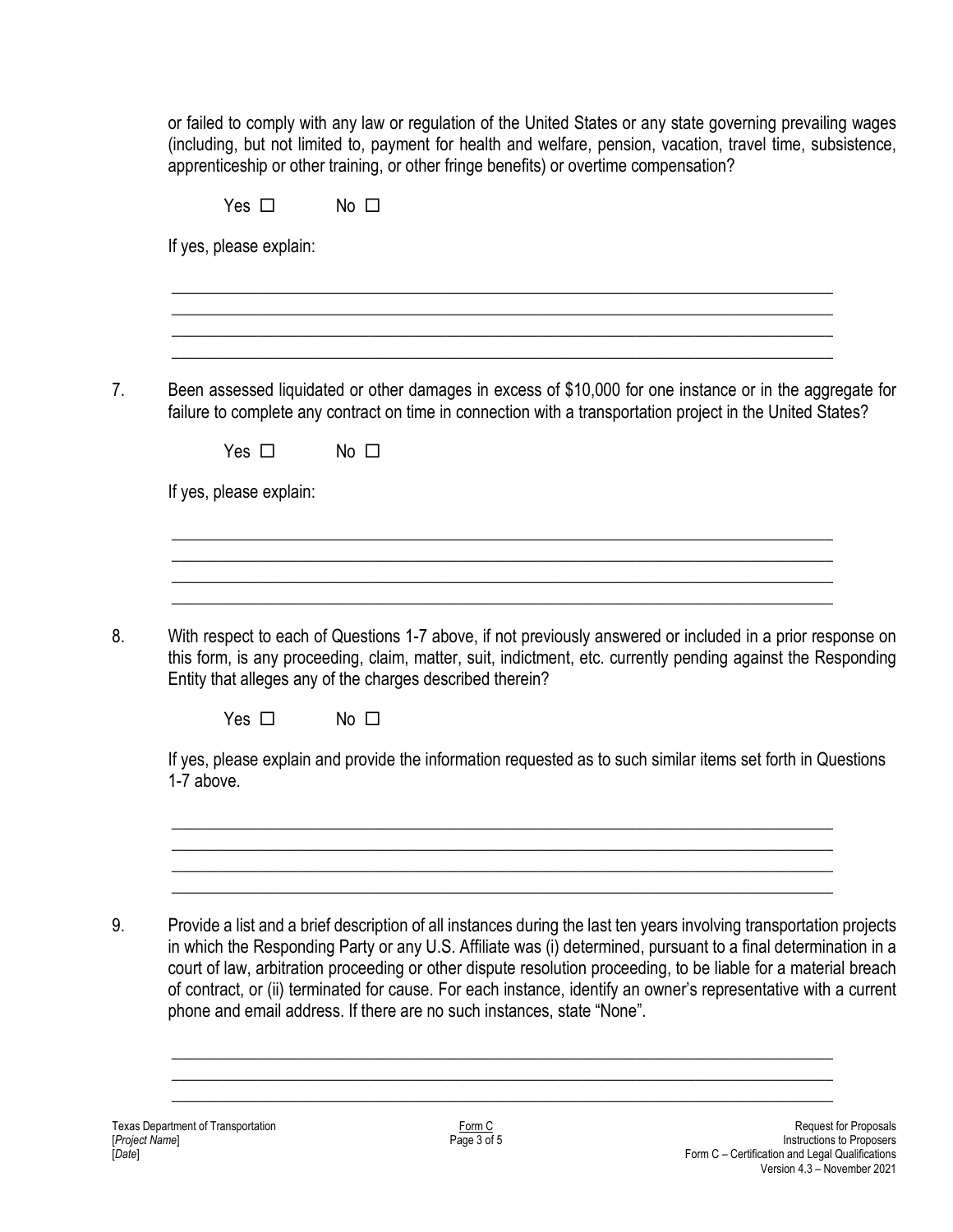or failed to comply with any law or regulation of the United States or any state governing prevailing wages (including, but not limited to, payment for health and welfare, pension, vacation, travel time, subsistence, apprenticeship or other training, or other fringe benefits) or overtime compensation?

Yes ☐ No ☐

If yes, please explain:

\_\_\_\_\_\_\_\_\_\_\_\_\_\_\_\_\_\_\_\_\_\_\_\_\_\_\_\_\_\_\_\_\_\_\_\_\_\_\_\_\_\_\_\_\_\_\_\_\_\_\_\_\_\_\_\_\_\_\_\_\_\_\_\_\_\_\_\_\_\_\_\_\_\_\_\_\_\_
\_\_\_\_\_\_\_\_\_\_\_\_\_\_\_\_\_\_\_\_\_\_\_\_\_\_\_\_\_\_\_\_\_\_\_\_\_\_\_\_\_\_\_\_\_\_\_\_\_\_\_\_\_\_\_\_\_\_\_\_\_\_\_\_\_\_\_\_\_\_\_\_\_\_\_\_\_\_
\_\_\_\_\_\_\_\_\_\_\_\_\_\_\_\_\_\_\_\_\_\_\_\_\_\_\_\_\_\_\_\_\_\_\_\_\_\_\_\_\_\_\_\_\_\_\_\_\_\_\_\_\_\_\_\_\_\_\_\_\_\_\_\_\_\_\_\_\_\_\_\_\_\_\_\_\_\_
\_\_\_\_\_\_\_\_\_\_\_\_\_\_\_\_\_\_\_\_\_\_\_\_\_\_\_\_\_\_\_\_\_\_\_\_\_\_\_\_\_\_\_\_\_\_\_\_\_\_\_\_\_\_\_\_\_\_\_\_\_\_\_\_\_\_\_\_\_\_\_\_\_\_\_\_\_\_

7. Been assessed liquidated or other damages in excess of $10,000 for one instance or in the aggregate for failure to complete any contract on time in connection with a transportation project in the United States?

   Yes ☐ No ☐

   If yes, please explain:

   \_\_\_\_\_\_\_\_\_\_\_\_\_\_\_\_\_\_\_\_\_\_\_\_\_\_\_\_\_\_\_\_\_\_\_\_\_\_\_\_\_\_\_\_\_\_\_\_\_\_\_\_\_\_\_\_\_\_\_\_\_\_\_\_\_\_\_\_\_\_\_\_\_\_\_\_\_\_
   \_\_\_\_\_\_\_\_\_\_\_\_\_\_\_\_\_\_\_\_\_\_\_\_\_\_\_\_\_\_\_\_\_\_\_\_\_\_\_\_\_\_\_\_\_\_\_\_\_\_\_\_\_\_\_\_\_\_\_\_\_\_\_\_\_\_\_\_\_\_\_\_\_\_\_\_\_\_
   \_\_\_\_\_\_\_\_\_\_\_\_\_\_\_\_\_\_\_\_\_\_\_\_\_\_\_\_\_\_\_\_\_\_\_\_\_\_\_\_\_\_\_\_\_\_\_\_\_\_\_\_\_\_\_\_\_\_\_\_\_\_\_\_\_\_\_\_\_\_\_\_\_\_\_\_\_\_
   \_\_\_\_\_\_\_\_\_\_\_\_\_\_\_\_\_\_\_\_\_\_\_\_\_\_\_\_\_\_\_\_\_\_\_\_\_\_\_\_\_\_\_\_\_\_\_\_\_\_\_\_\_\_\_\_\_\_\_\_\_\_\_\_\_\_\_\_\_\_\_\_\_\_\_\_\_\_

8. With respect to each of Questions 1-7 above, if not previously answered or included in a prior response on this form, is any proceeding, claim, matter, suit, indictment, etc. currently pending against the Responding Entity that alleges any of the charges described therein?

   Yes ☐ No ☐

   If yes, please explain and provide the information requested as to such similar items set forth in Questions 1-7 above.

   \_\_\_\_\_\_\_\_\_\_\_\_\_\_\_\_\_\_\_\_\_\_\_\_\_\_\_\_\_\_\_\_\_\_\_\_\_\_\_\_\_\_\_\_\_\_\_\_\_\_\_\_\_\_\_\_\_\_\_\_\_\_\_\_\_\_\_\_\_\_\_\_\_\_\_\_\_\_
   \_\_\_\_\_\_\_\_\_\_\_\_\_\_\_\_\_\_\_\_\_\_\_\_\_\_\_\_\_\_\_\_\_\_\_\_\_\_\_\_\_\_\_\_\_\_\_\_\_\_\_\_\_\_\_\_\_\_\_\_\_\_\_\_\_\_\_\_\_\_\_\_\_\_\_\_\_\_
   \_\_\_\_\_\_\_\_\_\_\_\_\_\_\_\_\_\_\_\_\_\_\_\_\_\_\_\_\_\_\_\_\_\_\_\_\_\_\_\_\_\_\_\_\_\_\_\_\_\_\_\_\_\_\_\_\_\_\_\_\_\_\_\_\_\_\_\_\_\_\_\_\_\_\_\_\_\_
   \_\_\_\_\_\_\_\_\_\_\_\_\_\_\_\_\_\_\_\_\_\_\_\_\_\_\_\_\_\_\_\_\_\_\_\_\_\_\_\_\_\_\_\_\_\_\_\_\_\_\_\_\_\_\_\_\_\_\_\_\_\_\_\_\_\_\_\_\_\_\_\_\_\_\_\_\_\_

9. Provide a list and a brief description of all instances during the last ten years involving transportation projects in which the Responding Party or any U.S. Affiliate was (i) determined, pursuant to a final determination in a court of law, arbitration proceeding or other dispute resolution proceeding, to be liable for a material breach of contract, or (ii) terminated for cause. For each instance, identify an owner's representative with a current phone and email address. If there are no such instances, state "None".

   \_\_\_\_\_\_\_\_\_\_\_\_\_\_\_\_\_\_\_\_\_\_\_\_\_\_\_\_\_\_\_\_\_\_\_\_\_\_\_\_\_\_\_\_\_\_\_\_\_\_\_\_\_\_\_\_\_\_\_\_\_\_\_\_\_\_\_\_\_\_\_\_\_\_\_\_\_\_
   \_\_\_\_\_\_\_\_\_\_\_\_\_\_\_\_\_\_\_\_\_\_\_\_\_\_\_\_\_\_\_\_\_\_\_\_\_\_\_\_\_\_\_\_\_\_\_\_\_\_\_\_\_\_\_\_\_\_\_\_\_\_\_\_\_\_\_\_\_\_\_\_\_\_\_\_\_\_
   \_\_\_\_\_\_\_\_\_\_\_\_\_\_\_\_\_\_\_\_\_\_\_\_\_\_\_\_\_\_\_\_\_\_\_\_\_\_\_\_\_\_\_\_\_\_\_\_\_\_\_\_\_\_\_\_\_\_\_\_\_\_\_\_\_\_\_\_\_\_\_\_\_\_\_\_\_\_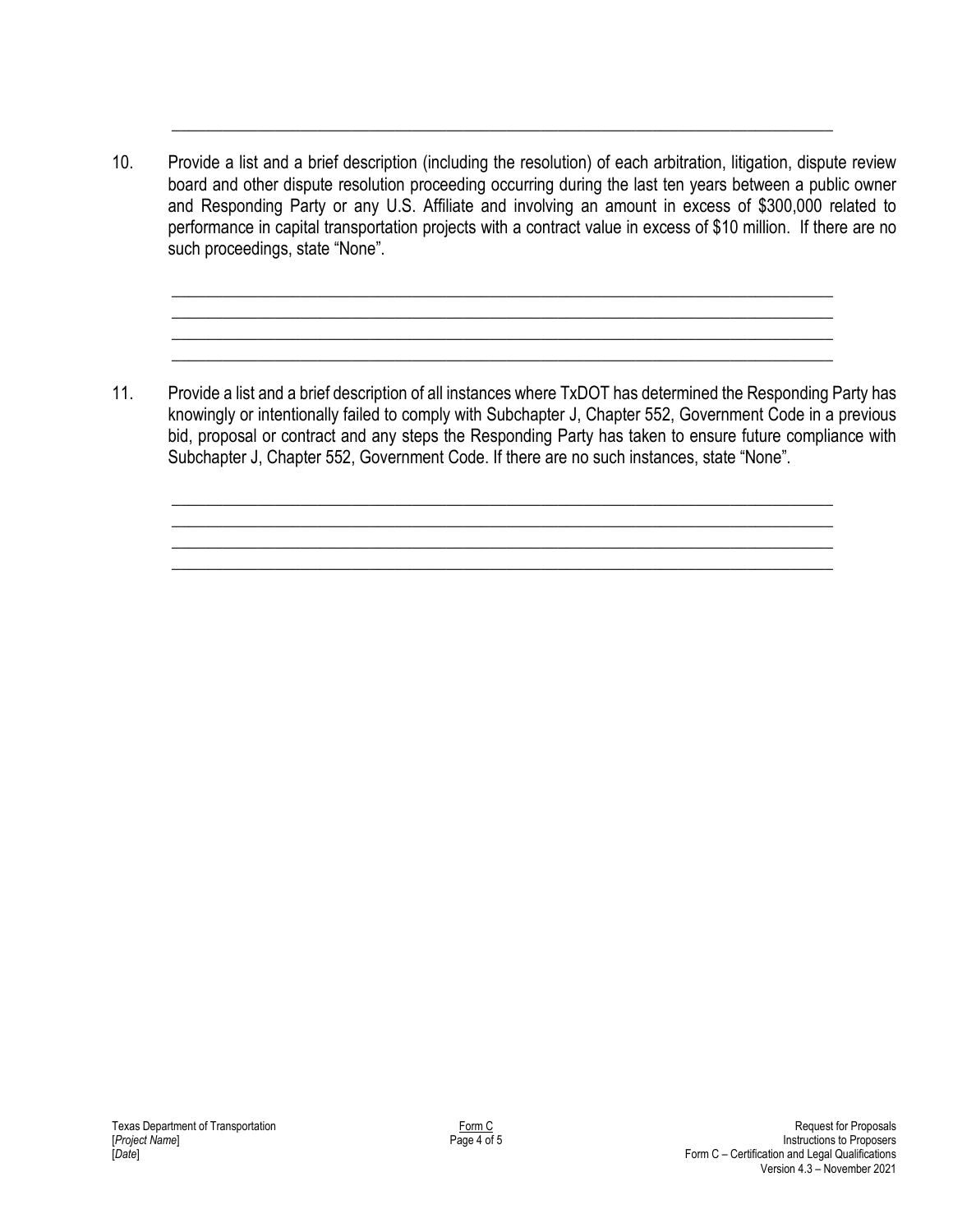\_\_\_\_\_\_\_\_\_\_\_\_\_\_\_\_\_\_\_\_\_\_\_\_\_\_\_\_\_\_\_\_\_\_\_\_\_\_\_\_\_\_\_\_\_\_\_\_\_\_\_\_\_\_\_\_\_\_\_\_\_\_\_\_\_\_\_\_\_\_\_\_

10. Provide a list and a brief description (including the resolution) of each arbitration, litigation, dispute review board and other dispute resolution proceeding occurring during the last ten years between a public owner and Responding Party or any U.S. Affiliate and involving an amount in excess of $300,000 related to performance in capital transportation projects with a contract value in excess of $10 million. If there are no such proceedings, state "None".

    \_\_\_\_\_\_\_\_\_\_\_\_\_\_\_\_\_\_\_\_\_\_\_\_\_\_\_\_\_\_\_\_\_\_\_\_\_\_\_\_\_\_\_\_\_\_\_\_\_\_\_\_\_\_\_\_\_\_\_\_\_\_\_\_\_\_\_\_\_\_\_\_
    \_\_\_\_\_\_\_\_\_\_\_\_\_\_\_\_\_\_\_\_\_\_\_\_\_\_\_\_\_\_\_\_\_\_\_\_\_\_\_\_\_\_\_\_\_\_\_\_\_\_\_\_\_\_\_\_\_\_\_\_\_\_\_\_\_\_\_\_\_\_\_\_
    \_\_\_\_\_\_\_\_\_\_\_\_\_\_\_\_\_\_\_\_\_\_\_\_\_\_\_\_\_\_\_\_\_\_\_\_\_\_\_\_\_\_\_\_\_\_\_\_\_\_\_\_\_\_\_\_\_\_\_\_\_\_\_\_\_\_\_\_\_\_\_\_
    \_\_\_\_\_\_\_\_\_\_\_\_\_\_\_\_\_\_\_\_\_\_\_\_\_\_\_\_\_\_\_\_\_\_\_\_\_\_\_\_\_\_\_\_\_\_\_\_\_\_\_\_\_\_\_\_\_\_\_\_\_\_\_\_\_\_\_\_\_\_\_\_

11. Provide a list and a brief description of all instances where TxDOT has determined the Responding Party has knowingly or intentionally failed to comply with Subchapter J, Chapter 552, Government Code in a previous bid, proposal or contract and any steps the Responding Party has taken to ensure future compliance with Subchapter J, Chapter 552, Government Code. If there are no such instances, state "None".

    \_\_\_\_\_\_\_\_\_\_\_\_\_\_\_\_\_\_\_\_\_\_\_\_\_\_\_\_\_\_\_\_\_\_\_\_\_\_\_\_\_\_\_\_\_\_\_\_\_\_\_\_\_\_\_\_\_\_\_\_\_\_\_\_\_\_\_\_\_\_\_\_
    \_\_\_\_\_\_\_\_\_\_\_\_\_\_\_\_\_\_\_\_\_\_\_\_\_\_\_\_\_\_\_\_\_\_\_\_\_\_\_\_\_\_\_\_\_\_\_\_\_\_\_\_\_\_\_\_\_\_\_\_\_\_\_\_\_\_\_\_\_\_\_\_
    \_\_\_\_\_\_\_\_\_\_\_\_\_\_\_\_\_\_\_\_\_\_\_\_\_\_\_\_\_\_\_\_\_\_\_\_\_\_\_\_\_\_\_\_\_\_\_\_\_\_\_\_\_\_\_\_\_\_\_\_\_\_\_\_\_\_\_\_\_\_\_\_
    \_\_\_\_\_\_\_\_\_\_\_\_\_\_\_\_\_\_\_\_\_\_\_\_\_\_\_\_\_\_\_\_\_\_\_\_\_\_\_\_\_\_\_\_\_\_\_\_\_\_\_\_\_\_\_\_\_\_\_\_\_\_\_\_\_\_\_\_\_\_\_\_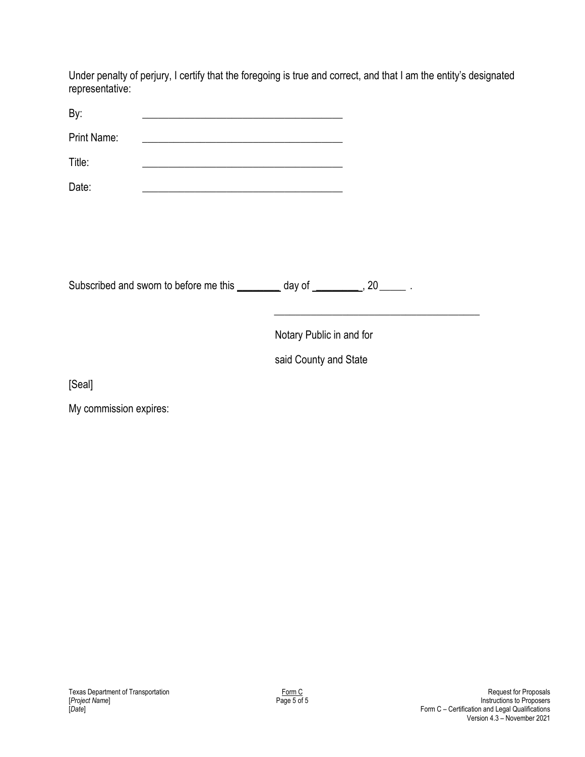Under penalty of perjury, I certify that the foregoing is true and correct, and that I am the entity's designated representative:

By: ______________________________________

Print Name: ______________________________________

Title: ______________________________________

Date: ______________________________________

Subscribed and sworn to before me this ________ day of _________, 20_____ .

______________________________________

Notary Public in and for

said County and State

[Seal]

My commission expires: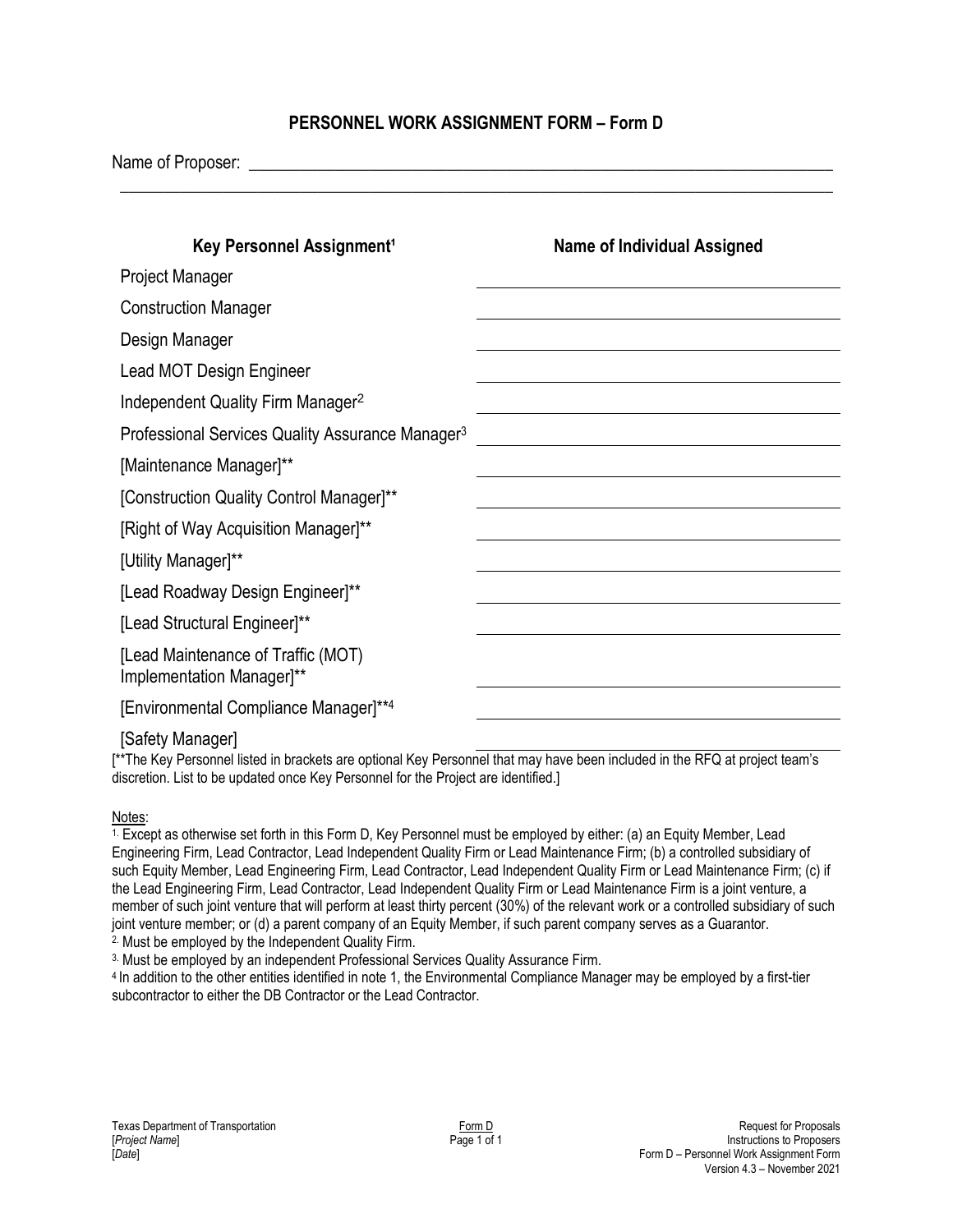## PERSONNEL WORK ASSIGNMENT FORM – Form D

Name of Proposer: \_\_\_\_\_\_\_\_\_\_\_\_\_\_\_\_\_\_\_\_\_\_\_\_\_\_\_\_\_\_\_\_\_\_\_\_\_\_\_\_\_\_\_\_\_\_\_\_\_\_\_\_\_\_\_\_\_\_\_\_\_\_\_\_\_\_\_\_

| Key Personnel Assignment[1] | Name of Individual Assigned |
|---|---|
| Project Manager | |
| Construction Manager | |
| Design Manager | |
| Lead MOT Design Engineer | |
| Independent Quality Firm Manager[2] | |
| Professional Services Quality Assurance Manager[3] | |
| [Maintenance Manager]** | |
| [Construction Quality Control Manager]** | |
| [Right of Way Acquisition Manager]** | |
| [Utility Manager]** | |
| [Lead Roadway Design Engineer]** | |
| [Lead Structural Engineer]** | |
| [Lead Maintenance of Traffic (MOT) Implementation Manager]** | |
| [Environmental Compliance Manager]**[4] | |
| [Safety Manager] | |

[**The Key Personnel listed in brackets are optional Key Personnel that may have been included in the RFQ at project team's discretion. List to be updated once Key Personnel for the Project are identified.]

Notes:

1. Except as otherwise set forth in this Form D, Key Personnel must be employed by either: (a) an Equity Member, Lead Engineering Firm, Lead Contractor, Lead Independent Quality Firm or Lead Maintenance Firm; (b) a controlled subsidiary of such Equity Member, Lead Engineering Firm, Lead Contractor, Lead Independent Quality Firm or Lead Maintenance Firm; (c) if the Lead Engineering Firm, Lead Contractor, Lead Independent Quality Firm or Lead Maintenance Firm is a joint venture, a member of such joint venture that will perform at least thirty percent (30%) of the relevant work or a controlled subsidiary of such joint venture member; or (d) a parent company of an Equity Member, if such parent company serves as a Guarantor.
2. Must be employed by the Independent Quality Firm.
3. Must be employed by an independent Professional Services Quality Assurance Firm.
4. In addition to the other entities identified in note 1, the Environmental Compliance Manager may be employed by a first-tier subcontractor to either the DB Contractor or the Lead Contractor.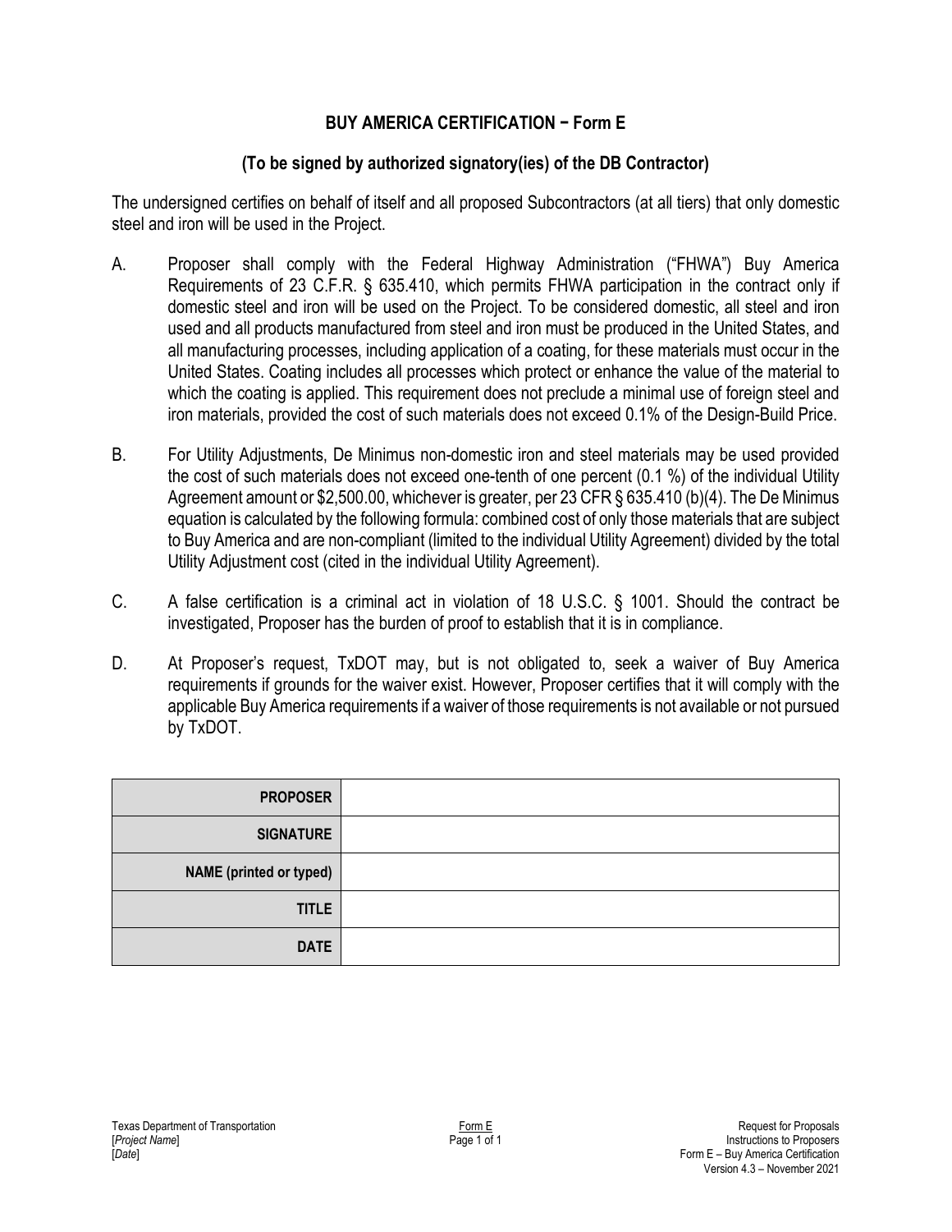## BUY AMERICA CERTIFICATION − Form E

### (To be signed by authorized signatory(ies) of the DB Contractor)

The undersigned certifies on behalf of itself and all proposed Subcontractors (at all tiers) that only domestic steel and iron will be used in the Project.

A. Proposer shall comply with the Federal Highway Administration ("FHWA") Buy America Requirements of 23 C.F.R. § 635.410, which permits FHWA participation in the contract only if domestic steel and iron will be used on the Project. To be considered domestic, all steel and iron used and all products manufactured from steel and iron must be produced in the United States, and all manufacturing processes, including application of a coating, for these materials must occur in the United States. Coating includes all processes which protect or enhance the value of the material to which the coating is applied. This requirement does not preclude a minimal use of foreign steel and iron materials, provided the cost of such materials does not exceed 0.1% of the Design-Build Price.

B. For Utility Adjustments, De Minimus non-domestic iron and steel materials may be used provided the cost of such materials does not exceed one-tenth of one percent (0.1 %) of the individual Utility Agreement amount or $2,500.00, whichever is greater, per 23 CFR § 635.410 (b)(4). The De Minimus equation is calculated by the following formula: combined cost of only those materials that are subject to Buy America and are non-compliant (limited to the individual Utility Agreement) divided by the total Utility Adjustment cost (cited in the individual Utility Agreement).

C. A false certification is a criminal act in violation of 18 U.S.C. § 1001. Should the contract be investigated, Proposer has the burden of proof to establish that it is in compliance.

D. At Proposer's request, TxDOT may, but is not obligated to, seek a waiver of Buy America requirements if grounds for the waiver exist. However, Proposer certifies that it will comply with the applicable Buy America requirements if a waiver of those requirements is not available or not pursued by TxDOT.

| | |
|---|---|
| **PROPOSER** | |
| **SIGNATURE** | |
| **NAME (printed or typed)** | |
| **TITLE** | |
| **DATE** | |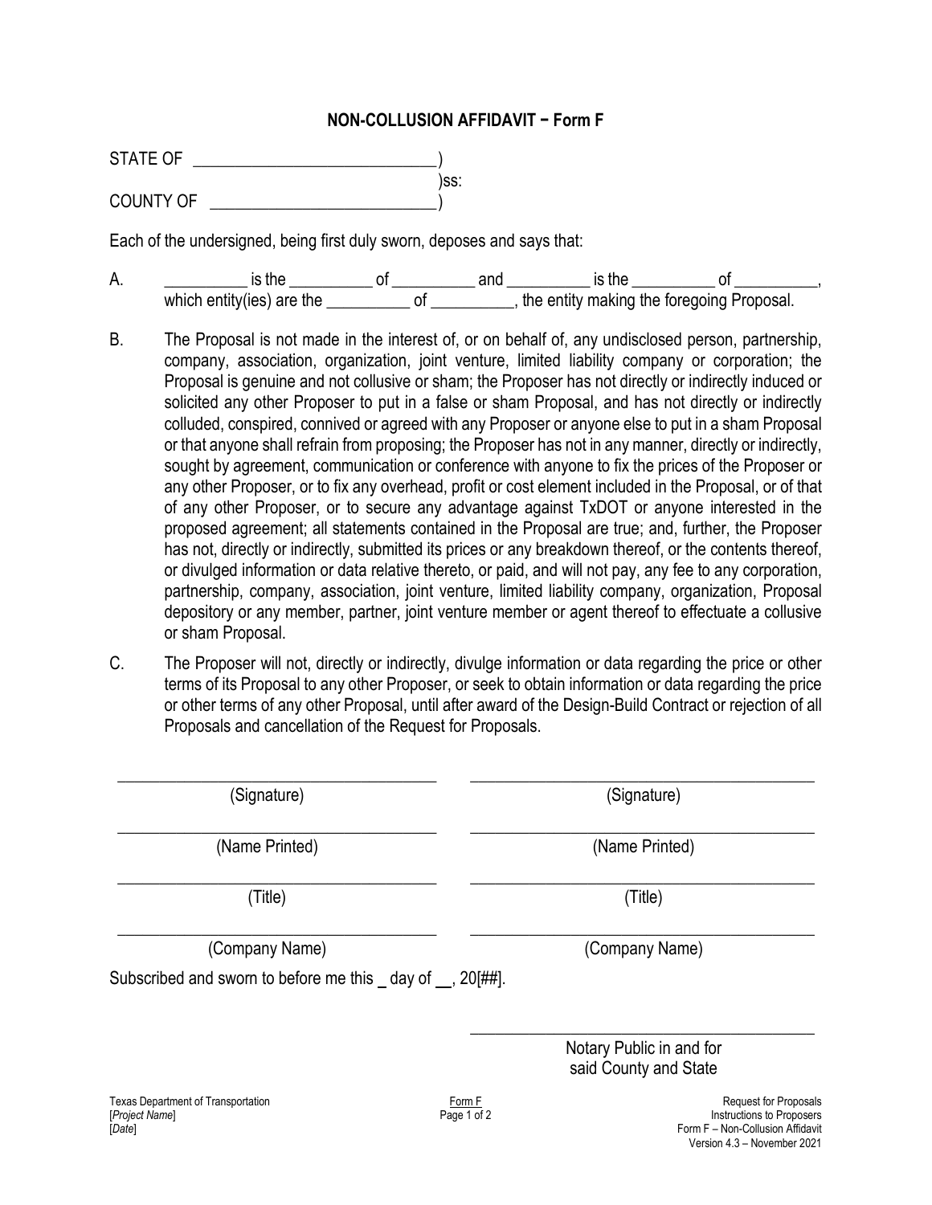## NON-COLLUSION AFFIDAVIT – Form F

STATE OF ____________________________)
)ss:
COUNTY OF ___________________________)

Each of the undersigned, being first duly sworn, deposes and says that:

A. __________ is the __________ of __________ and __________ is the __________ of __________, which entity(ies) are the __________ of __________, the entity making the foregoing Proposal.

B. The Proposal is not made in the interest of, or on behalf of, any undisclosed person, partnership, company, association, organization, joint venture, limited liability company or corporation; the Proposal is genuine and not collusive or sham; the Proposer has not directly or indirectly induced or solicited any other Proposer to put in a false or sham Proposal, and has not directly or indirectly colluded, conspired, connived or agreed with any Proposer or anyone else to put in a sham Proposal or that anyone shall refrain from proposing; the Proposer has not in any manner, directly or indirectly, sought by agreement, communication or conference with anyone to fix the prices of the Proposer or any other Proposer, or to fix any overhead, profit or cost element included in the Proposal, or of that of any other Proposer, or to secure any advantage against TxDOT or anyone interested in the proposed agreement; all statements contained in the Proposal are true; and, further, the Proposer has not, directly or indirectly, submitted its prices or any breakdown thereof, or the contents thereof, or divulged information or data relative thereto, or paid, and will not pay, any fee to any corporation, partnership, company, association, joint venture, limited liability company, organization, Proposal depository or any member, partner, joint venture member or agent thereof to effectuate a collusive or sham Proposal.

C. The Proposer will not, directly or indirectly, divulge information or data regarding the price or other terms of its Proposal to any other Proposer, or seek to obtain information or data regarding the price or other terms of any other Proposal, until after award of the Design-Build Contract or rejection of all Proposals and cancellation of the Request for Proposals.

| | |
|---|---|
| _________________________ | _________________________ |
| (Signature) | (Signature) |
| _________________________ | _________________________ |
| (Name Printed) | (Name Printed) |
| _________________________ | _________________________ |
| (Title) | (Title) |
| _________________________ | _________________________ |
| (Company Name) | (Company Name) |

Subscribed and sworn to before me this _ day of __, 20[##].

_________________________
Notary Public in and for
said County and State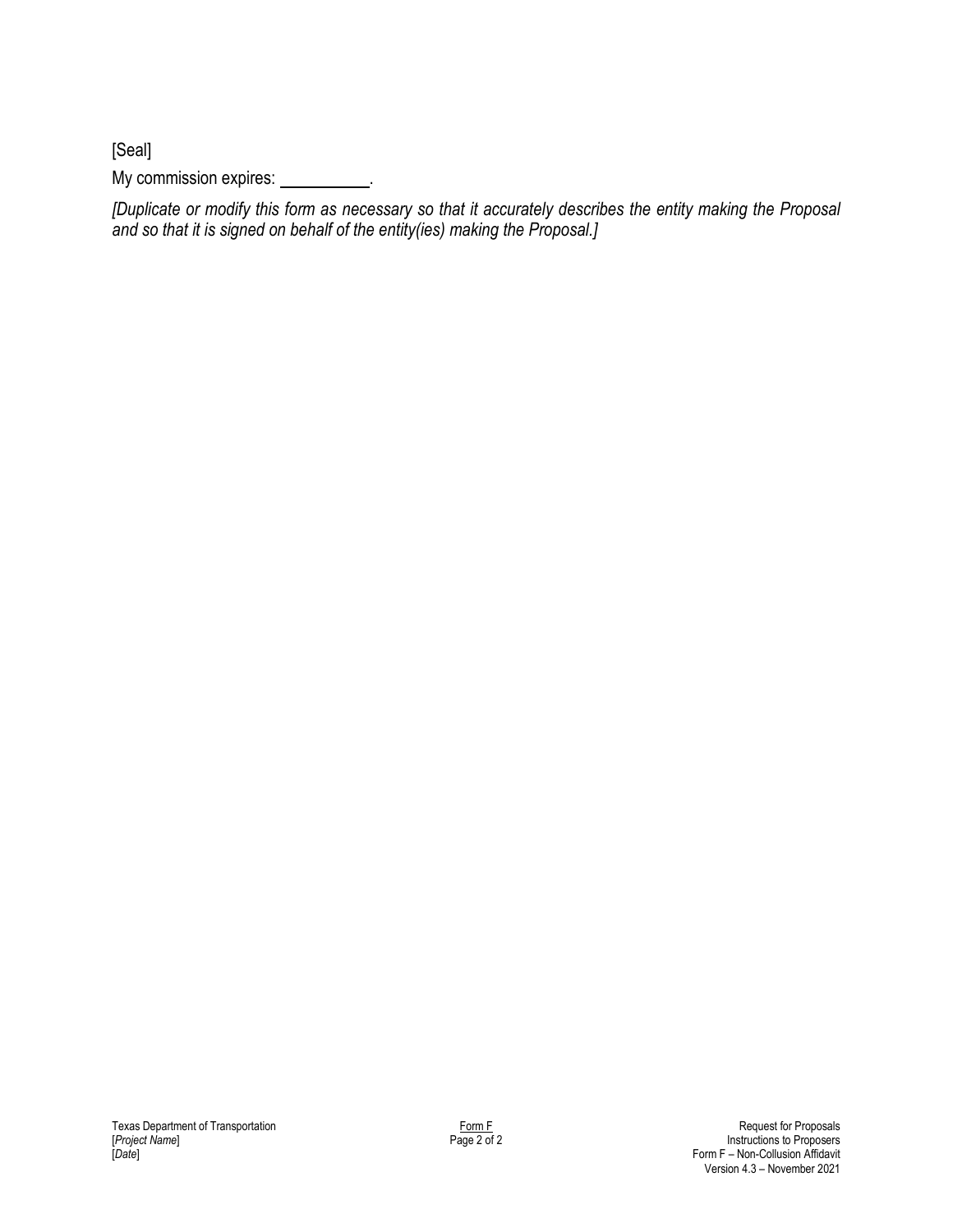[Seal]

My commission expires: __________.

*[Duplicate or modify this form as necessary so that it accurately describes the entity making the Proposal and so that it is signed on behalf of the entity(ies) making the Proposal.]*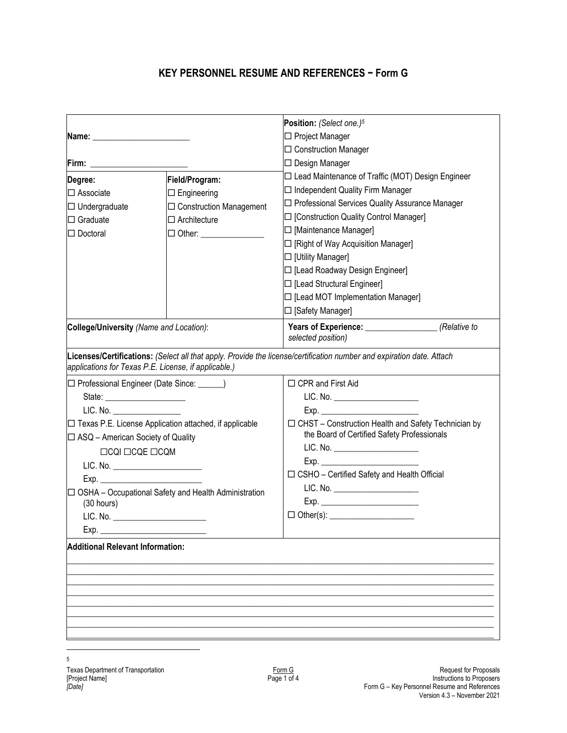# KEY PERSONNEL RESUME AND REFERENCES − Form G

**Name:** ______________________

**Firm:** ______________________

| **Degree:** | **Field/Program:** |
|---|---|
| ☐ Associate | ☐ Engineering |
| ☐ Undergraduate | ☐ Construction Management |
| ☐ Graduate | ☐ Architecture |
| ☐ Doctoral | ☐ Other: _______________ |

**Position:** *(Select one.)*[5]

- ☐ Project Manager
- ☐ Construction Manager
- ☐ Design Manager
- ☐ Lead Maintenance of Traffic (MOT) Design Engineer
- ☐ Independent Quality Firm Manager
- ☐ Professional Services Quality Assurance Manager
- ☐ [Construction Quality Control Manager]
- ☐ [Maintenance Manager]
- ☐ [Right of Way Acquisition Manager]
- ☐ [Utility Manager]
- ☐ [Lead Roadway Design Engineer]
- ☐ [Lead Structural Engineer]
- ☐ [Lead MOT Implementation Manager]
- ☐ [Safety Manager]

**College/University** *(Name and Location)*:

**Years of Experience:** _________________ *(Relative to selected position)*

**Licenses/Certifications:** *(Select all that apply. Provide the license/certification number and expiration date. Attach applications for Texas P.E. License, if applicable.)*

☐ Professional Engineer (Date Since: ______)

State: ____________________

LIC. No. ________________

☐ Texas P.E. License Application attached, if applicable

☐ ASQ – American Society of Quality

☐CQI ☐CQE ☐CQM

LIC. No. _____________________

Exp. ________________________

☐ OSHA – Occupational Safety and Health Administration (30 hours)

LIC. No. ______________________

Exp. _________________________

☐ CPR and First Aid

LIC. No. ____________________

Exp. _______________________

☐ CHST – Construction Health and Safety Technician by the Board of Certified Safety Professionals

LIC. No. ____________________

Exp. _______________________

☐ CSHO – Certified Safety and Health Official

LIC. No. ____________________

Exp. _______________________

☐ Other(s): ____________________

**Additional Relevant Information:**

____________________________________________________________________________________________

____________________________________________________________________________________________

____________________________________________________________________________________________

____________________________________________________________________________________________

____________________________________________________________________________________________

____________________________________________________________________________________________

____________________________________________________________________________________________

____________________________________________________________________________________________

[5]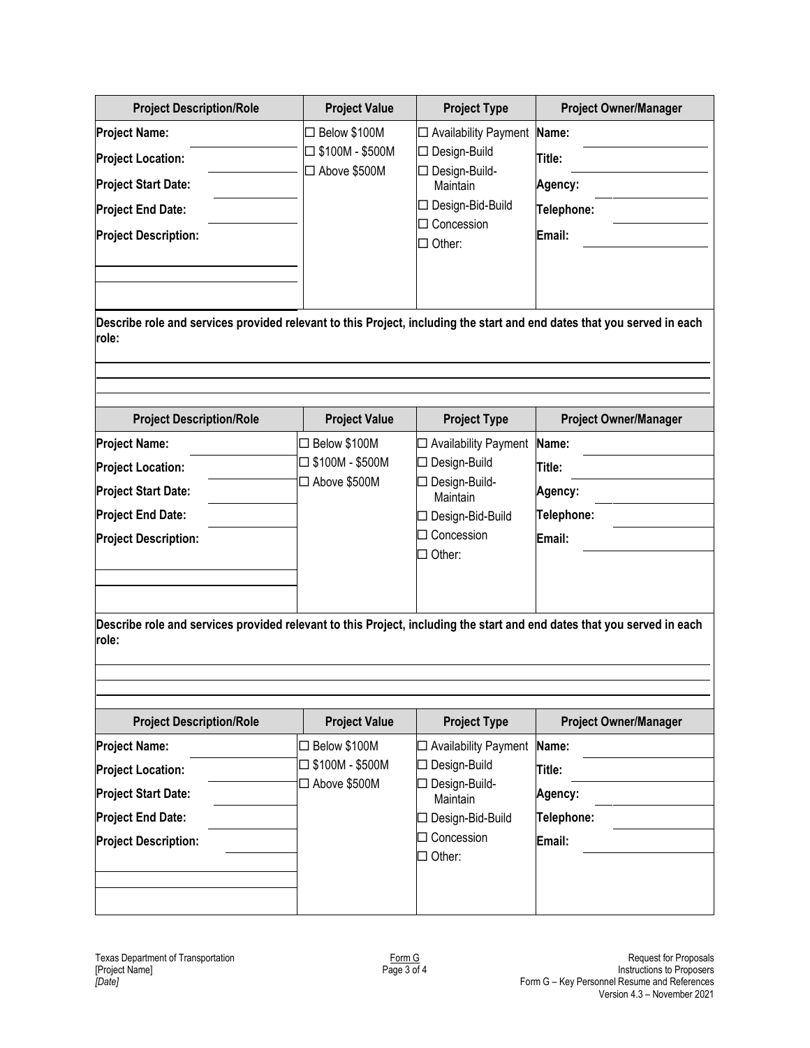| Project Description/Role | Project Value | Project Type | Project Owner/Manager |
|---|---|---|---|
| **Project Name:**<br>**Project Location:**<br>**Project Start Date:**<br>**Project End Date:**<br>**Project Description:** | ☐ Below \$100M<br>☐ \$100M - \$500M<br>☐ Above \$500M | ☐ Availability Payment<br>☐ Design-Build<br>☐ Design-Build-Maintain<br>☐ Design-Bid-Build<br>☐ Concession<br>☐ Other: | **Name:**<br>**Title:**<br>**Agency:**<br>**Telephone:**<br>**Email:** |

**Describe role and services provided relevant to this Project, including the start and end dates that you served in each role:**

| Project Description/Role | Project Value | Project Type | Project Owner/Manager |
|---|---|---|---|
| **Project Name:**<br>**Project Location:**<br>**Project Start Date:**<br>**Project End Date:**<br>**Project Description:** | ☐ Below \$100M<br>☐ \$100M - \$500M<br>☐ Above \$500M | ☐ Availability Payment<br>☐ Design-Build<br>☐ Design-Build-Maintain<br>☐ Design-Bid-Build<br>☐ Concession<br>☐ Other: | **Name:**<br>**Title:**<br>**Agency:**<br>**Telephone:**<br>**Email:** |

**Describe role and services provided relevant to this Project, including the start and end dates that you served in each role:**

| Project Description/Role | Project Value | Project Type | Project Owner/Manager |
|---|---|---|---|
| **Project Name:**<br>**Project Location:**<br>**Project Start Date:**<br>**Project End Date:**<br>**Project Description:** | ☐ Below \$100M<br>☐ \$100M - \$500M<br>☐ Above \$500M | ☐ Availability Payment<br>☐ Design-Build<br>☐ Design-Build-Maintain<br>☐ Design-Bid-Build<br>☐ Concession<br>☐ Other: | **Name:**<br>**Title:**<br>**Agency:**<br>**Telephone:**<br>**Email:** |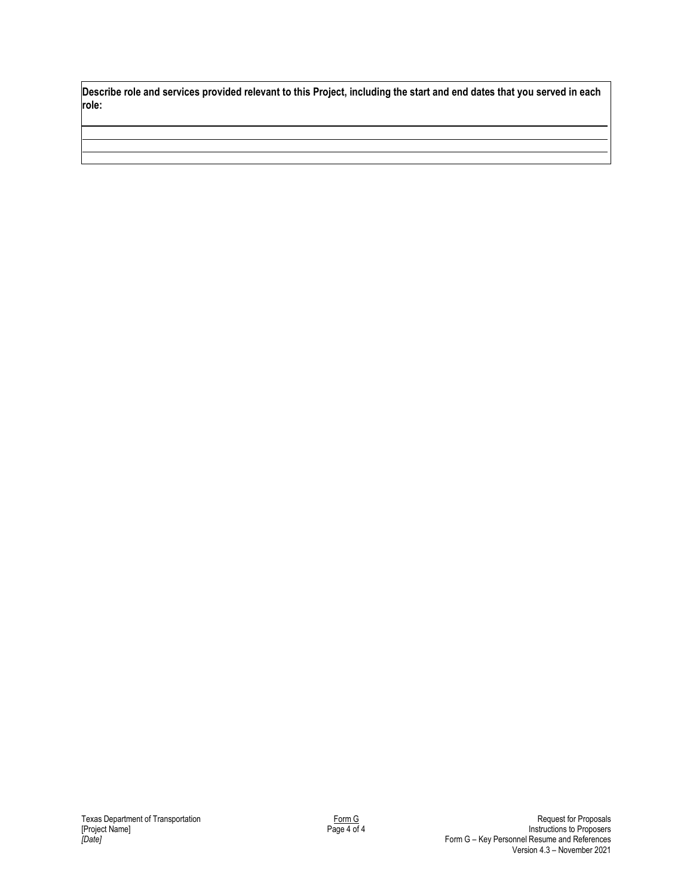**Describe role and services provided relevant to this Project, including the start and end dates that you served in each role:**

| |
|---|
| |
| |
| |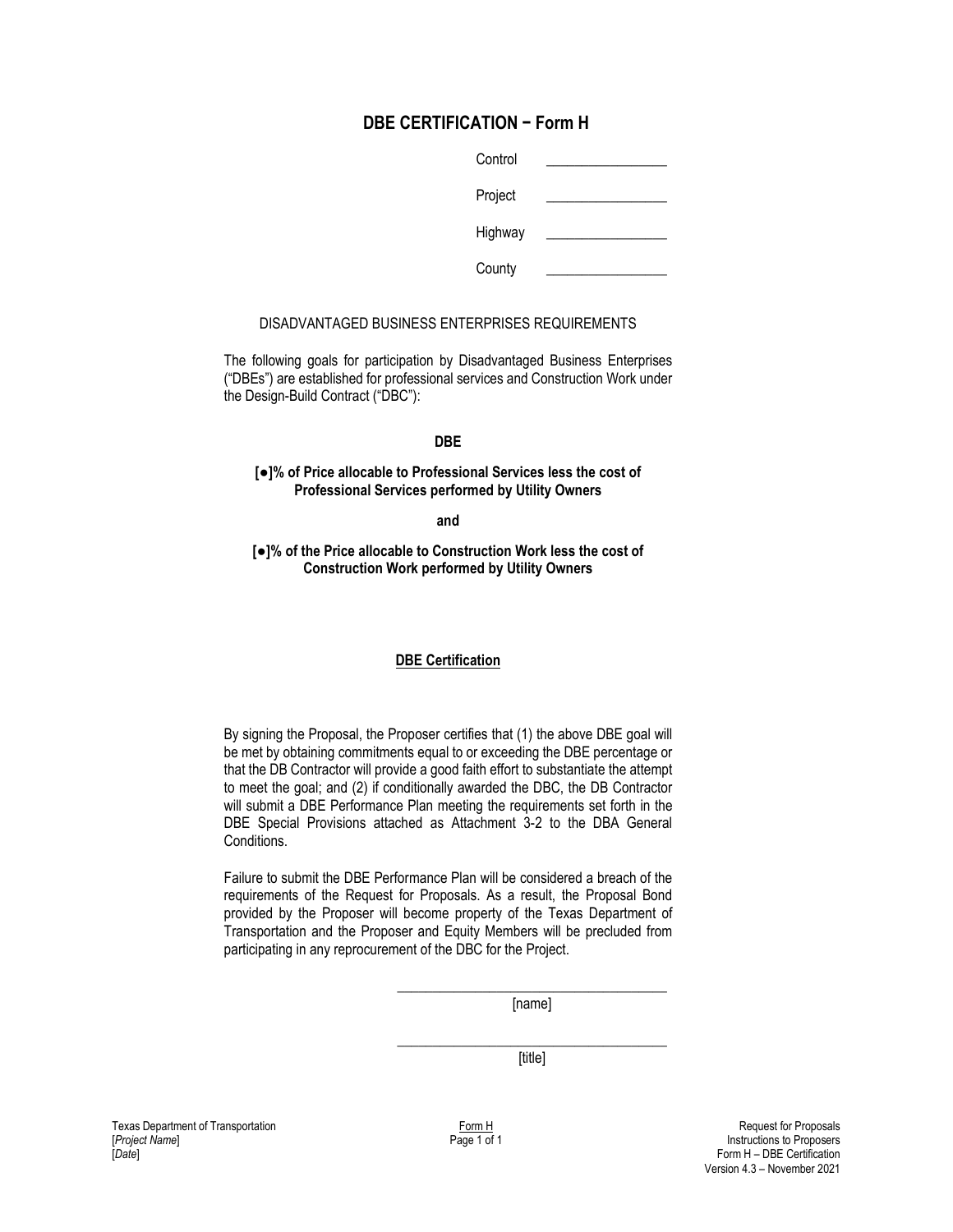# DBE CERTIFICATION – Form H

| | |
|---|---|
| Control | ________________ |
| Project | ________________ |
| Highway | ________________ |
| County | ________________ |

DISADVANTAGED BUSINESS ENTERPRISES REQUIREMENTS

The following goals for participation by Disadvantaged Business Enterprises ("DBEs") are established for professional services and Construction Work under the Design-Build Contract ("DBC"):

**DBE**

**[●]% of Price allocable to Professional Services less the cost of Professional Services performed by Utility Owners**

**and**

**[●]% of the Price allocable to Construction Work less the cost of Construction Work performed by Utility Owners**

**<u>DBE Certification</u>**

By signing the Proposal, the Proposer certifies that (1) the above DBE goal will be met by obtaining commitments equal to or exceeding the DBE percentage or that the DB Contractor will provide a good faith effort to substantiate the attempt to meet the goal; and (2) if conditionally awarded the DBC, the DB Contractor will submit a DBE Performance Plan meeting the requirements set forth in the DBE Special Provisions attached as Attachment 3-2 to the DBA General Conditions.

Failure to submit the DBE Performance Plan will be considered a breach of the requirements of the Request for Proposals. As a result, the Proposal Bond provided by the Proposer will become property of the Texas Department of Transportation and the Proposer and Equity Members will be precluded from participating in any reprocurement of the DBC for the Project.

______________________________________
[name]

______________________________________
[title]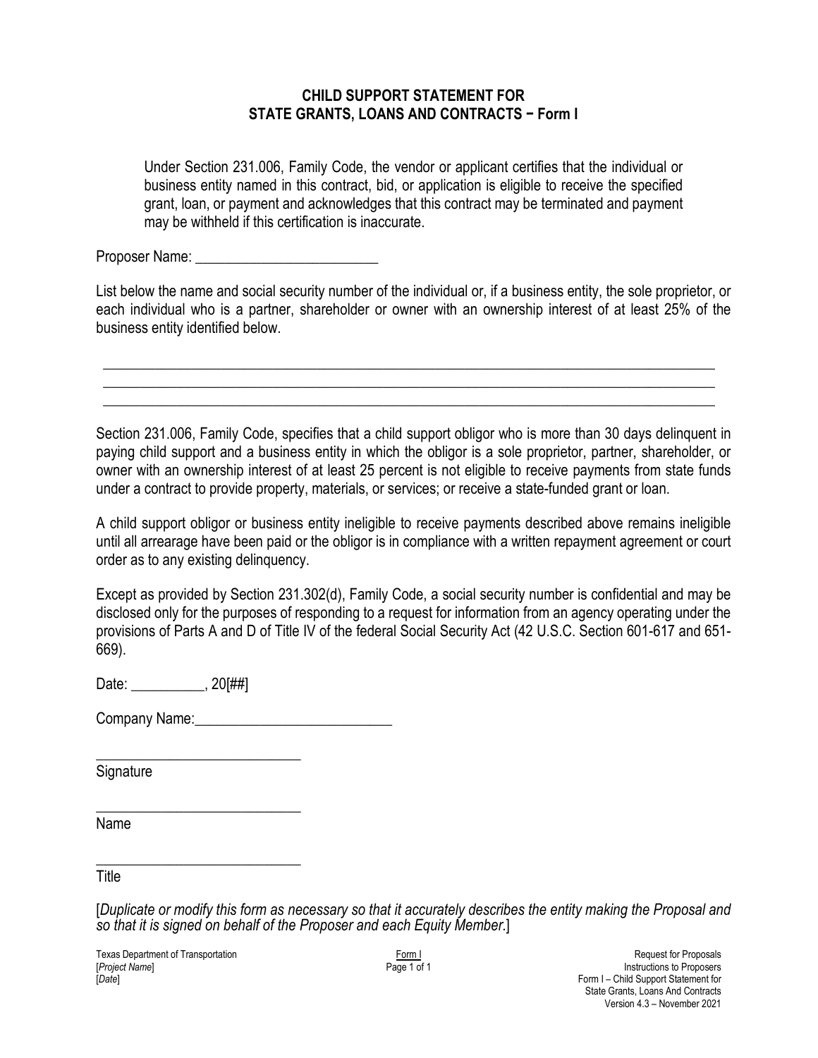# CHILD SUPPORT STATEMENT FOR STATE GRANTS, LOANS AND CONTRACTS – Form I

Under Section 231.006, Family Code, the vendor or applicant certifies that the individual or business entity named in this contract, bid, or application is eligible to receive the specified grant, loan, or payment and acknowledges that this contract may be terminated and payment may be withheld if this certification is inaccurate.

Proposer Name: _________________________

List below the name and social security number of the individual or, if a business entity, the sole proprietor, or each individual who is a partner, shareholder or owner with an ownership interest of at least 25% of the business entity identified below.

_______________________________________________________________________________________

_______________________________________________________________________________________

_______________________________________________________________________________________

Section 231.006, Family Code, specifies that a child support obligor who is more than 30 days delinquent in paying child support and a business entity in which the obligor is a sole proprietor, partner, shareholder, or owner with an ownership interest of at least 25 percent is not eligible to receive payments from state funds under a contract to provide property, materials, or services; or receive a state-funded grant or loan.

A child support obligor or business entity ineligible to receive payments described above remains ineligible until all arrearage have been paid or the obligor is in compliance with a written repayment agreement or court order as to any existing delinquency.

Except as provided by Section 231.302(d), Family Code, a social security number is confidential and may be disclosed only for the purposes of responding to a request for information from an agency operating under the provisions of Parts A and D of Title IV of the federal Social Security Act (42 U.S.C. Section 601-617 and 651-669).

Date: __________, 20[##]

Company Name:___________________________

____________________________

Signature

____________________________

Name

____________________________

Title

[*Duplicate or modify this form as necessary so that it accurately describes the entity making the Proposal and so that it is signed on behalf of the Proposer and each Equity Member.*]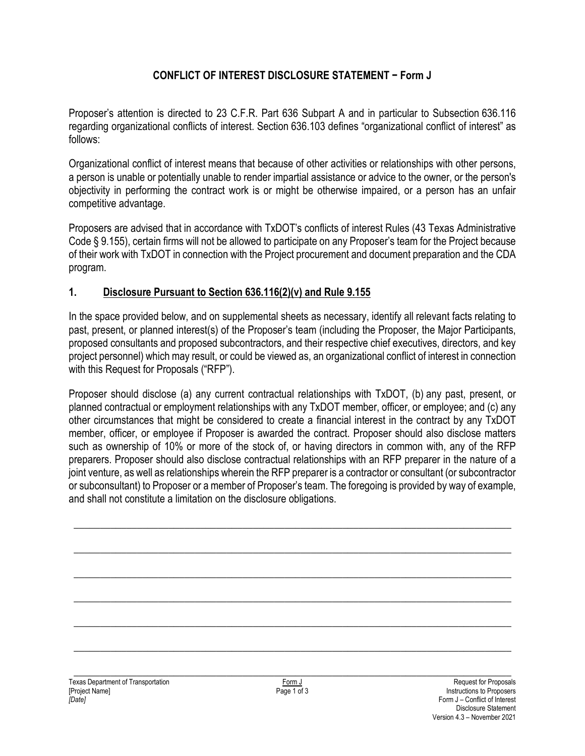# CONFLICT OF INTEREST DISCLOSURE STATEMENT − Form J

Proposer's attention is directed to 23 C.F.R. Part 636 Subpart A and in particular to Subsection 636.116 regarding organizational conflicts of interest. Section 636.103 defines "organizational conflict of interest" as follows:

Organizational conflict of interest means that because of other activities or relationships with other persons, a person is unable or potentially unable to render impartial assistance or advice to the owner, or the person's objectivity in performing the contract work is or might be otherwise impaired, or a person has an unfair competitive advantage.

Proposers are advised that in accordance with TxDOT's conflicts of interest Rules (43 Texas Administrative Code § 9.155), certain firms will not be allowed to participate on any Proposer's team for the Project because of their work with TxDOT in connection with the Project procurement and document preparation and the CDA program.

## 1. Disclosure Pursuant to Section 636.116(2)(v) and Rule 9.155

In the space provided below, and on supplemental sheets as necessary, identify all relevant facts relating to past, present, or planned interest(s) of the Proposer's team (including the Proposer, the Major Participants, proposed consultants and proposed subcontractors, and their respective chief executives, directors, and key project personnel) which may result, or could be viewed as, an organizational conflict of interest in connection with this Request for Proposals ("RFP").

Proposer should disclose (a) any current contractual relationships with TxDOT, (b) any past, present, or planned contractual or employment relationships with any TxDOT member, officer, or employee; and (c) any other circumstances that might be considered to create a financial interest in the contract by any TxDOT member, officer, or employee if Proposer is awarded the contract. Proposer should also disclose matters such as ownership of 10% or more of the stock of, or having directors in common with, any of the RFP preparers. Proposer should also disclose contractual relationships with an RFP preparer in the nature of a joint venture, as well as relationships wherein the RFP preparer is a contractor or consultant (or subcontractor or subconsultant) to Proposer or a member of Proposer's team. The foregoing is provided by way of example, and shall not constitute a limitation on the disclosure obligations.

______________________________________________________________________________

______________________________________________________________________________

______________________________________________________________________________

______________________________________________________________________________

______________________________________________________________________________

______________________________________________________________________________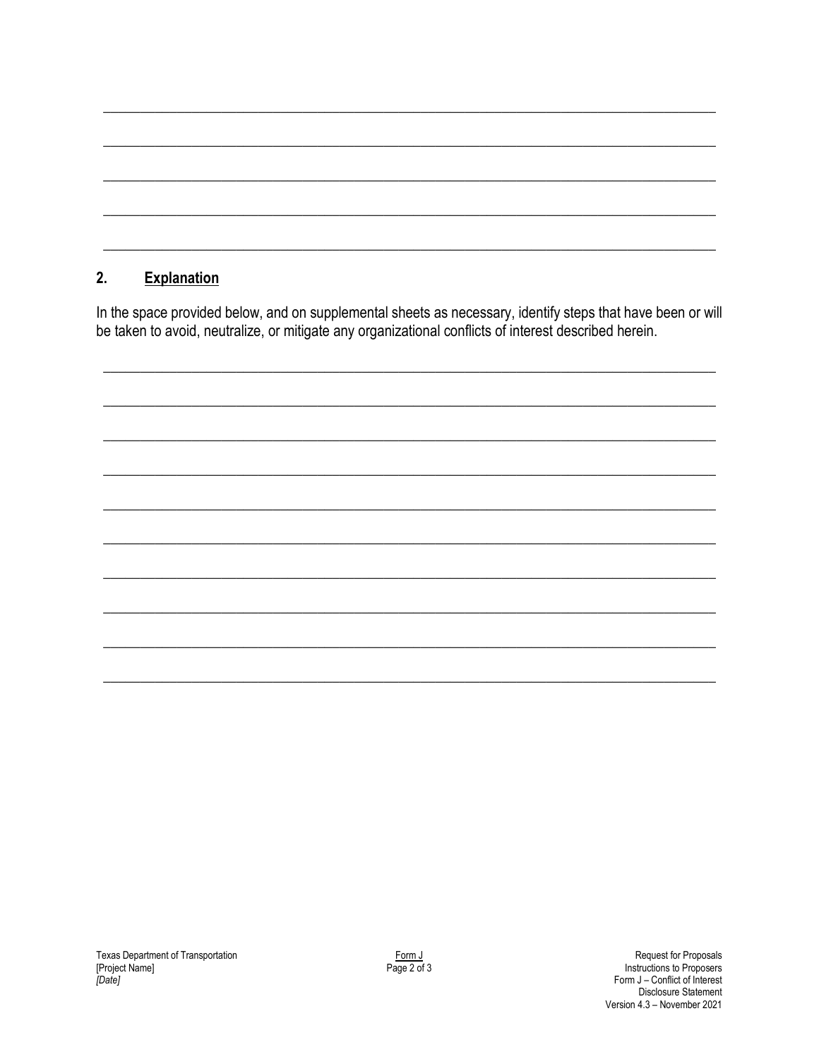\_\_\_\_\_\_\_\_\_\_\_\_\_\_\_\_\_\_\_\_\_\_\_\_\_\_\_\_\_\_\_\_\_\_\_\_\_\_\_\_\_\_\_\_\_\_\_\_\_\_\_\_\_\_\_\_\_\_\_\_\_\_\_\_\_\_\_\_\_\_\_\_\_\_\_\_\_\_

\_\_\_\_\_\_\_\_\_\_\_\_\_\_\_\_\_\_\_\_\_\_\_\_\_\_\_\_\_\_\_\_\_\_\_\_\_\_\_\_\_\_\_\_\_\_\_\_\_\_\_\_\_\_\_\_\_\_\_\_\_\_\_\_\_\_\_\_\_\_\_\_\_\_\_\_\_\_

\_\_\_\_\_\_\_\_\_\_\_\_\_\_\_\_\_\_\_\_\_\_\_\_\_\_\_\_\_\_\_\_\_\_\_\_\_\_\_\_\_\_\_\_\_\_\_\_\_\_\_\_\_\_\_\_\_\_\_\_\_\_\_\_\_\_\_\_\_\_\_\_\_\_\_\_\_\_

\_\_\_\_\_\_\_\_\_\_\_\_\_\_\_\_\_\_\_\_\_\_\_\_\_\_\_\_\_\_\_\_\_\_\_\_\_\_\_\_\_\_\_\_\_\_\_\_\_\_\_\_\_\_\_\_\_\_\_\_\_\_\_\_\_\_\_\_\_\_\_\_\_\_\_\_\_\_

\_\_\_\_\_\_\_\_\_\_\_\_\_\_\_\_\_\_\_\_\_\_\_\_\_\_\_\_\_\_\_\_\_\_\_\_\_\_\_\_\_\_\_\_\_\_\_\_\_\_\_\_\_\_\_\_\_\_\_\_\_\_\_\_\_\_\_\_\_\_\_\_\_\_\_\_\_\_

## 2. Explanation

In the space provided below, and on supplemental sheets as necessary, identify steps that have been or will be taken to avoid, neutralize, or mitigate any organizational conflicts of interest described herein.

\_\_\_\_\_\_\_\_\_\_\_\_\_\_\_\_\_\_\_\_\_\_\_\_\_\_\_\_\_\_\_\_\_\_\_\_\_\_\_\_\_\_\_\_\_\_\_\_\_\_\_\_\_\_\_\_\_\_\_\_\_\_\_\_\_\_\_\_\_\_\_\_\_\_\_\_\_\_

\_\_\_\_\_\_\_\_\_\_\_\_\_\_\_\_\_\_\_\_\_\_\_\_\_\_\_\_\_\_\_\_\_\_\_\_\_\_\_\_\_\_\_\_\_\_\_\_\_\_\_\_\_\_\_\_\_\_\_\_\_\_\_\_\_\_\_\_\_\_\_\_\_\_\_\_\_\_

\_\_\_\_\_\_\_\_\_\_\_\_\_\_\_\_\_\_\_\_\_\_\_\_\_\_\_\_\_\_\_\_\_\_\_\_\_\_\_\_\_\_\_\_\_\_\_\_\_\_\_\_\_\_\_\_\_\_\_\_\_\_\_\_\_\_\_\_\_\_\_\_\_\_\_\_\_\_

\_\_\_\_\_\_\_\_\_\_\_\_\_\_\_\_\_\_\_\_\_\_\_\_\_\_\_\_\_\_\_\_\_\_\_\_\_\_\_\_\_\_\_\_\_\_\_\_\_\_\_\_\_\_\_\_\_\_\_\_\_\_\_\_\_\_\_\_\_\_\_\_\_\_\_\_\_\_

\_\_\_\_\_\_\_\_\_\_\_\_\_\_\_\_\_\_\_\_\_\_\_\_\_\_\_\_\_\_\_\_\_\_\_\_\_\_\_\_\_\_\_\_\_\_\_\_\_\_\_\_\_\_\_\_\_\_\_\_\_\_\_\_\_\_\_\_\_\_\_\_\_\_\_\_\_\_

\_\_\_\_\_\_\_\_\_\_\_\_\_\_\_\_\_\_\_\_\_\_\_\_\_\_\_\_\_\_\_\_\_\_\_\_\_\_\_\_\_\_\_\_\_\_\_\_\_\_\_\_\_\_\_\_\_\_\_\_\_\_\_\_\_\_\_\_\_\_\_\_\_\_\_\_\_\_

\_\_\_\_\_\_\_\_\_\_\_\_\_\_\_\_\_\_\_\_\_\_\_\_\_\_\_\_\_\_\_\_\_\_\_\_\_\_\_\_\_\_\_\_\_\_\_\_\_\_\_\_\_\_\_\_\_\_\_\_\_\_\_\_\_\_\_\_\_\_\_\_\_\_\_\_\_\_

\_\_\_\_\_\_\_\_\_\_\_\_\_\_\_\_\_\_\_\_\_\_\_\_\_\_\_\_\_\_\_\_\_\_\_\_\_\_\_\_\_\_\_\_\_\_\_\_\_\_\_\_\_\_\_\_\_\_\_\_\_\_\_\_\_\_\_\_\_\_\_\_\_\_\_\_\_\_

\_\_\_\_\_\_\_\_\_\_\_\_\_\_\_\_\_\_\_\_\_\_\_\_\_\_\_\_\_\_\_\_\_\_\_\_\_\_\_\_\_\_\_\_\_\_\_\_\_\_\_\_\_\_\_\_\_\_\_\_\_\_\_\_\_\_\_\_\_\_\_\_\_\_\_\_\_\_

\_\_\_\_\_\_\_\_\_\_\_\_\_\_\_\_\_\_\_\_\_\_\_\_\_\_\_\_\_\_\_\_\_\_\_\_\_\_\_\_\_\_\_\_\_\_\_\_\_\_\_\_\_\_\_\_\_\_\_\_\_\_\_\_\_\_\_\_\_\_\_\_\_\_\_\_\_\_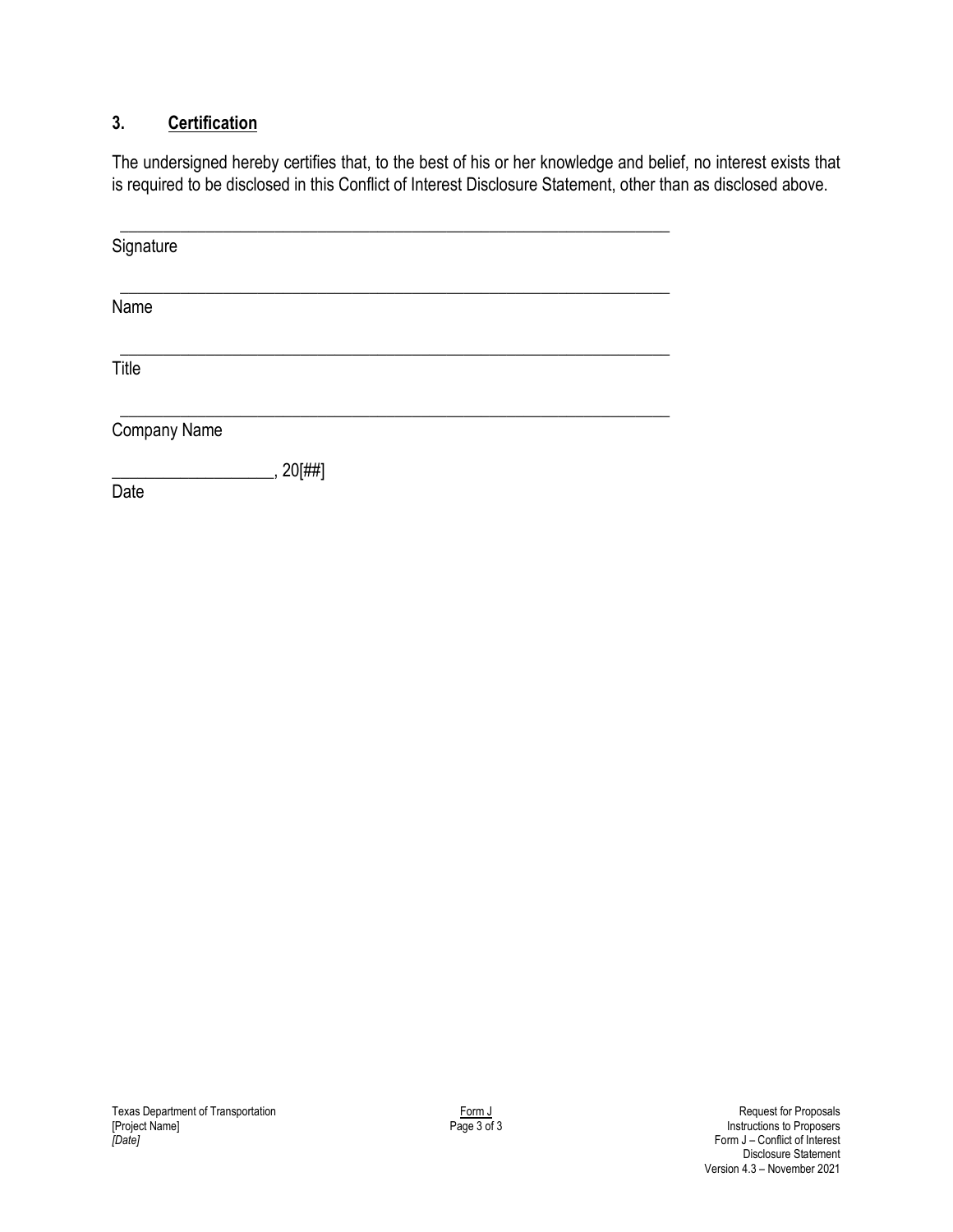### 3. **Certification**

The undersigned hereby certifies that, to the best of his or her knowledge and belief, no interest exists that is required to be disclosed in this Conflict of Interest Disclosure Statement, other than as disclosed above.

______________________________________________________________
Signature

______________________________________________________________
Name

______________________________________________________________
Title

______________________________________________________________
Company Name

__________________, 20[##]
Date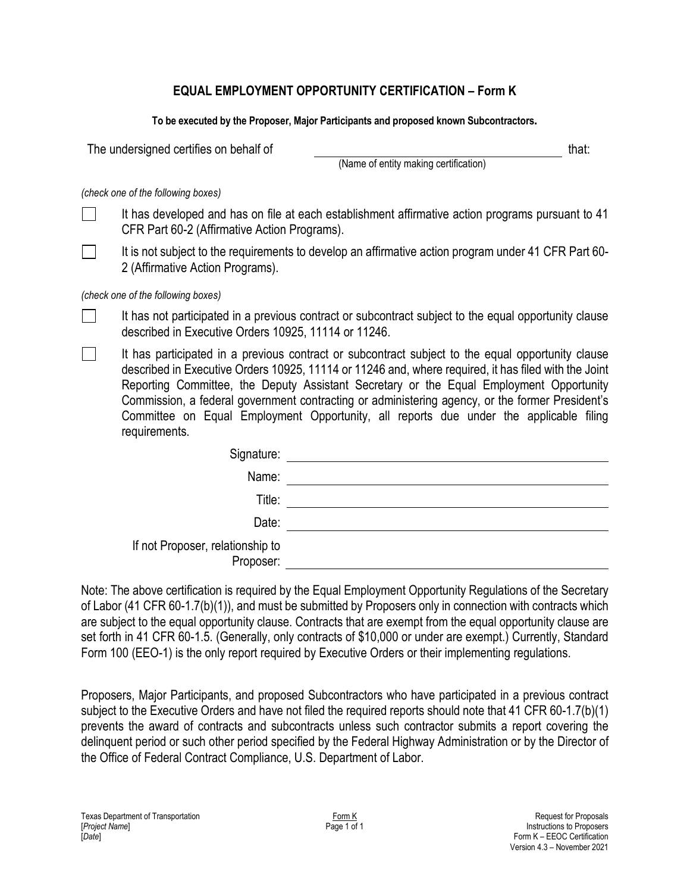# EQUAL EMPLOYMENT OPPORTUNITY CERTIFICATION – Form K

**To be executed by the Proposer, Major Participants and proposed known Subcontractors.**

The undersigned certifies on behalf of ______________________________ that:
(Name of entity making certification)

*(check one of the following boxes)*

☐ It has developed and has on file at each establishment affirmative action programs pursuant to 41 CFR Part 60-2 (Affirmative Action Programs).

☐ It is not subject to the requirements to develop an affirmative action program under 41 CFR Part 60-2 (Affirmative Action Programs).

*(check one of the following boxes)*

☐ It has not participated in a previous contract or subcontract subject to the equal opportunity clause described in Executive Orders 10925, 11114 or 11246.

☐ It has participated in a previous contract or subcontract subject to the equal opportunity clause described in Executive Orders 10925, 11114 or 11246 and, where required, it has filed with the Joint Reporting Committee, the Deputy Assistant Secretary or the Equal Employment Opportunity Commission, a federal government contracting or administering agency, or the former President's Committee on Equal Employment Opportunity, all reports due under the applicable filing requirements.

Signature: ______________________________

Name: ______________________________

Title: ______________________________

Date: ______________________________

If not Proposer, relationship to Proposer: ______________________________

Note: The above certification is required by the Equal Employment Opportunity Regulations of the Secretary of Labor (41 CFR 60-1.7(b)(1)), and must be submitted by Proposers only in connection with contracts which are subject to the equal opportunity clause. Contracts that are exempt from the equal opportunity clause are set forth in 41 CFR 60-1.5. (Generally, only contracts of $10,000 or under are exempt.) Currently, Standard Form 100 (EEO-1) is the only report required by Executive Orders or their implementing regulations.

Proposers, Major Participants, and proposed Subcontractors who have participated in a previous contract subject to the Executive Orders and have not filed the required reports should note that 41 CFR 60-1.7(b)(1) prevents the award of contracts and subcontracts unless such contractor submits a report covering the delinquent period or such other period specified by the Federal Highway Administration or by the Director of the Office of Federal Contract Compliance, U.S. Department of Labor.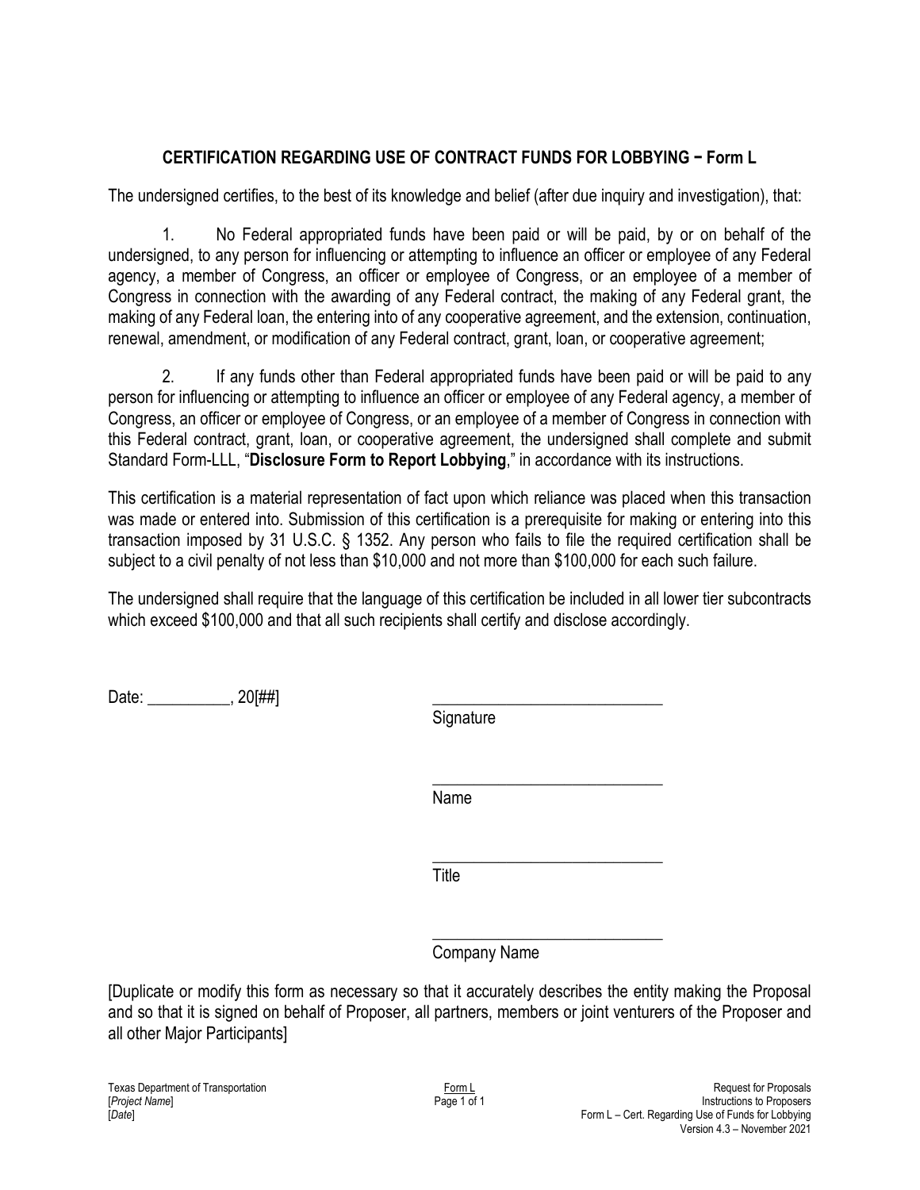## CERTIFICATION REGARDING USE OF CONTRACT FUNDS FOR LOBBYING − Form L

The undersigned certifies, to the best of its knowledge and belief (after due inquiry and investigation), that:

1. No Federal appropriated funds have been paid or will be paid, by or on behalf of the undersigned, to any person for influencing or attempting to influence an officer or employee of any Federal agency, a member of Congress, an officer or employee of Congress, or an employee of a member of Congress in connection with the awarding of any Federal contract, the making of any Federal grant, the making of any Federal loan, the entering into of any cooperative agreement, and the extension, continuation, renewal, amendment, or modification of any Federal contract, grant, loan, or cooperative agreement;

2. If any funds other than Federal appropriated funds have been paid or will be paid to any person for influencing or attempting to influence an officer or employee of any Federal agency, a member of Congress, an officer or employee of Congress, or an employee of a member of Congress in connection with this Federal contract, grant, loan, or cooperative agreement, the undersigned shall complete and submit Standard Form-LLL, "**Disclosure Form to Report Lobbying**," in accordance with its instructions.

This certification is a material representation of fact upon which reliance was placed when this transaction was made or entered into. Submission of this certification is a prerequisite for making or entering into this transaction imposed by 31 U.S.C. § 1352. Any person who fails to file the required certification shall be subject to a civil penalty of not less than $10,000 and not more than $100,000 for each such failure.

The undersigned shall require that the language of this certification be included in all lower tier subcontracts which exceed $100,000 and that all such recipients shall certify and disclose accordingly.

Date: __________, 20[##]

____________________________
Signature

____________________________
Name

____________________________
Title

____________________________
Company Name

[Duplicate or modify this form as necessary so that it accurately describes the entity making the Proposal and so that it is signed on behalf of Proposer, all partners, members or joint venturers of the Proposer and all other Major Participants]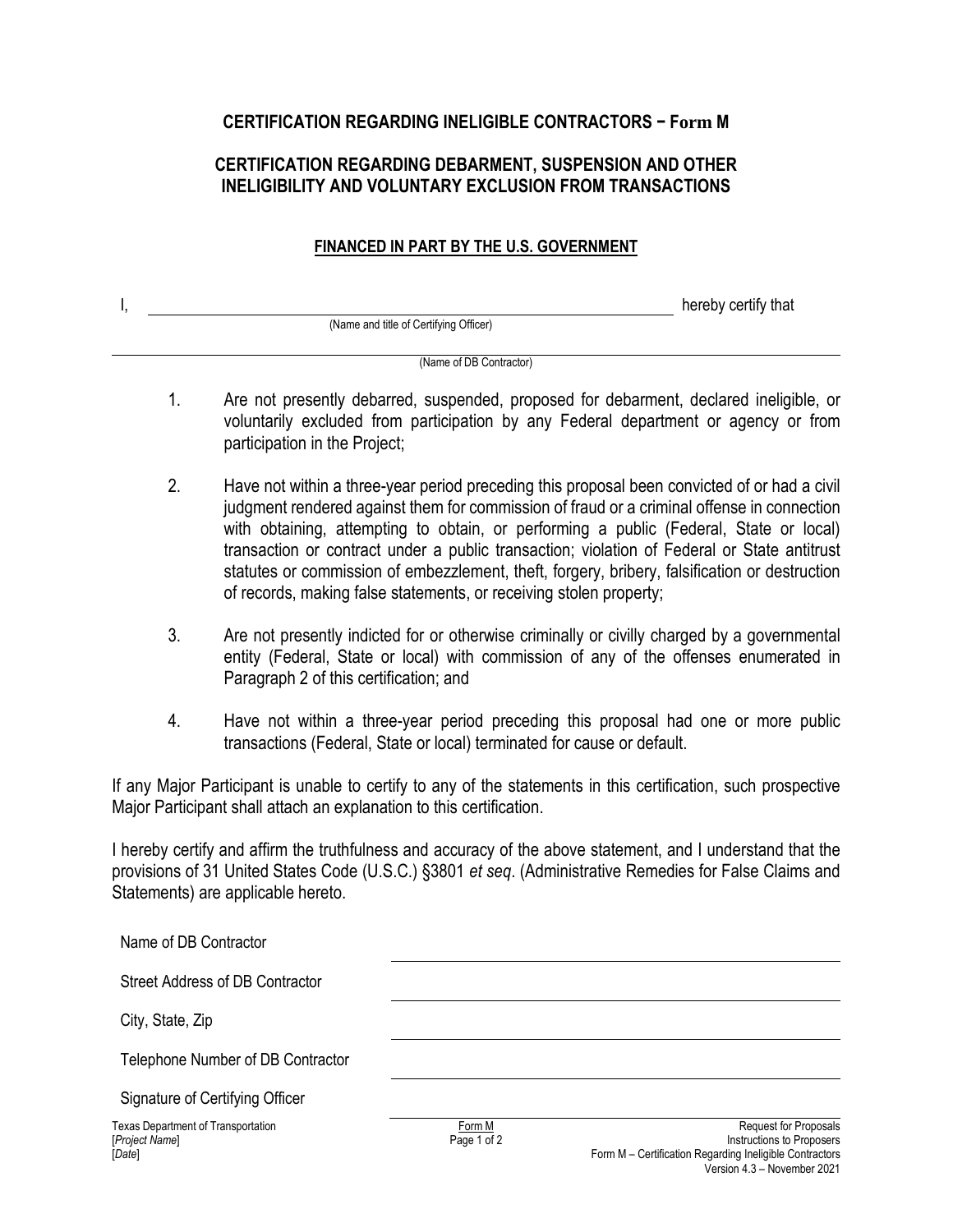## CERTIFICATION REGARDING INELIGIBLE CONTRACTORS – Form M

## CERTIFICATION REGARDING DEBARMENT, SUSPENSION AND OTHER INELIGIBILITY AND VOLUNTARY EXCLUSION FROM TRANSACTIONS

**FINANCED IN PART BY THE U.S. GOVERNMENT**

I, ______________________________________________ hereby certify that
(Name and title of Certifying Officer)

______________________________________________
(Name of DB Contractor)

1. Are not presently debarred, suspended, proposed for debarment, declared ineligible, or voluntarily excluded from participation by any Federal department or agency or from participation in the Project;

2. Have not within a three-year period preceding this proposal been convicted of or had a civil judgment rendered against them for commission of fraud or a criminal offense in connection with obtaining, attempting to obtain, or performing a public (Federal, State or local) transaction or contract under a public transaction; violation of Federal or State antitrust statutes or commission of embezzlement, theft, forgery, bribery, falsification or destruction of records, making false statements, or receiving stolen property;

3. Are not presently indicted for or otherwise criminally or civilly charged by a governmental entity (Federal, State or local) with commission of any of the offenses enumerated in Paragraph 2 of this certification; and

4. Have not within a three-year period preceding this proposal had one or more public transactions (Federal, State or local) terminated for cause or default.

If any Major Participant is unable to certify to any of the statements in this certification, such prospective Major Participant shall attach an explanation to this certification.

I hereby certify and affirm the truthfulness and accuracy of the above statement, and I understand that the provisions of 31 United States Code (U.S.C.) §3801 *et seq*. (Administrative Remedies for False Claims and Statements) are applicable hereto.

Name of DB Contractor ______________________________

Street Address of DB Contractor ______________________________

City, State, Zip ______________________________

Telephone Number of DB Contractor ______________________________

Signature of Certifying Officer ______________________________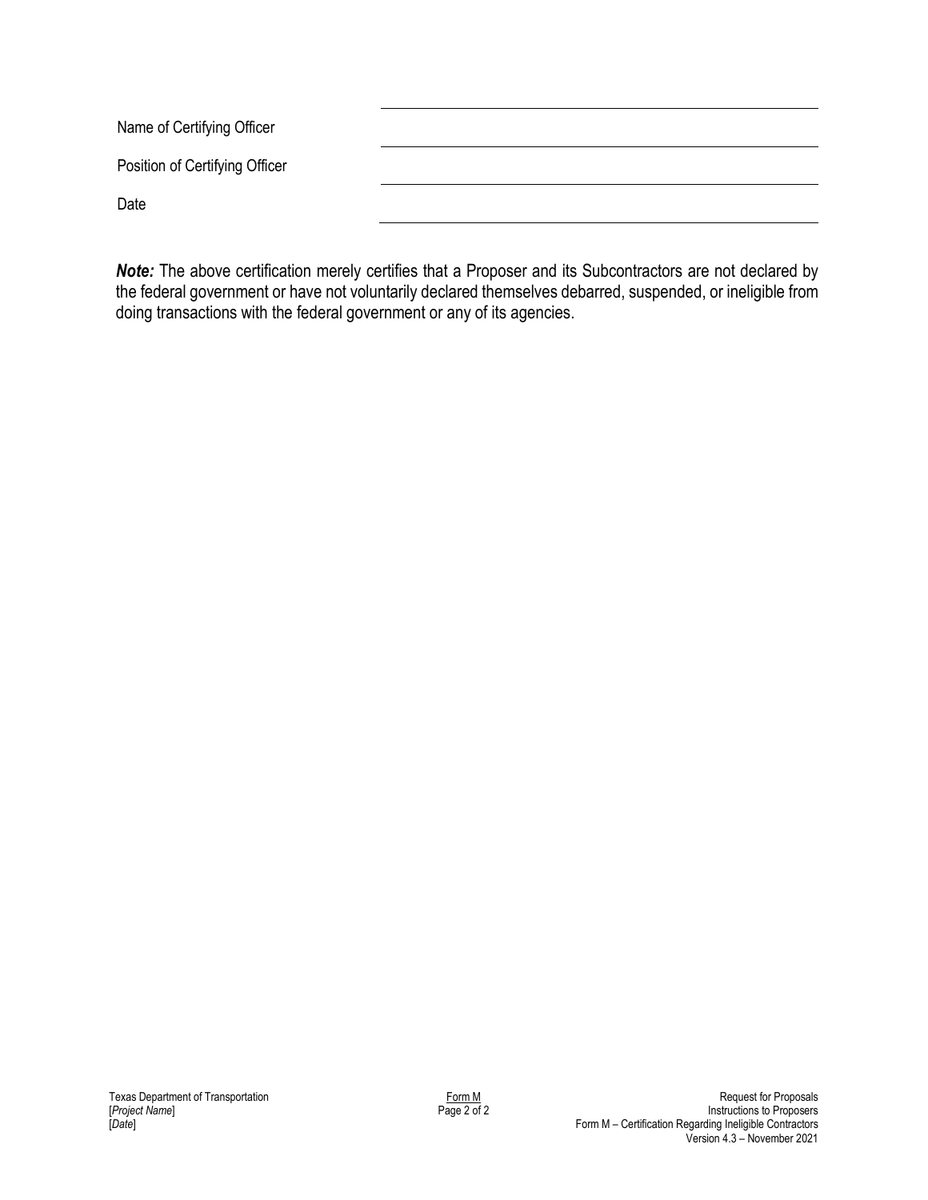Name of Certifying Officer ______________________________

Position of Certifying Officer ______________________________

Date ______________________________

***Note:*** The above certification merely certifies that a Proposer and its Subcontractors are not declared by the federal government or have not voluntarily declared themselves debarred, suspended, or ineligible from doing transactions with the federal government or any of its agencies.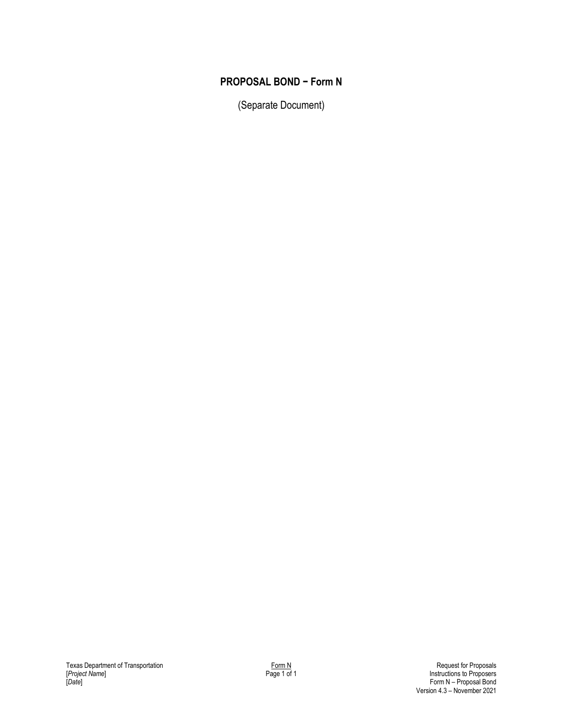## PROPOSAL BOND – Form N

(Separate Document)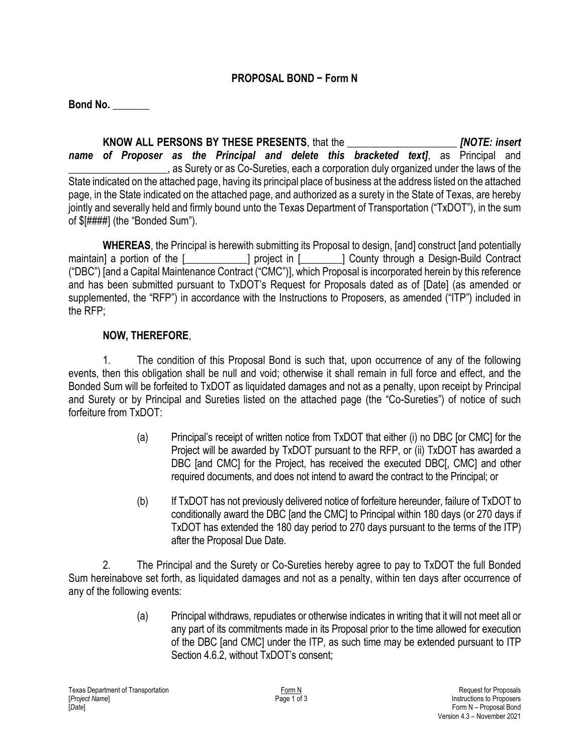# PROPOSAL BOND − Form N

**Bond No.** _______

**KNOW ALL PERSONS BY THESE PRESENTS**, that the ____________________ ***[NOTE: insert name of Proposer as the Principal and delete this bracketed text]***, as Principal and ___________________, as Surety or as Co-Sureties, each a corporation duly organized under the laws of the State indicated on the attached page, having its principal place of business at the address listed on the attached page, in the State indicated on the attached page, and authorized as a surety in the State of Texas, are hereby jointly and severally held and firmly bound unto the Texas Department of Transportation ("TxDOT"), in the sum of $[####] (the "Bonded Sum").

**WHEREAS**, the Principal is herewith submitting its Proposal to design, [and] construct [and potentially maintain] a portion of the [____________] project in [________] County through a Design-Build Contract ("DBC") [and a Capital Maintenance Contract ("CMC")], which Proposal is incorporated herein by this reference and has been submitted pursuant to TxDOT's Request for Proposals dated as of [Date] (as amended or supplemented, the "RFP") in accordance with the Instructions to Proposers, as amended ("ITP") included in the RFP;

**NOW, THEREFORE**,

1. The condition of this Proposal Bond is such that, upon occurrence of any of the following events, then this obligation shall be null and void; otherwise it shall remain in full force and effect, and the Bonded Sum will be forfeited to TxDOT as liquidated damages and not as a penalty, upon receipt by Principal and Surety or by Principal and Sureties listed on the attached page (the "Co-Sureties") of notice of such forfeiture from TxDOT:

   (a) Principal's receipt of written notice from TxDOT that either (i) no DBC [or CMC] for the Project will be awarded by TxDOT pursuant to the RFP, or (ii) TxDOT has awarded a DBC [and CMC] for the Project, has received the executed DBC[, CMC] and other required documents, and does not intend to award the contract to the Principal; or

   (b) If TxDOT has not previously delivered notice of forfeiture hereunder, failure of TxDOT to conditionally award the DBC [and the CMC] to Principal within 180 days (or 270 days if TxDOT has extended the 180 day period to 270 days pursuant to the terms of the ITP) after the Proposal Due Date.

2. The Principal and the Surety or Co-Sureties hereby agree to pay to TxDOT the full Bonded Sum hereinabove set forth, as liquidated damages and not as a penalty, within ten days after occurrence of any of the following events:

   (a) Principal withdraws, repudiates or otherwise indicates in writing that it will not meet all or any part of its commitments made in its Proposal prior to the time allowed for execution of the DBC [and CMC] under the ITP, as such time may be extended pursuant to ITP Section 4.6.2, without TxDOT's consent;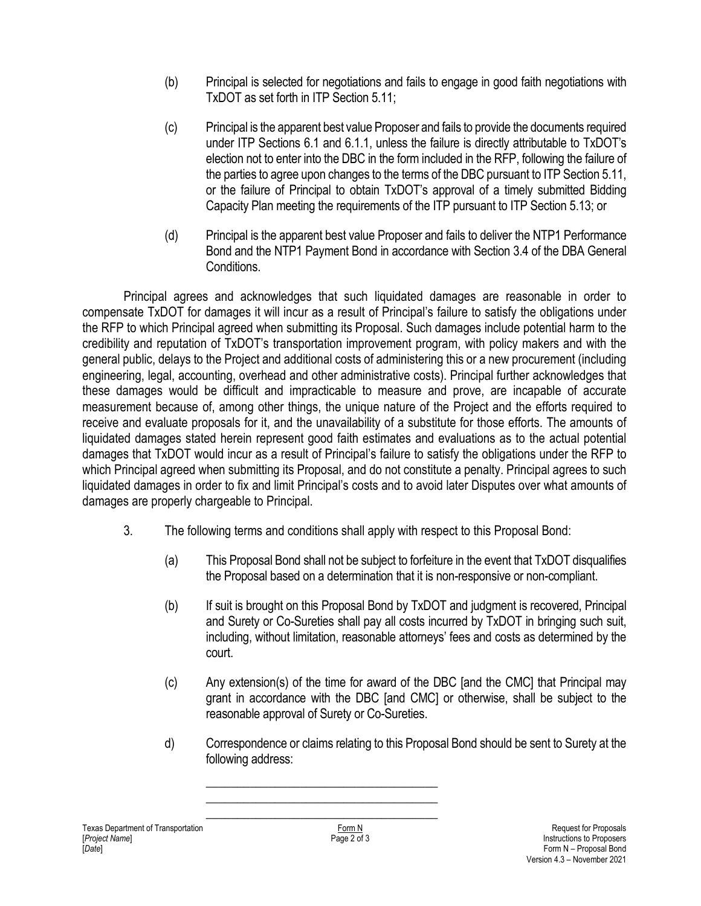(b) Principal is selected for negotiations and fails to engage in good faith negotiations with TxDOT as set forth in ITP Section 5.11;

(c) Principal is the apparent best value Proposer and fails to provide the documents required under ITP Sections 6.1 and 6.1.1, unless the failure is directly attributable to TxDOT's election not to enter into the DBC in the form included in the RFP, following the failure of the parties to agree upon changes to the terms of the DBC pursuant to ITP Section 5.11, or the failure of Principal to obtain TxDOT's approval of a timely submitted Bidding Capacity Plan meeting the requirements of the ITP pursuant to ITP Section 5.13; or

(d) Principal is the apparent best value Proposer and fails to deliver the NTP1 Performance Bond and the NTP1 Payment Bond in accordance with Section 3.4 of the DBA General Conditions.

Principal agrees and acknowledges that such liquidated damages are reasonable in order to compensate TxDOT for damages it will incur as a result of Principal's failure to satisfy the obligations under the RFP to which Principal agreed when submitting its Proposal. Such damages include potential harm to the credibility and reputation of TxDOT's transportation improvement program, with policy makers and with the general public, delays to the Project and additional costs of administering this or a new procurement (including engineering, legal, accounting, overhead and other administrative costs). Principal further acknowledges that these damages would be difficult and impracticable to measure and prove, are incapable of accurate measurement because of, among other things, the unique nature of the Project and the efforts required to receive and evaluate proposals for it, and the unavailability of a substitute for those efforts. The amounts of liquidated damages stated herein represent good faith estimates and evaluations as to the actual potential damages that TxDOT would incur as a result of Principal's failure to satisfy the obligations under the RFP to which Principal agreed when submitting its Proposal, and do not constitute a penalty. Principal agrees to such liquidated damages in order to fix and limit Principal's costs and to avoid later Disputes over what amounts of damages are properly chargeable to Principal.

3. The following terms and conditions shall apply with respect to this Proposal Bond:

(a) This Proposal Bond shall not be subject to forfeiture in the event that TxDOT disqualifies the Proposal based on a determination that it is non-responsive or non-compliant.

(b) If suit is brought on this Proposal Bond by TxDOT and judgment is recovered, Principal and Surety or Co-Sureties shall pay all costs incurred by TxDOT in bringing such suit, including, without limitation, reasonable attorneys' fees and costs as determined by the court.

(c) Any extension(s) of the time for award of the DBC [and the CMC] that Principal may grant in accordance with the DBC [and CMC] or otherwise, shall be subject to the reasonable approval of Surety or Co-Sureties.

d) Correspondence or claims relating to this Proposal Bond should be sent to Surety at the following address:

\_\_\_\_\_\_\_\_\_\_\_\_\_\_\_\_\_\_\_\_\_\_\_\_\_\_\_\_\_\_\_\_\_\_\_\_\_\_\_\_

\_\_\_\_\_\_\_\_\_\_\_\_\_\_\_\_\_\_\_\_\_\_\_\_\_\_\_\_\_\_\_\_\_\_\_\_\_\_\_\_

\_\_\_\_\_\_\_\_\_\_\_\_\_\_\_\_\_\_\_\_\_\_\_\_\_\_\_\_\_\_\_\_\_\_\_\_\_\_\_\_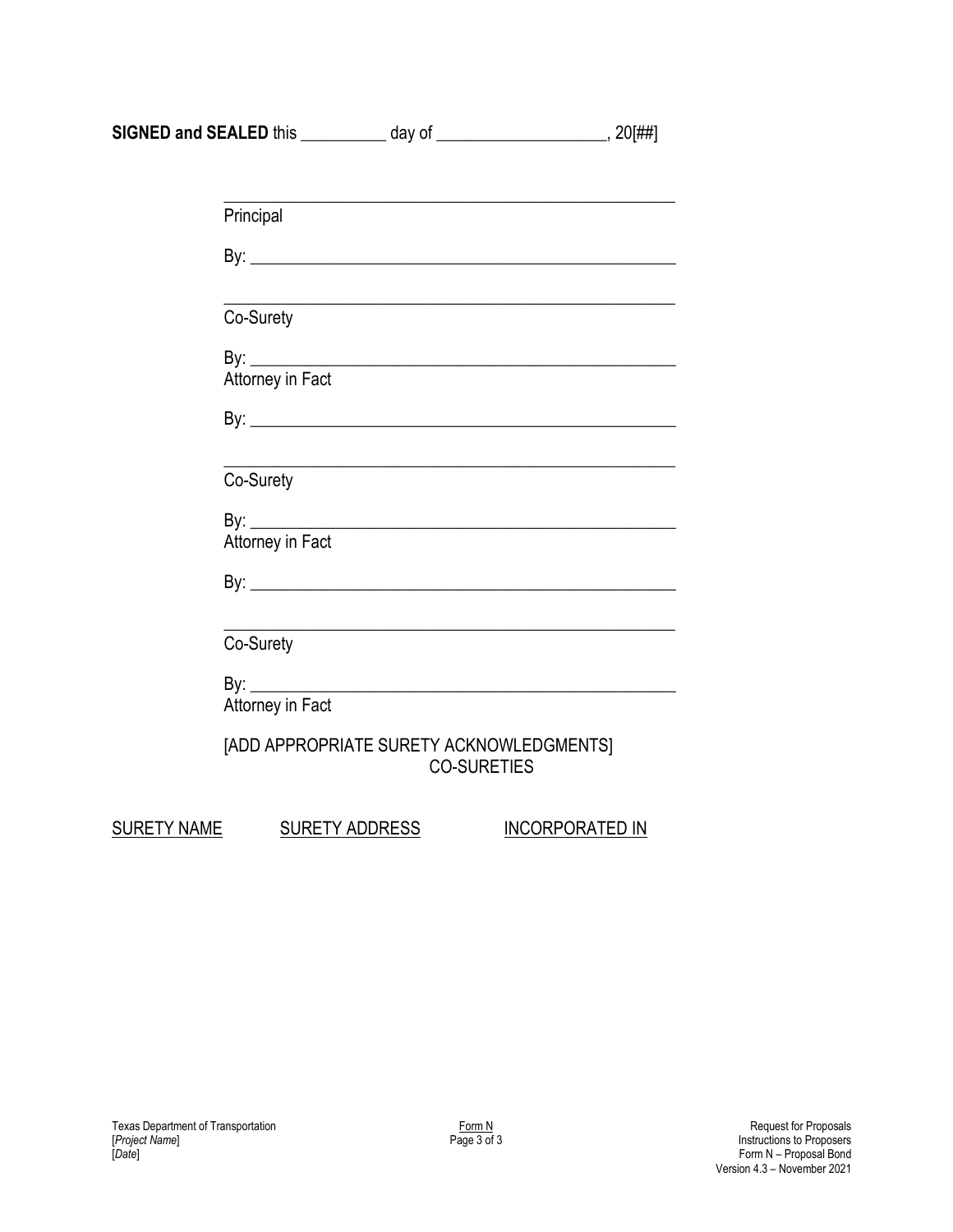**SIGNED and SEALED** this __________ day of ___________________, 20[##]

_______________________________________________
Principal

By: ____________________________________________

_______________________________________________
Co-Surety

By: ____________________________________________
Attorney in Fact

By: ____________________________________________

_______________________________________________
Co-Surety

By: ____________________________________________
Attorney in Fact

By: ____________________________________________

_______________________________________________
Co-Surety

By: ____________________________________________
Attorney in Fact

[ADD APPROPRIATE SURETY ACKNOWLEDGMENTS]

CO-SURETIES

| SURETY NAME | SURETY ADDRESS | INCORPORATED IN |
|---|---|---|
| | | |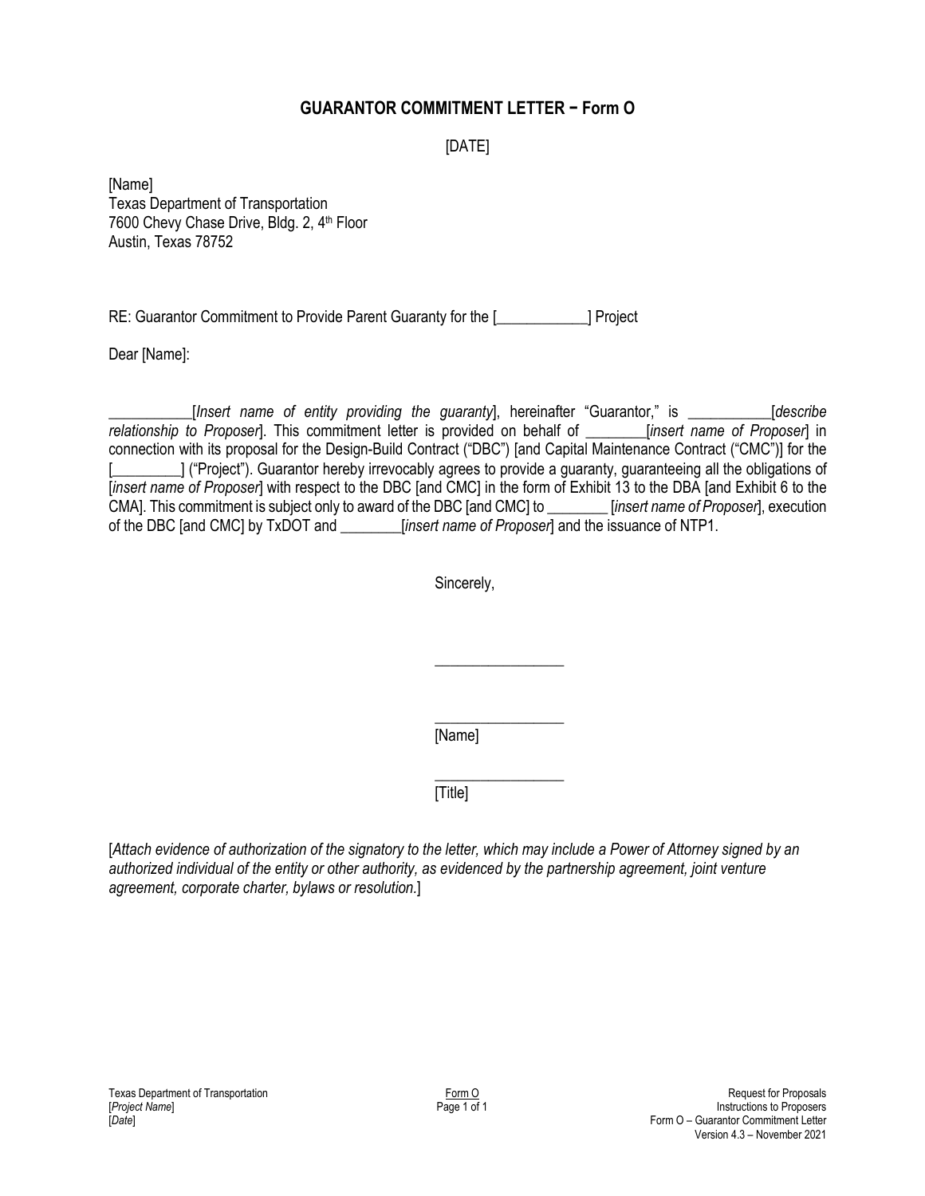# GUARANTOR COMMITMENT LETTER – Form O

[DATE]

[Name]
Texas Department of Transportation
7600 Chevy Chase Drive, Bldg. 2, 4th Floor
Austin, Texas 78752

RE: Guarantor Commitment to Provide Parent Guaranty for the [____________] Project

Dear [Name]:

___________[*Insert name of entity providing the guaranty*], hereinafter "Guarantor," is ___________[*describe relationship to Proposer*]. This commitment letter is provided on behalf of ________[*insert name of Proposer*] in connection with its proposal for the Design-Build Contract ("DBC") [and Capital Maintenance Contract ("CMC")] for the [_________] ("Project"). Guarantor hereby irrevocably agrees to provide a guaranty, guaranteeing all the obligations of [*insert name of Proposer*] with respect to the DBC [and CMC] in the form of Exhibit 13 to the DBA [and Exhibit 6 to the CMA]. This commitment is subject only to award of the DBC [and CMC] to ________ [*insert name of Proposer*], execution of the DBC [and CMC] by TxDOT and ________[*insert name of Proposer*] and the issuance of NTP1.

Sincerely,

_________________

_________________
[Name]

_________________
[Title]

[*Attach evidence of authorization of the signatory to the letter, which may include a Power of Attorney signed by an authorized individual of the entity or other authority, as evidenced by the partnership agreement, joint venture agreement, corporate charter, bylaws or resolution.*]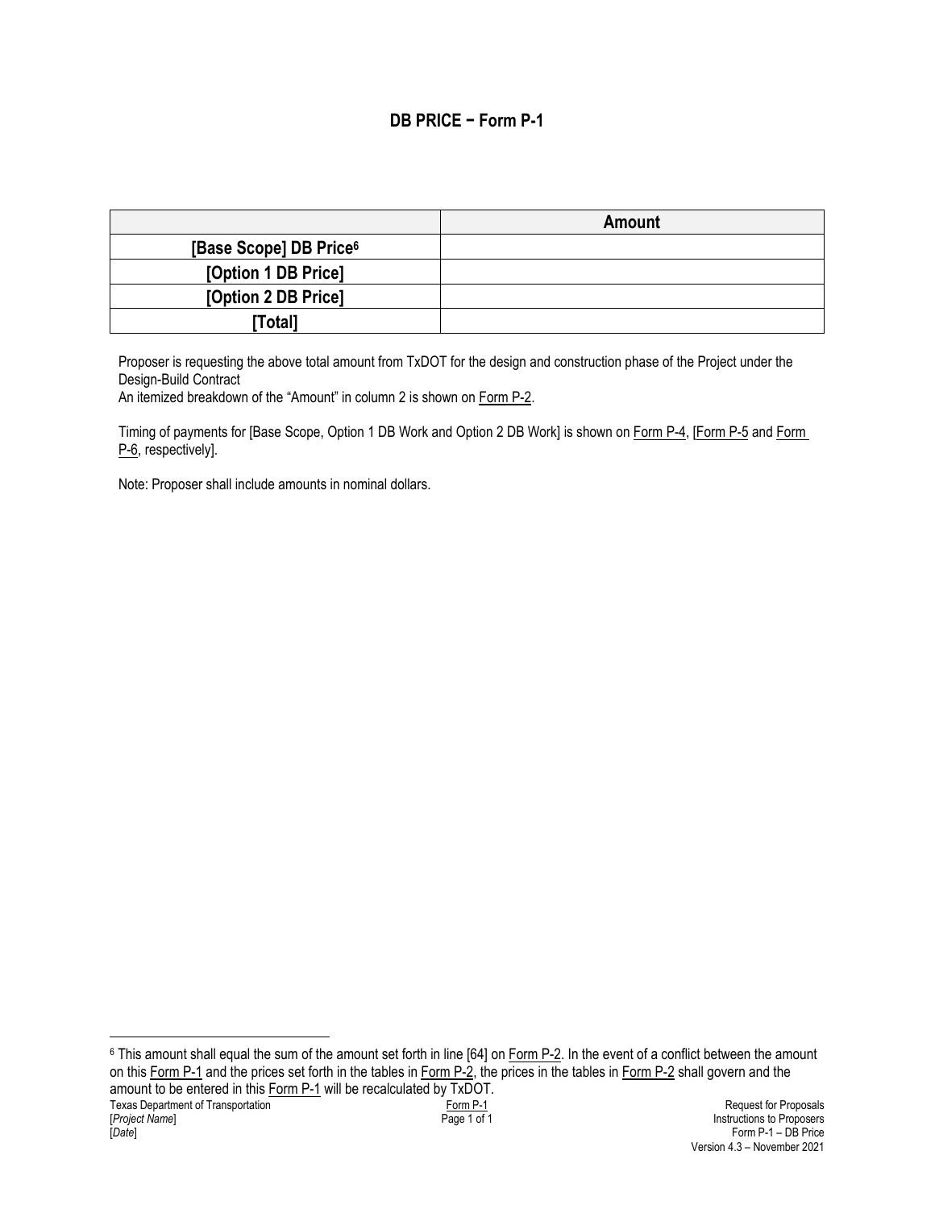## DB PRICE − Form P-1

| | Amount |
|---|---|
| [Base Scope] DB Price[6] | |
| [Option 1 DB Price] | |
| [Option 2 DB Price] | |
| [Total] | |

Proposer is requesting the above total amount from TxDOT for the design and construction phase of the Project under the Design-Build Contract
An itemized breakdown of the "Amount" in column 2 is shown on Form P-2.

Timing of payments for [Base Scope, Option 1 DB Work and Option 2 DB Work] is shown on Form P-4, [Form P-5 and Form P-6, respectively].

Note: Proposer shall include amounts in nominal dollars.

[6] This amount shall equal the sum of the amount set forth in line [64] on Form P-2. In the event of a conflict between the amount on this Form P-1 and the prices set forth in the tables in Form P-2, the prices in the tables in Form P-2 shall govern and the amount to be entered in this Form P-1 will be recalculated by TxDOT.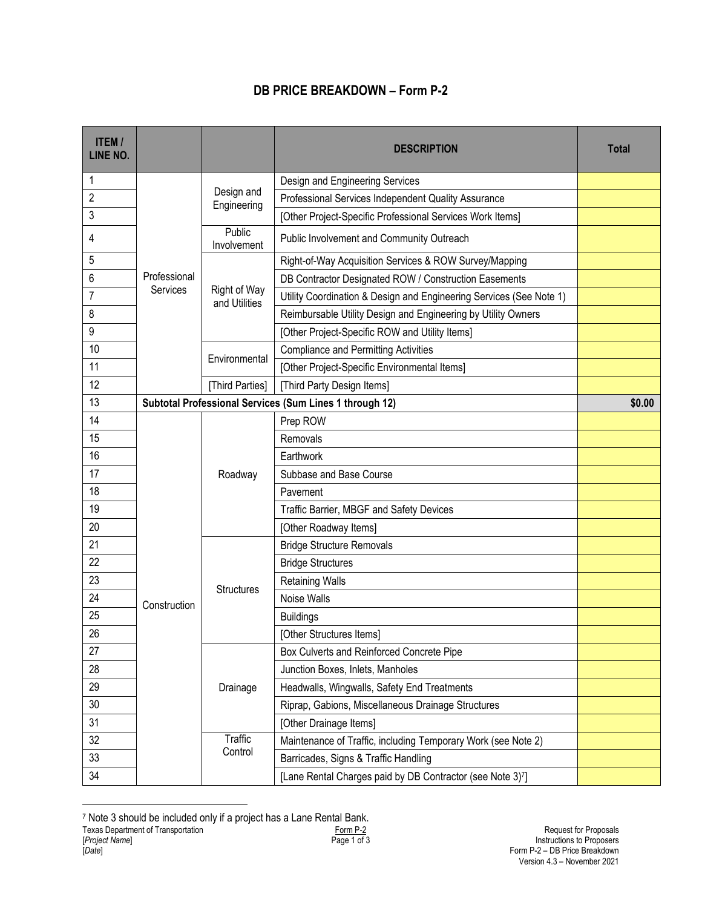## DB PRICE BREAKDOWN – Form P-2

| ITEM / LINE NO. | | | DESCRIPTION | Total |
|---|---|---|---|---|
| 1 | Professional Services | Design and Engineering | Design and Engineering Services | |
| 2 | | | Professional Services Independent Quality Assurance | |
| 3 | | | [Other Project-Specific Professional Services Work Items] | |
| 4 | | Public Involvement | Public Involvement and Community Outreach | |
| 5 | | Right of Way and Utilities | Right-of-Way Acquisition Services & ROW Survey/Mapping | |
| 6 | | | DB Contractor Designated ROW / Construction Easements | |
| 7 | | | Utility Coordination & Design and Engineering Services (See Note 1) | |
| 8 | | | Reimbursable Utility Design and Engineering by Utility Owners | |
| 9 | | | [Other Project-Specific ROW and Utility Items] | |
| 10 | | Environmental | Compliance and Permitting Activities | |
| 11 | | | [Other Project-Specific Environmental Items] | |
| 12 | | [Third Parties] | [Third Party Design Items] | |
| 13 | **Subtotal Professional Services (Sum Lines 1 through 12)** | | | **$0.00** |
| 14 | Construction | Roadway | Prep ROW | |
| 15 | | | Removals | |
| 16 | | | Earthwork | |
| 17 | | | Subbase and Base Course | |
| 18 | | | Pavement | |
| 19 | | | Traffic Barrier, MBGF and Safety Devices | |
| 20 | | | [Other Roadway Items] | |
| 21 | | Structures | Bridge Structure Removals | |
| 22 | | | Bridge Structures | |
| 23 | | | Retaining Walls | |
| 24 | | | Noise Walls | |
| 25 | | | Buildings | |
| 26 | | | [Other Structures Items] | |
| 27 | | Drainage | Box Culverts and Reinforced Concrete Pipe | |
| 28 | | | Junction Boxes, Inlets, Manholes | |
| 29 | | | Headwalls, Wingwalls, Safety End Treatments | |
| 30 | | | Riprap, Gabions, Miscellaneous Drainage Structures | |
| 31 | | | [Other Drainage Items] | |
| 32 | | Traffic Control | Maintenance of Traffic, including Temporary Work (see Note 2) | |
| 33 | | | Barricades, Signs & Traffic Handling | |
| 34 | | | [Lane Rental Charges paid by DB Contractor (see Note 3)[7]] | |

[7] Note 3 should be included only if a project has a Lane Rental Bank.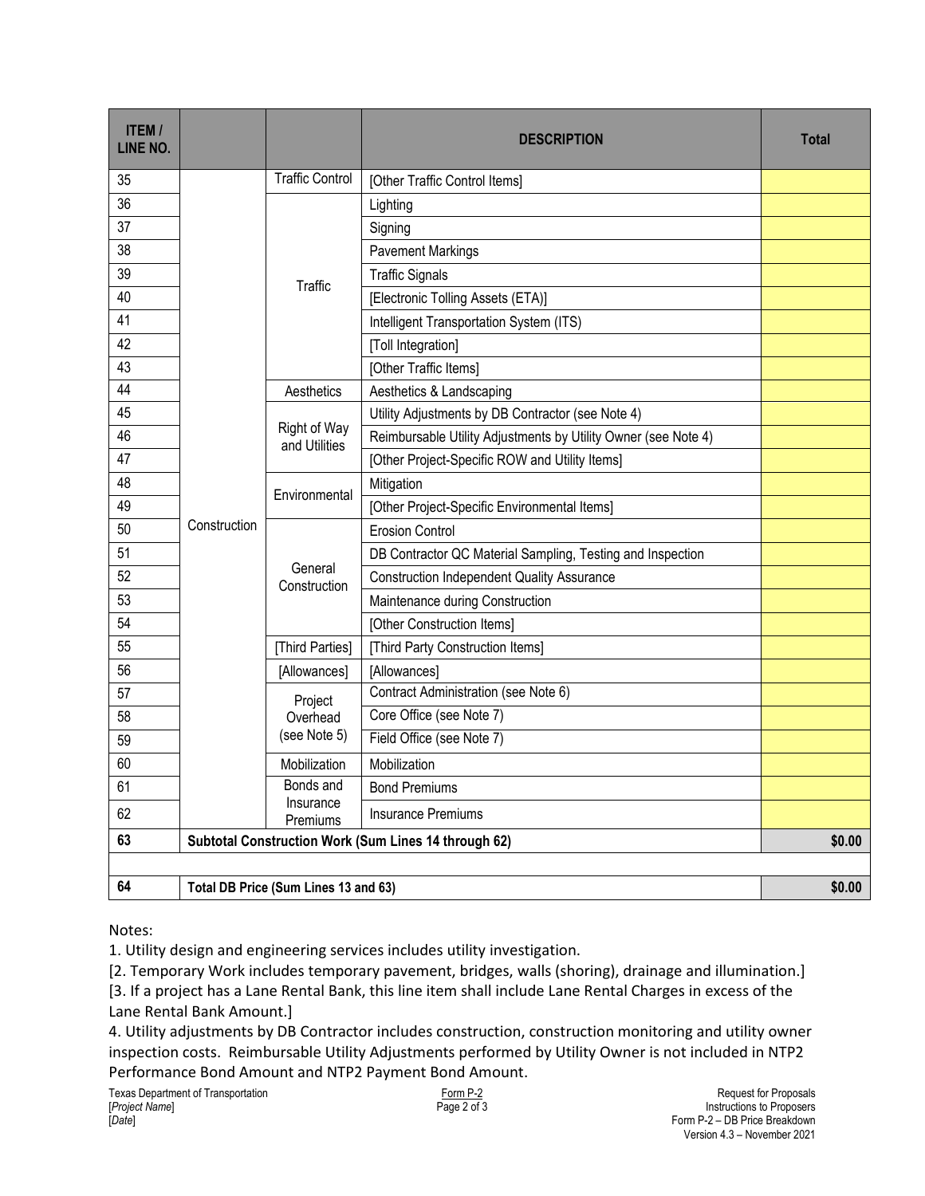| ITEM / LINE NO. | | | DESCRIPTION | Total |
|---|---|---|---|---|
| 35 | Construction | Traffic Control | [Other Traffic Control Items] | |
| 36 | | Traffic | Lighting | |
| 37 | | | Signing | |
| 38 | | | Pavement Markings | |
| 39 | | | Traffic Signals | |
| 40 | | | [Electronic Tolling Assets (ETA)] | |
| 41 | | | Intelligent Transportation System (ITS) | |
| 42 | | | [Toll Integration] | |
| 43 | | | [Other Traffic Items] | |
| 44 | | Aesthetics | Aesthetics & Landscaping | |
| 45 | | Right of Way and Utilities | Utility Adjustments by DB Contractor (see Note 4) | |
| 46 | | | Reimbursable Utility Adjustments by Utility Owner (see Note 4) | |
| 47 | | | [Other Project-Specific ROW and Utility Items] | |
| 48 | | Environmental | Mitigation | |
| 49 | | | [Other Project-Specific Environmental Items] | |
| 50 | | General Construction | Erosion Control | |
| 51 | | | DB Contractor QC Material Sampling, Testing and Inspection | |
| 52 | | | Construction Independent Quality Assurance | |
| 53 | | | Maintenance during Construction | |
| 54 | | | [Other Construction Items] | |
| 55 | | [Third Parties] | [Third Party Construction Items] | |
| 56 | | [Allowances] | [Allowances] | |
| 57 | | Project Overhead (see Note 5) | Contract Administration (see Note 6) | |
| 58 | | | Core Office (see Note 7) | |
| 59 | | | Field Office (see Note 7) | |
| 60 | | Mobilization | Mobilization | |
| 61 | | Bonds and Insurance Premiums | Bond Premiums | |
| 62 | | | Insurance Premiums | |
| **63** | **Subtotal Construction Work (Sum Lines 14 through 62)** | | | **$0.00** |
| | | | | |
| **64** | **Total DB Price (Sum Lines 13 and 63)** | | | **$0.00** |

Notes:

1. Utility design and engineering services includes utility investigation.

[2. Temporary Work includes temporary pavement, bridges, walls (shoring), drainage and illumination.]

[3. If a project has a Lane Rental Bank, this line item shall include Lane Rental Charges in excess of the Lane Rental Bank Amount.]

4. Utility adjustments by DB Contractor includes construction, construction monitoring and utility owner inspection costs. Reimbursable Utility Adjustments performed by Utility Owner is not included in NTP2 Performance Bond Amount and NTP2 Payment Bond Amount.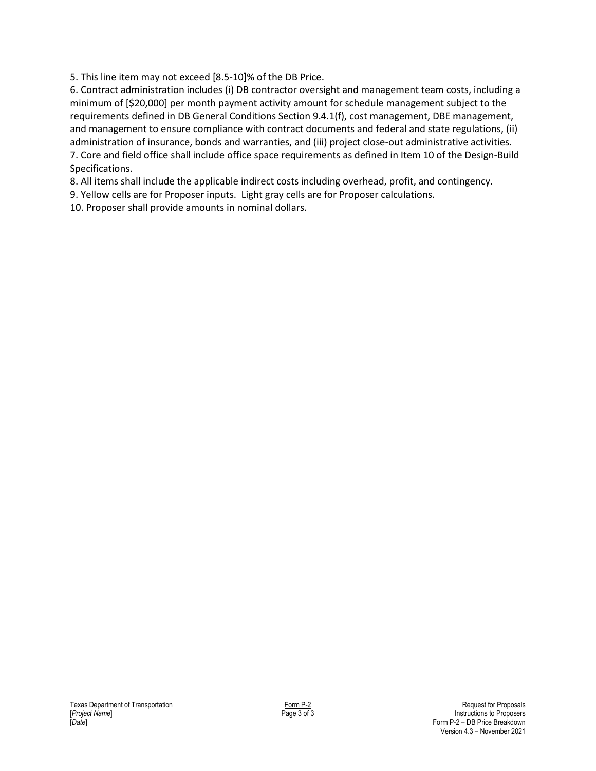5. This line item may not exceed [8.5-10]% of the DB Price.

6. Contract administration includes (i) DB contractor oversight and management team costs, including a minimum of [$20,000] per month payment activity amount for schedule management subject to the requirements defined in DB General Conditions Section 9.4.1(f), cost management, DBE management, and management to ensure compliance with contract documents and federal and state regulations, (ii) administration of insurance, bonds and warranties, and (iii) project close-out administrative activities.

7. Core and field office shall include office space requirements as defined in Item 10 of the Design-Build Specifications.

8. All items shall include the applicable indirect costs including overhead, profit, and contingency.

9. Yellow cells are for Proposer inputs. Light gray cells are for Proposer calculations.

10. Proposer shall provide amounts in nominal dollars.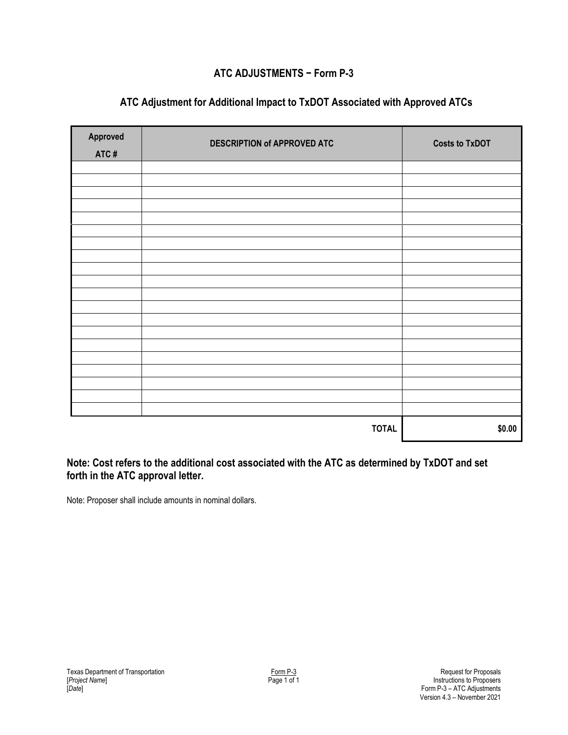# ATC ADJUSTMENTS – Form P-3

## ATC Adjustment for Additional Impact to TxDOT Associated with Approved ATCs

| Approved ATC # | DESCRIPTION of APPROVED ATC | Costs to TxDOT |
|---|---|---|
| | | |
| | | |
| | | |
| | | |
| | | |
| | | |
| | | |
| | | |
| | | |
| | | |
| | | |
| | | |
| | | |
| | | |
| | | |
| | | |
| | | |
| | | |
| | | |
| | | |
| | **TOTAL** | **$0.00** |

**Note: Cost refers to the additional cost associated with the ATC as determined by TxDOT and set forth in the ATC approval letter.**

Note: Proposer shall include amounts in nominal dollars.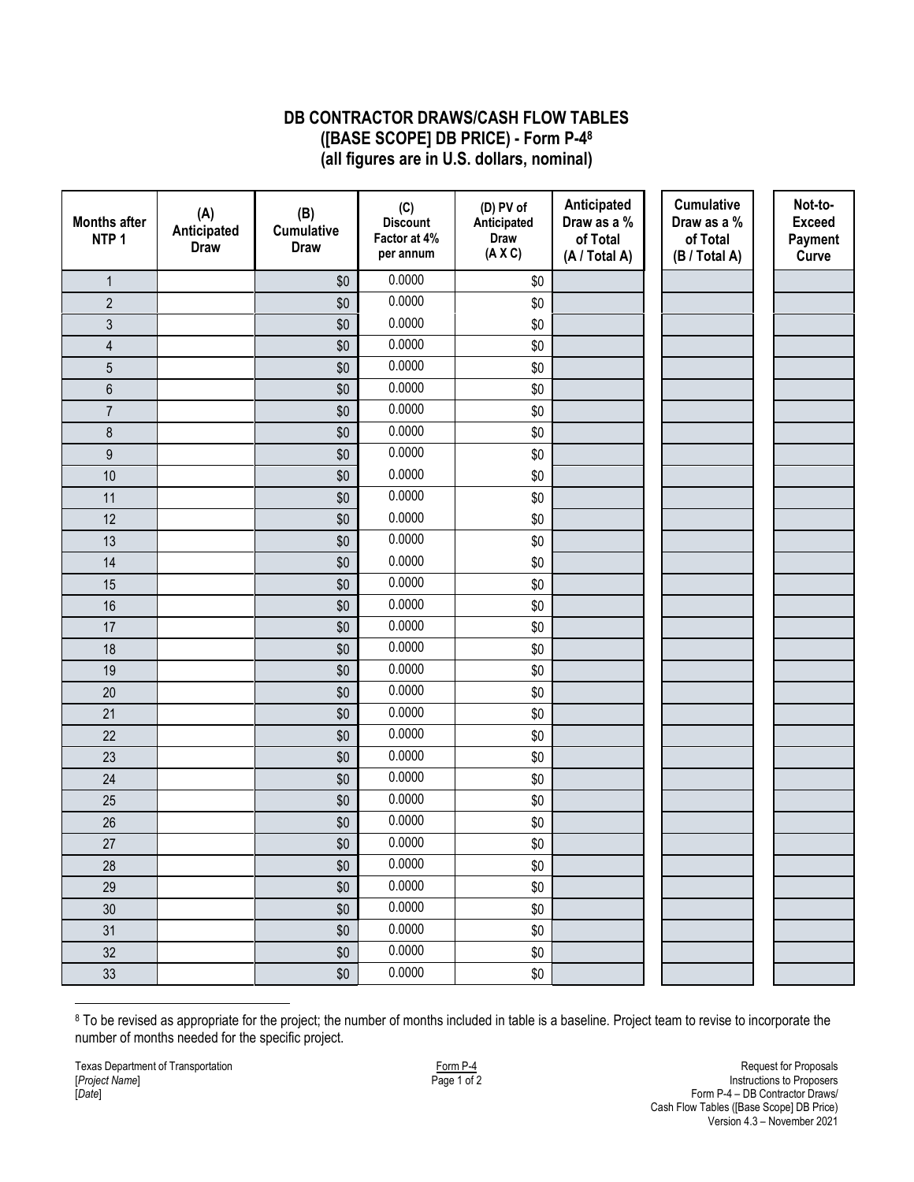# DB CONTRACTOR DRAWS/CASH FLOW TABLES
# ([BASE SCOPE] DB PRICE) - Form P-4[8]
# (all figures are in U.S. dollars, nominal)

| Months after NTP 1 | (A) Anticipated Draw | (B) Cumulative Draw | (C) Discount Factor at 4% per annum | (D) PV of Anticipated Draw (A X C) | Anticipated Draw as a % of Total (A / Total A) | Cumulative Draw as a % of Total (B / Total A) | Not-to-Exceed Payment Curve |
|---|---|---|---|---|---|---|---|
| 1 | | $0 | 0.0000 | $0 | | | |
| 2 | | $0 | 0.0000 | $0 | | | |
| 3 | | $0 | 0.0000 | $0 | | | |
| 4 | | $0 | 0.0000 | $0 | | | |
| 5 | | $0 | 0.0000 | $0 | | | |
| 6 | | $0 | 0.0000 | $0 | | | |
| 7 | | $0 | 0.0000 | $0 | | | |
| 8 | | $0 | 0.0000 | $0 | | | |
| 9 | | $0 | 0.0000 | $0 | | | |
| 10 | | $0 | 0.0000 | $0 | | | |
| 11 | | $0 | 0.0000 | $0 | | | |
| 12 | | $0 | 0.0000 | $0 | | | |
| 13 | | $0 | 0.0000 | $0 | | | |
| 14 | | $0 | 0.0000 | $0 | | | |
| 15 | | $0 | 0.0000 | $0 | | | |
| 16 | | $0 | 0.0000 | $0 | | | |
| 17 | | $0 | 0.0000 | $0 | | | |
| 18 | | $0 | 0.0000 | $0 | | | |
| 19 | | $0 | 0.0000 | $0 | | | |
| 20 | | $0 | 0.0000 | $0 | | | |
| 21 | | $0 | 0.0000 | $0 | | | |
| 22 | | $0 | 0.0000 | $0 | | | |
| 23 | | $0 | 0.0000 | $0 | | | |
| 24 | | $0 | 0.0000 | $0 | | | |
| 25 | | $0 | 0.0000 | $0 | | | |
| 26 | | $0 | 0.0000 | $0 | | | |
| 27 | | $0 | 0.0000 | $0 | | | |
| 28 | | $0 | 0.0000 | $0 | | | |
| 29 | | $0 | 0.0000 | $0 | | | |
| 30 | | $0 | 0.0000 | $0 | | | |
| 31 | | $0 | 0.0000 | $0 | | | |
| 32 | | $0 | 0.0000 | $0 | | | |
| 33 | | $0 | 0.0000 | $0 | | | |

[8] To be revised as appropriate for the project; the number of months included in table is a baseline. Project team to revise to incorporate the number of months needed for the specific project.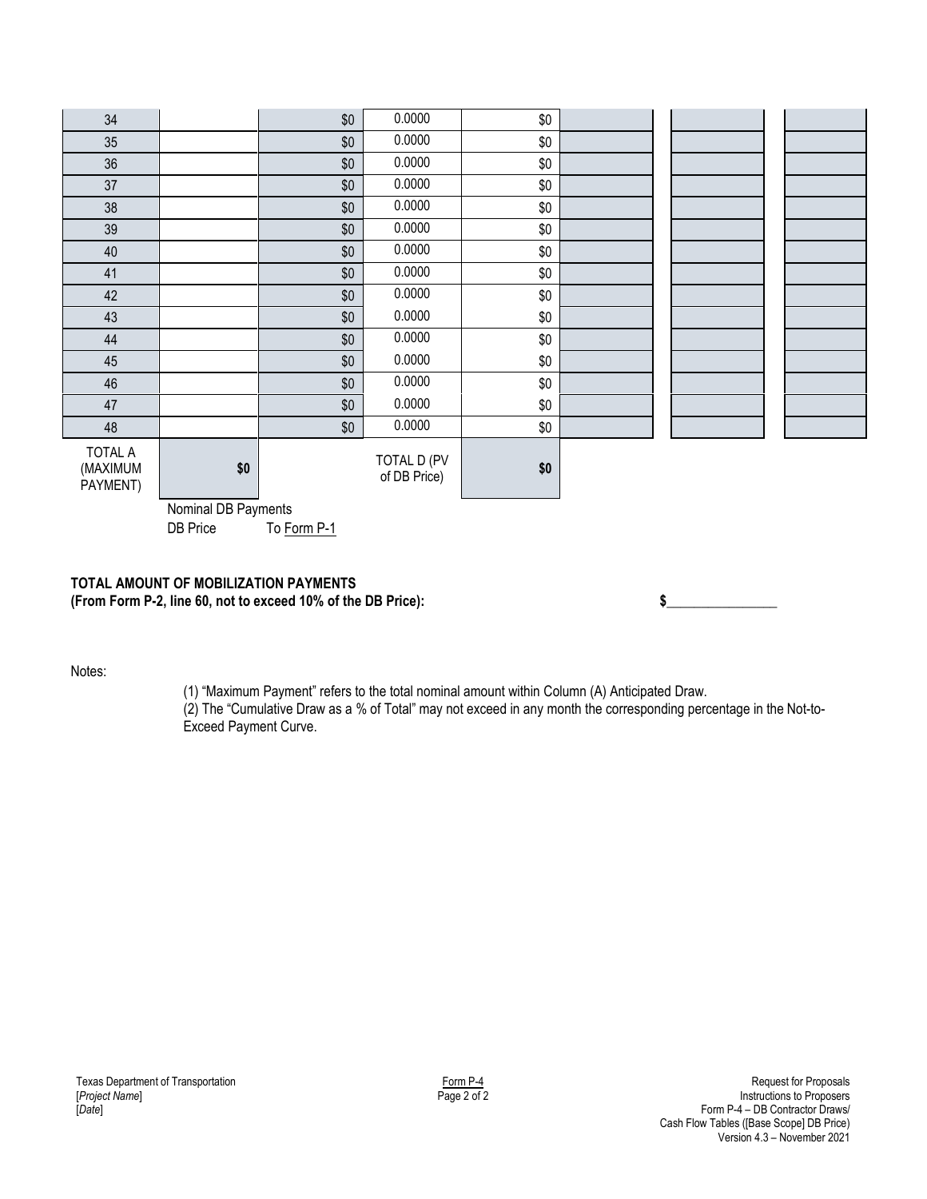| | | | | | | | |
|---|---|---|---|---|---|---|---|
| 34 | | $0 | 0.0000 | $0 | | | |
| 35 | | $0 | 0.0000 | $0 | | | |
| 36 | | $0 | 0.0000 | $0 | | | |
| 37 | | $0 | 0.0000 | $0 | | | |
| 38 | | $0 | 0.0000 | $0 | | | |
| 39 | | $0 | 0.0000 | $0 | | | |
| 40 | | $0 | 0.0000 | $0 | | | |
| 41 | | $0 | 0.0000 | $0 | | | |
| 42 | | $0 | 0.0000 | $0 | | | |
| 43 | | $0 | 0.0000 | $0 | | | |
| 44 | | $0 | 0.0000 | $0 | | | |
| 45 | | $0 | 0.0000 | $0 | | | |
| 46 | | $0 | 0.0000 | $0 | | | |
| 47 | | $0 | 0.0000 | $0 | | | |
| 48 | | $0 | 0.0000 | $0 | | | |
| TOTAL A (MAXIMUM PAYMENT) | **$0** | | TOTAL D (PV of DB Price) | **$0** | | | |
| | Nominal DB Payments DB Price | To Form P-1 | | | | | |

**TOTAL AMOUNT OF MOBILIZATION PAYMENTS**
**(From Form P-2, line 60, not to exceed 10% of the DB Price):** **$**________________

Notes:

(1) "Maximum Payment" refers to the total nominal amount within Column (A) Anticipated Draw.
(2) The "Cumulative Draw as a % of Total" may not exceed in any month the corresponding percentage in the Not-to-Exceed Payment Curve.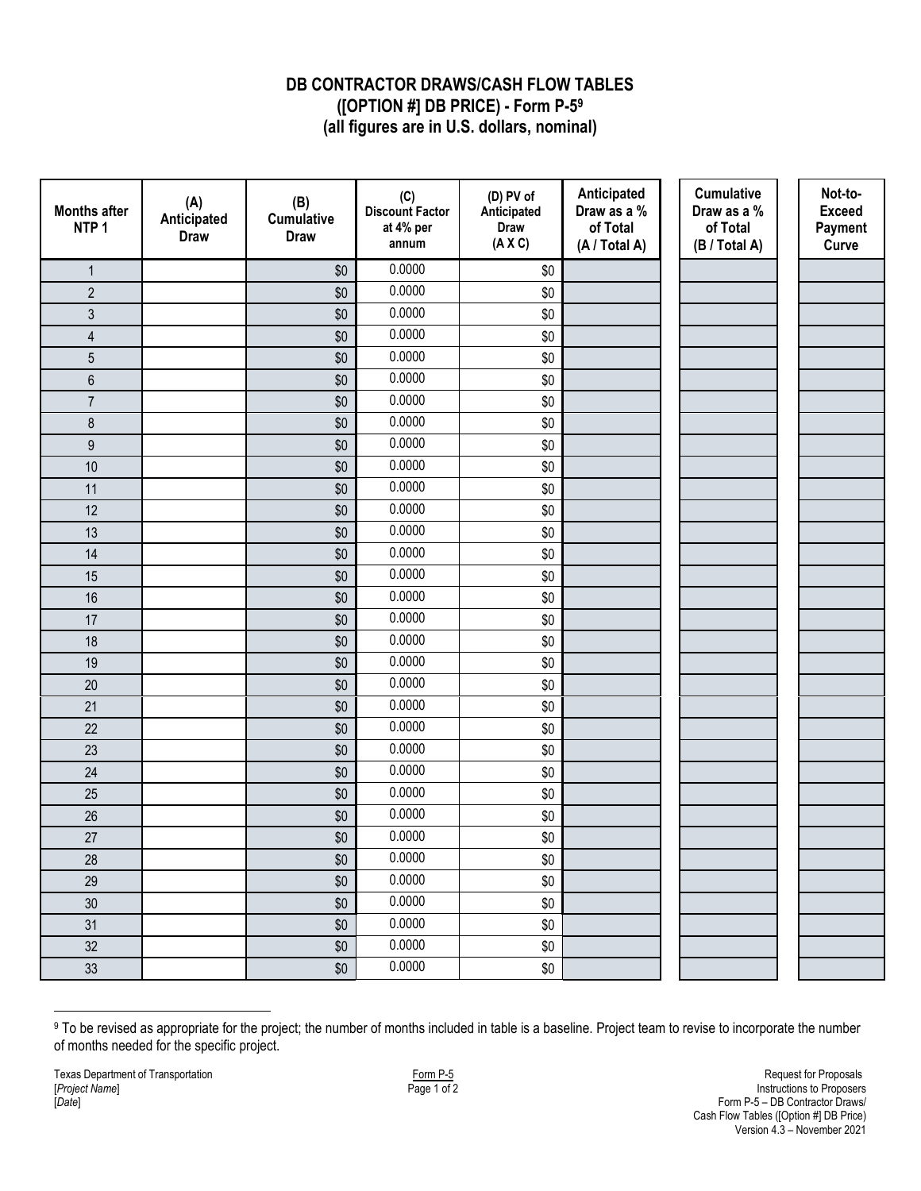## DB CONTRACTOR DRAWS/CASH FLOW TABLES
## ([OPTION #] DB PRICE) - Form P-5[9]
## (all figures are in U.S. dollars, nominal)

| Months after NTP 1 | (A) Anticipated Draw | (B) Cumulative Draw | (C) Discount Factor at 4% per annum | (D) PV of Anticipated Draw (A X C) | Anticipated Draw as a % of Total (A / Total A) | Cumulative Draw as a % of Total (B / Total A) | Not-to-Exceed Payment Curve |
|---|---|---|---|---|---|---|---|
| 1 | | $0 | 0.0000 | $0 | | | |
| 2 | | $0 | 0.0000 | $0 | | | |
| 3 | | $0 | 0.0000 | $0 | | | |
| 4 | | $0 | 0.0000 | $0 | | | |
| 5 | | $0 | 0.0000 | $0 | | | |
| 6 | | $0 | 0.0000 | $0 | | | |
| 7 | | $0 | 0.0000 | $0 | | | |
| 8 | | $0 | 0.0000 | $0 | | | |
| 9 | | $0 | 0.0000 | $0 | | | |
| 10 | | $0 | 0.0000 | $0 | | | |
| 11 | | $0 | 0.0000 | $0 | | | |
| 12 | | $0 | 0.0000 | $0 | | | |
| 13 | | $0 | 0.0000 | $0 | | | |
| 14 | | $0 | 0.0000 | $0 | | | |
| 15 | | $0 | 0.0000 | $0 | | | |
| 16 | | $0 | 0.0000 | $0 | | | |
| 17 | | $0 | 0.0000 | $0 | | | |
| 18 | | $0 | 0.0000 | $0 | | | |
| 19 | | $0 | 0.0000 | $0 | | | |
| 20 | | $0 | 0.0000 | $0 | | | |
| 21 | | $0 | 0.0000 | $0 | | | |
| 22 | | $0 | 0.0000 | $0 | | | |
| 23 | | $0 | 0.0000 | $0 | | | |
| 24 | | $0 | 0.0000 | $0 | | | |
| 25 | | $0 | 0.0000 | $0 | | | |
| 26 | | $0 | 0.0000 | $0 | | | |
| 27 | | $0 | 0.0000 | $0 | | | |
| 28 | | $0 | 0.0000 | $0 | | | |
| 29 | | $0 | 0.0000 | $0 | | | |
| 30 | | $0 | 0.0000 | $0 | | | |
| 31 | | $0 | 0.0000 | $0 | | | |
| 32 | | $0 | 0.0000 | $0 | | | |
| 33 | | $0 | 0.0000 | $0 | | | |

[9] To be revised as appropriate for the project; the number of months included in table is a baseline. Project team to revise to incorporate the number of months needed for the specific project.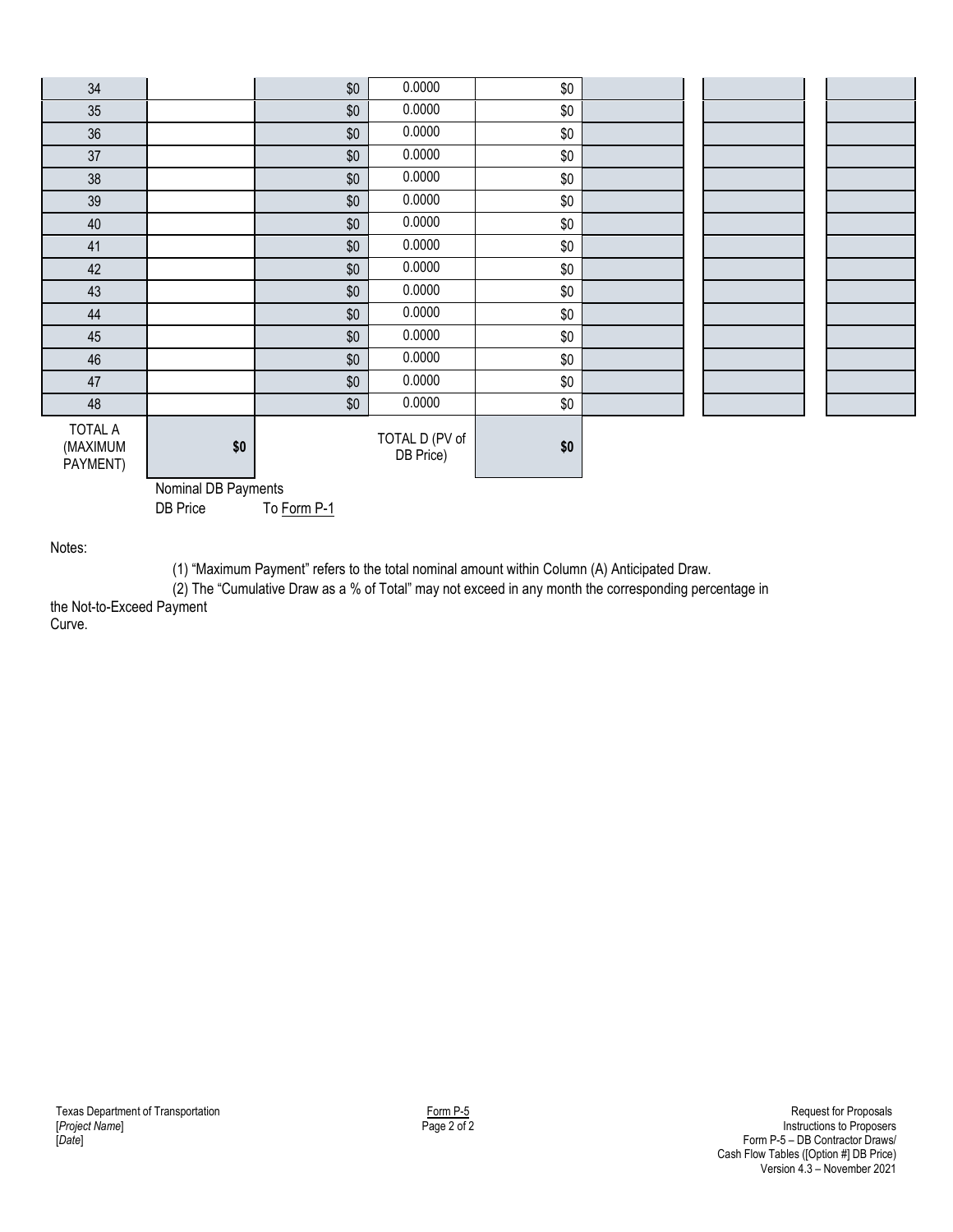| | | | | | | | |
|---|---|---|---|---|---|---|---|
| 34 | | $0 | 0.0000 | $0 | | | |
| 35 | | $0 | 0.0000 | $0 | | | |
| 36 | | $0 | 0.0000 | $0 | | | |
| 37 | | $0 | 0.0000 | $0 | | | |
| 38 | | $0 | 0.0000 | $0 | | | |
| 39 | | $0 | 0.0000 | $0 | | | |
| 40 | | $0 | 0.0000 | $0 | | | |
| 41 | | $0 | 0.0000 | $0 | | | |
| 42 | | $0 | 0.0000 | $0 | | | |
| 43 | | $0 | 0.0000 | $0 | | | |
| 44 | | $0 | 0.0000 | $0 | | | |
| 45 | | $0 | 0.0000 | $0 | | | |
| 46 | | $0 | 0.0000 | $0 | | | |
| 47 | | $0 | 0.0000 | $0 | | | |
| 48 | | $0 | 0.0000 | $0 | | | |
| TOTAL A (MAXIMUM PAYMENT) | **$0** | | TOTAL D (PV of DB Price) | **$0** | | | |
| | Nominal DB Payments | | | | | | |
| | DB Price | To Form P-1 | | | | | |

Notes:

(1) "Maximum Payment" refers to the total nominal amount within Column (A) Anticipated Draw.

(2) The "Cumulative Draw as a % of Total" may not exceed in any month the corresponding percentage in the Not-to-Exceed Payment Curve.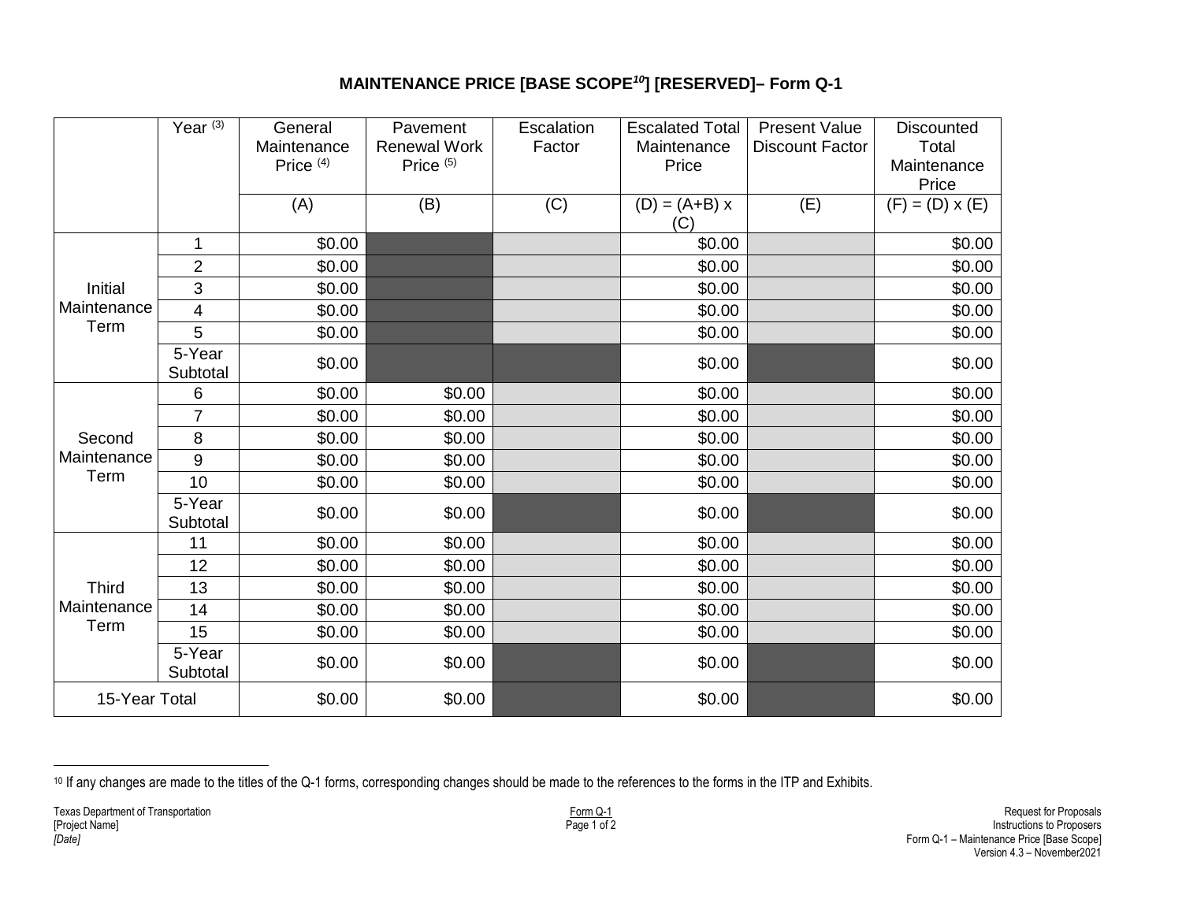# MAINTENANCE PRICE [BASE SCOPE[10]] [RESERVED]– Form Q-1

| | Year (3) | General Maintenance Price (4) | Pavement Renewal Work Price (5) | Escalation Factor | Escalated Total Maintenance Price | Present Value Discount Factor | Discounted Total Maintenance Price |
|---|---|---|---|---|---|---|---|
| | | (A) | (B) | (C) | (D) = (A+B) x (C) | (E) | (F) = (D) x (E) |
| Initial Maintenance Term | 1 | $0.00 | | | $0.00 | | $0.00 |
| | 2 | $0.00 | | | $0.00 | | $0.00 |
| | 3 | $0.00 | | | $0.00 | | $0.00 |
| | 4 | $0.00 | | | $0.00 | | $0.00 |
| | 5 | $0.00 | | | $0.00 | | $0.00 |
| | 5-Year Subtotal | $0.00 | | | $0.00 | | $0.00 |
| Second Maintenance Term | 6 | $0.00 | $0.00 | | $0.00 | | $0.00 |
| | 7 | $0.00 | $0.00 | | $0.00 | | $0.00 |
| | 8 | $0.00 | $0.00 | | $0.00 | | $0.00 |
| | 9 | $0.00 | $0.00 | | $0.00 | | $0.00 |
| | 10 | $0.00 | $0.00 | | $0.00 | | $0.00 |
| | 5-Year Subtotal | $0.00 | $0.00 | | $0.00 | | $0.00 |
| Third Maintenance Term | 11 | $0.00 | $0.00 | | $0.00 | | $0.00 |
| | 12 | $0.00 | $0.00 | | $0.00 | | $0.00 |
| | 13 | $0.00 | $0.00 | | $0.00 | | $0.00 |
| | 14 | $0.00 | $0.00 | | $0.00 | | $0.00 |
| | 15 | $0.00 | $0.00 | | $0.00 | | $0.00 |
| | 5-Year Subtotal | $0.00 | $0.00 | | $0.00 | | $0.00 |
| 15-Year Total | | $0.00 | $0.00 | | $0.00 | | $0.00 |

[10] If any changes are made to the titles of the Q-1 forms, corresponding changes should be made to the references to the forms in the ITP and Exhibits.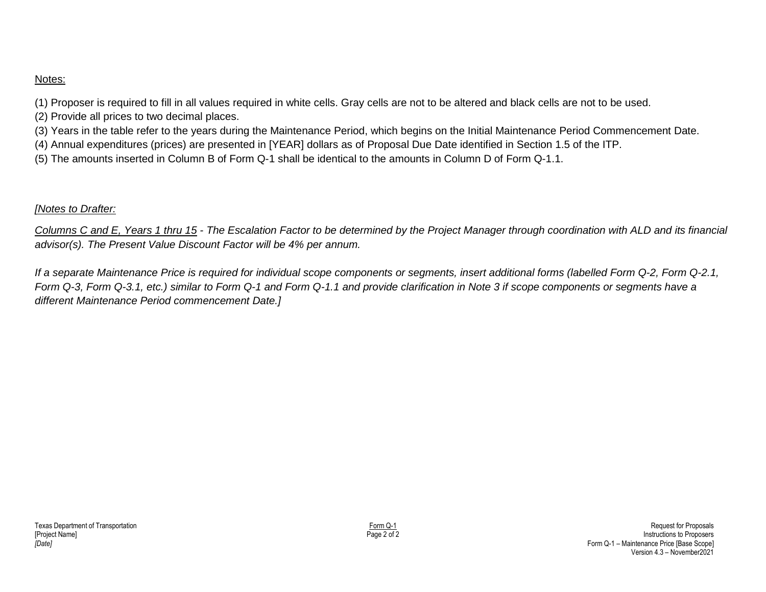Notes:

(1) Proposer is required to fill in all values required in white cells. Gray cells are not to be altered and black cells are not to be used.
(2) Provide all prices to two decimal places.
(3) Years in the table refer to the years during the Maintenance Period, which begins on the Initial Maintenance Period Commencement Date.
(4) Annual expenditures (prices) are presented in [YEAR] dollars as of Proposal Due Date identified in Section 1.5 of the ITP.
(5) The amounts inserted in Column B of Form Q-1 shall be identical to the amounts in Column D of Form Q-1.1.

*[Notes to Drafter:*

*Columns C and E, Years 1 thru 15 - The Escalation Factor to be determined by the Project Manager through coordination with ALD and its financial advisor(s). The Present Value Discount Factor will be 4% per annum.*

*If a separate Maintenance Price is required for individual scope components or segments, insert additional forms (labelled Form Q-2, Form Q-2.1, Form Q-3, Form Q-3.1, etc.) similar to Form Q-1 and Form Q-1.1 and provide clarification in Note 3 if scope components or segments have a different Maintenance Period commencement Date.]*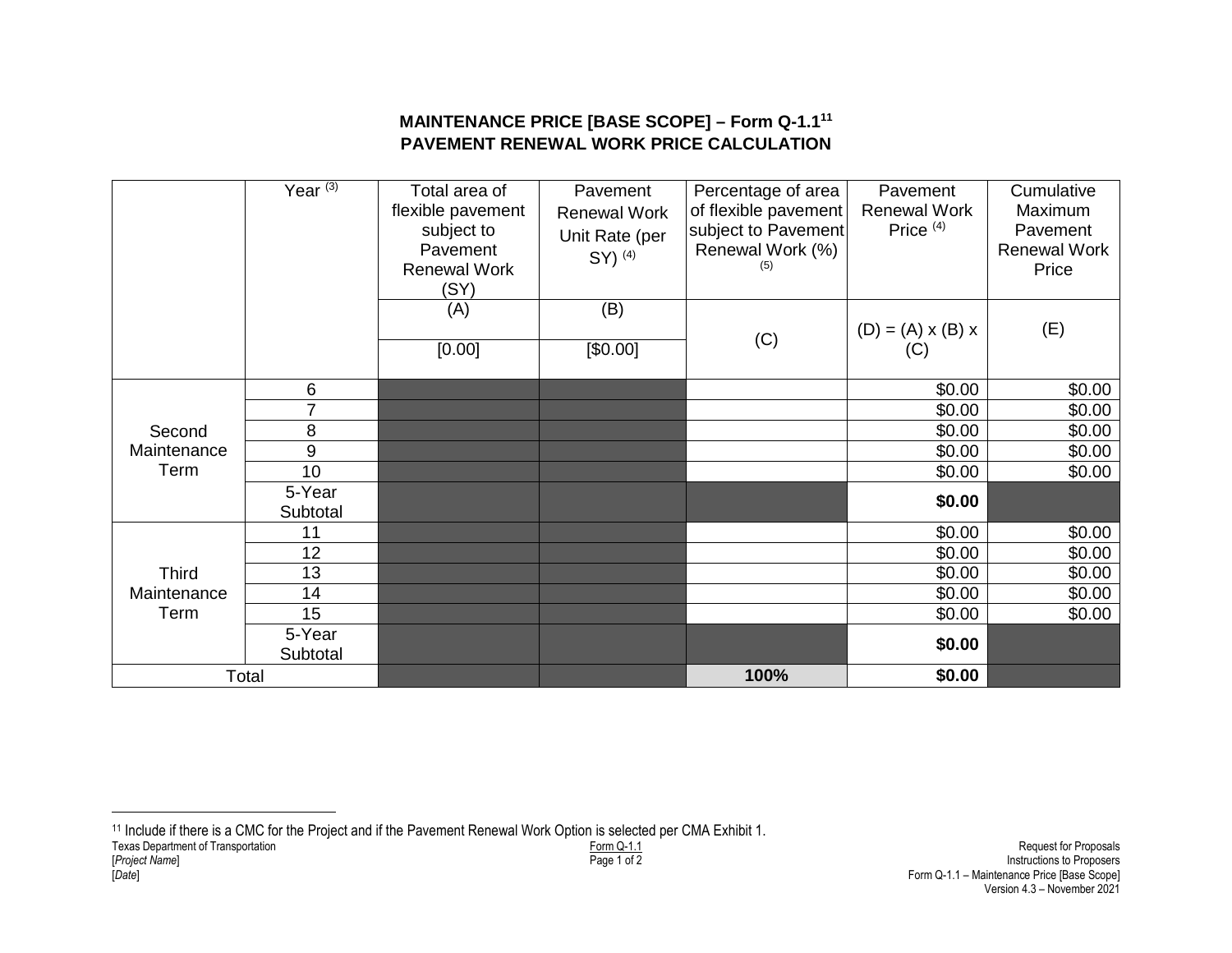**MAINTENANCE PRICE [BASE SCOPE] – Form Q-1.1[11]**
**PAVEMENT RENEWAL WORK PRICE CALCULATION**

| | Year (3) | Total area of flexible pavement subject to Pavement Renewal Work (SY) | Pavement Renewal Work Unit Rate (per SY) (4) | Percentage of area of flexible pavement subject to Pavement Renewal Work (%) (5) | Pavement Renewal Work Price (4) | Cumulative Maximum Pavement Renewal Work Price |
|---|---|---|---|---|---|---|
| | | (A) | (B) | (C) | (D) = (A) x (B) x (C) | (E) |
| | | [0.00] | [$0.00] | | | |
| Second Maintenance Term | 6 | | | | $0.00 | $0.00 |
| | 7 | | | | $0.00 | $0.00 |
| | 8 | | | | $0.00 | $0.00 |
| | 9 | | | | $0.00 | $0.00 |
| | 10 | | | | $0.00 | $0.00 |
| | 5-Year Subtotal | | | | **$0.00** | |
| Third Maintenance Term | 11 | | | | $0.00 | $0.00 |
| | 12 | | | | $0.00 | $0.00 |
| | 13 | | | | $0.00 | $0.00 |
| | 14 | | | | $0.00 | $0.00 |
| | 15 | | | | $0.00 | $0.00 |
| | 5-Year Subtotal | | | | **$0.00** | |
| Total | | | | **100%** | **$0.00** | |

[11] Include if there is a CMC for the Project and if the Pavement Renewal Work Option is selected per CMA Exhibit 1.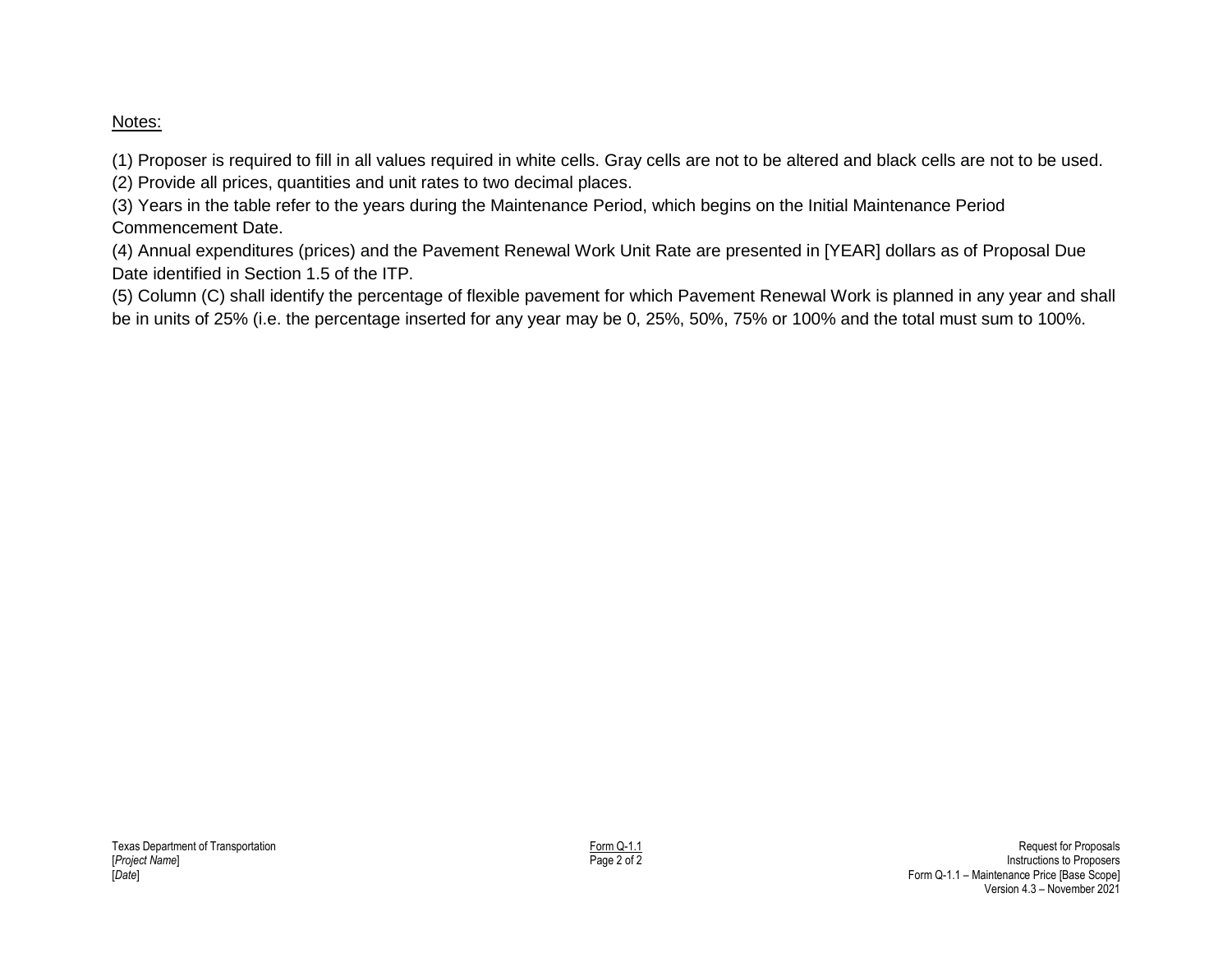Notes:

(1) Proposer is required to fill in all values required in white cells. Gray cells are not to be altered and black cells are not to be used.

(2) Provide all prices, quantities and unit rates to two decimal places.

(3) Years in the table refer to the years during the Maintenance Period, which begins on the Initial Maintenance Period Commencement Date.

(4) Annual expenditures (prices) and the Pavement Renewal Work Unit Rate are presented in [YEAR] dollars as of Proposal Due Date identified in Section 1.5 of the ITP.

(5) Column (C) shall identify the percentage of flexible pavement for which Pavement Renewal Work is planned in any year and shall be in units of 25% (i.e. the percentage inserted for any year may be 0, 25%, 50%, 75% or 100% and the total must sum to 100%.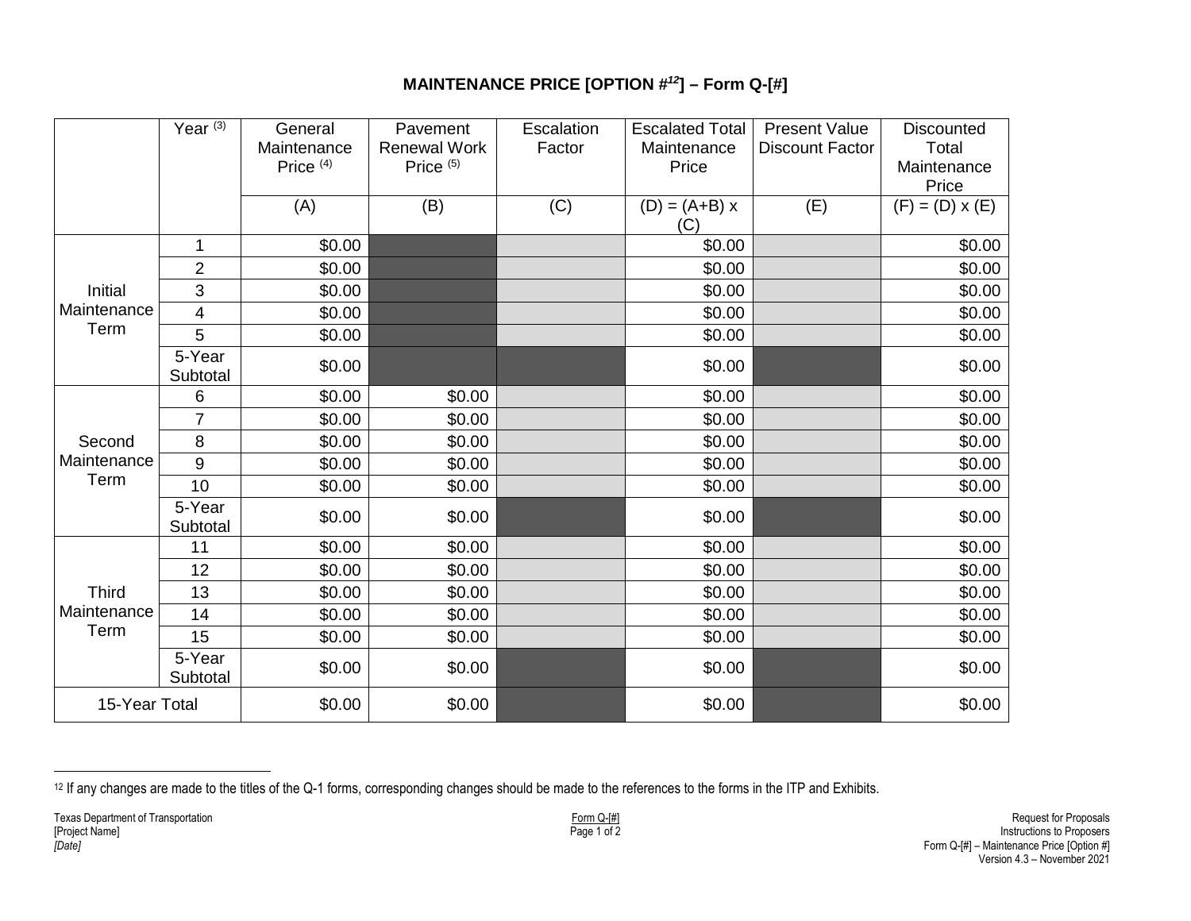## MAINTENANCE PRICE [OPTION #[12]] – Form Q-[#]

| | Year [3] | General Maintenance Price [4] | Pavement Renewal Work Price [5] | Escalation Factor | Escalated Total Maintenance Price | Present Value Discount Factor | Discounted Total Maintenance Price |
|---|---|---|---|---|---|---|---|
| | | (A) | (B) | (C) | (D) = (A+B) x (C) | (E) | (F) = (D) x (E) |
| Initial Maintenance Term | 1 | $0.00 | | | $0.00 | | $0.00 |
| | 2 | $0.00 | | | $0.00 | | $0.00 |
| | 3 | $0.00 | | | $0.00 | | $0.00 |
| | 4 | $0.00 | | | $0.00 | | $0.00 |
| | 5 | $0.00 | | | $0.00 | | $0.00 |
| | 5-Year Subtotal | $0.00 | | | $0.00 | | $0.00 |
| Second Maintenance Term | 6 | $0.00 | $0.00 | | $0.00 | | $0.00 |
| | 7 | $0.00 | $0.00 | | $0.00 | | $0.00 |
| | 8 | $0.00 | $0.00 | | $0.00 | | $0.00 |
| | 9 | $0.00 | $0.00 | | $0.00 | | $0.00 |
| | 10 | $0.00 | $0.00 | | $0.00 | | $0.00 |
| | 5-Year Subtotal | $0.00 | $0.00 | | $0.00 | | $0.00 |
| Third Maintenance Term | 11 | $0.00 | $0.00 | | $0.00 | | $0.00 |
| | 12 | $0.00 | $0.00 | | $0.00 | | $0.00 |
| | 13 | $0.00 | $0.00 | | $0.00 | | $0.00 |
| | 14 | $0.00 | $0.00 | | $0.00 | | $0.00 |
| | 15 | $0.00 | $0.00 | | $0.00 | | $0.00 |
| | 5-Year Subtotal | $0.00 | $0.00 | | $0.00 | | $0.00 |
| 15-Year Total | | $0.00 | $0.00 | | $0.00 | | $0.00 |

[12] If any changes are made to the titles of the Q-1 forms, corresponding changes should be made to the references to the forms in the ITP and Exhibits.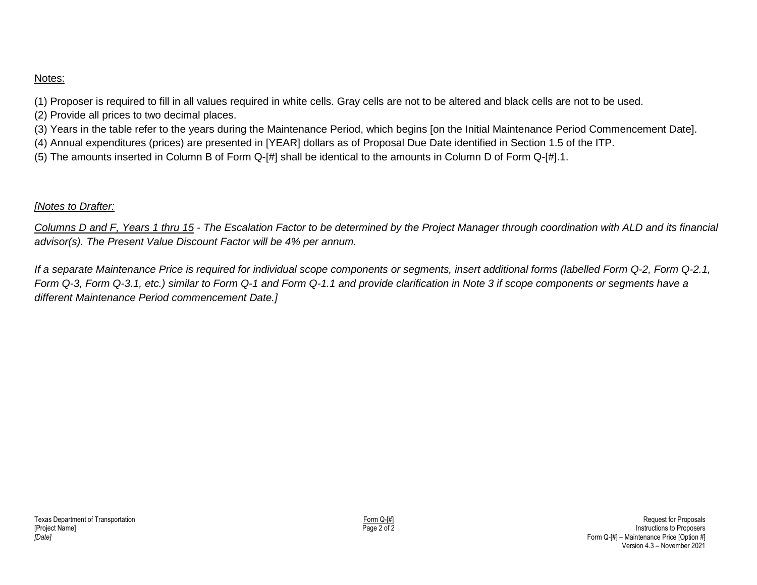Notes:

(1) Proposer is required to fill in all values required in white cells. Gray cells are not to be altered and black cells are not to be used.
(2) Provide all prices to two decimal places.
(3) Years in the table refer to the years during the Maintenance Period, which begins [on the Initial Maintenance Period Commencement Date].
(4) Annual expenditures (prices) are presented in [YEAR] dollars as of Proposal Due Date identified in Section 1.5 of the ITP.
(5) The amounts inserted in Column B of Form Q-[#] shall be identical to the amounts in Column D of Form Q-[#].1.

*[Notes to Drafter:*

*Columns D and F, Years 1 thru 15 - The Escalation Factor to be determined by the Project Manager through coordination with ALD and its financial advisor(s). The Present Value Discount Factor will be 4% per annum.*

*If a separate Maintenance Price is required for individual scope components or segments, insert additional forms (labelled Form Q-2, Form Q-2.1, Form Q-3, Form Q-3.1, etc.) similar to Form Q-1 and Form Q-1.1 and provide clarification in Note 3 if scope components or segments have a different Maintenance Period commencement Date.]*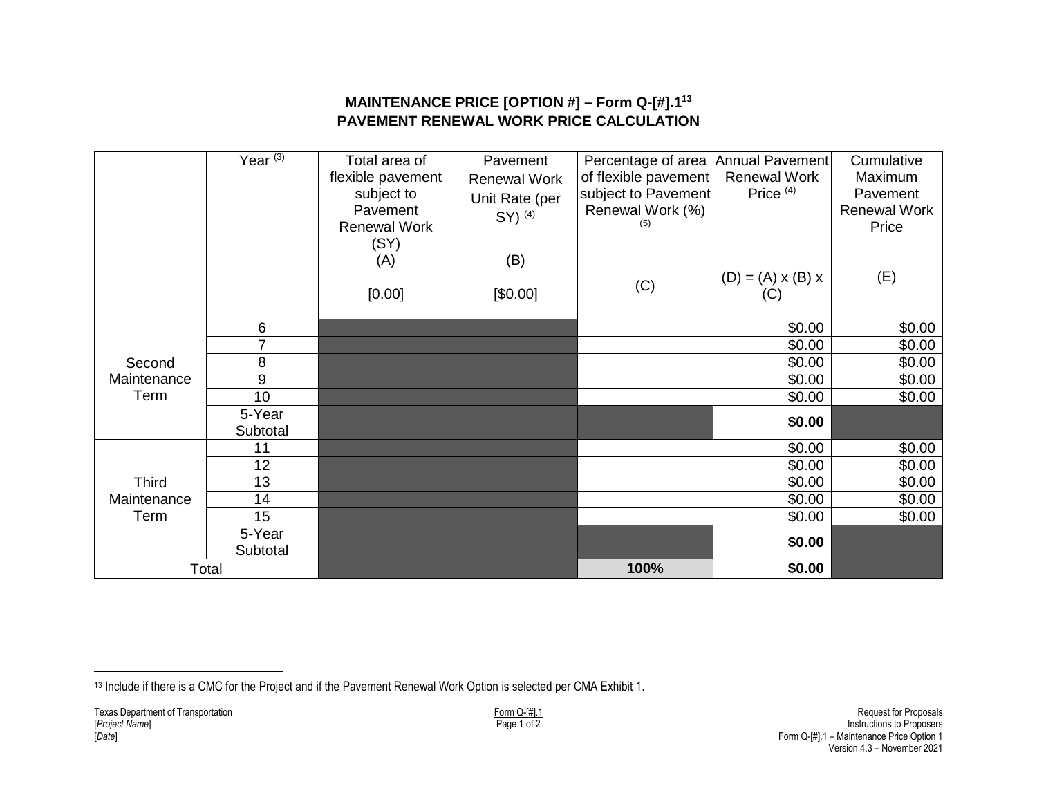**MAINTENANCE PRICE [OPTION #] – Form Q-[#].1[13]**
**PAVEMENT RENEWAL WORK PRICE CALCULATION**

| | Year [(3)] | Total area of flexible pavement subject to Pavement Renewal Work (SY) | Pavement Renewal Work Unit Rate (per SY) [(4)] | Percentage of area of flexible pavement subject to Pavement Renewal Work (%) [(5)] | Annual Pavement Renewal Work Price [(4)] | Cumulative Maximum Pavement Renewal Work Price |
|---|---|---|---|---|---|---|
| | | (A) | (B) | (C) | (D) = (A) x (B) x (C) | (E) |
| | | [0.00] | [$0.00] | | | |
| Second Maintenance Term | 6 | | | | $0.00 | $0.00 |
| | 7 | | | | $0.00 | $0.00 |
| | 8 | | | | $0.00 | $0.00 |
| | 9 | | | | $0.00 | $0.00 |
| | 10 | | | | $0.00 | $0.00 |
| | 5-Year Subtotal | | | | **$0.00** | |
| Third Maintenance Term | 11 | | | | $0.00 | $0.00 |
| | 12 | | | | $0.00 | $0.00 |
| | 13 | | | | $0.00 | $0.00 |
| | 14 | | | | $0.00 | $0.00 |
| | 15 | | | | $0.00 | $0.00 |
| | 5-Year Subtotal | | | | **$0.00** | |
| Total | | | | **100%** | **$0.00** | |

[13] Include if there is a CMC for the Project and if the Pavement Renewal Work Option is selected per CMA Exhibit 1.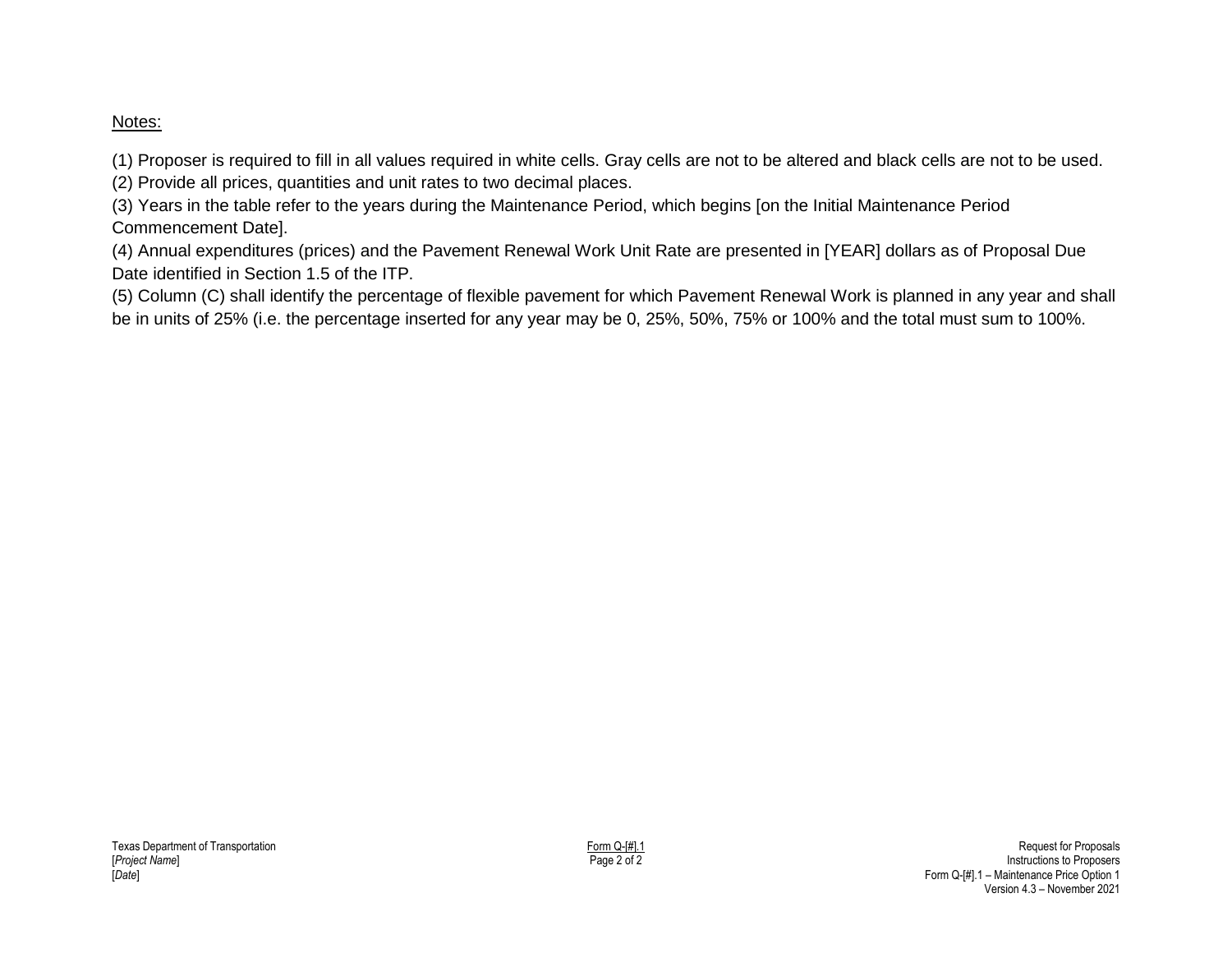Notes:

(1) Proposer is required to fill in all values required in white cells. Gray cells are not to be altered and black cells are not to be used.
(2) Provide all prices, quantities and unit rates to two decimal places.
(3) Years in the table refer to the years during the Maintenance Period, which begins [on the Initial Maintenance Period Commencement Date].
(4) Annual expenditures (prices) and the Pavement Renewal Work Unit Rate are presented in [YEAR] dollars as of Proposal Due Date identified in Section 1.5 of the ITP.
(5) Column (C) shall identify the percentage of flexible pavement for which Pavement Renewal Work is planned in any year and shall be in units of 25% (i.e. the percentage inserted for any year may be 0, 25%, 50%, 75% or 100% and the total must sum to 100%.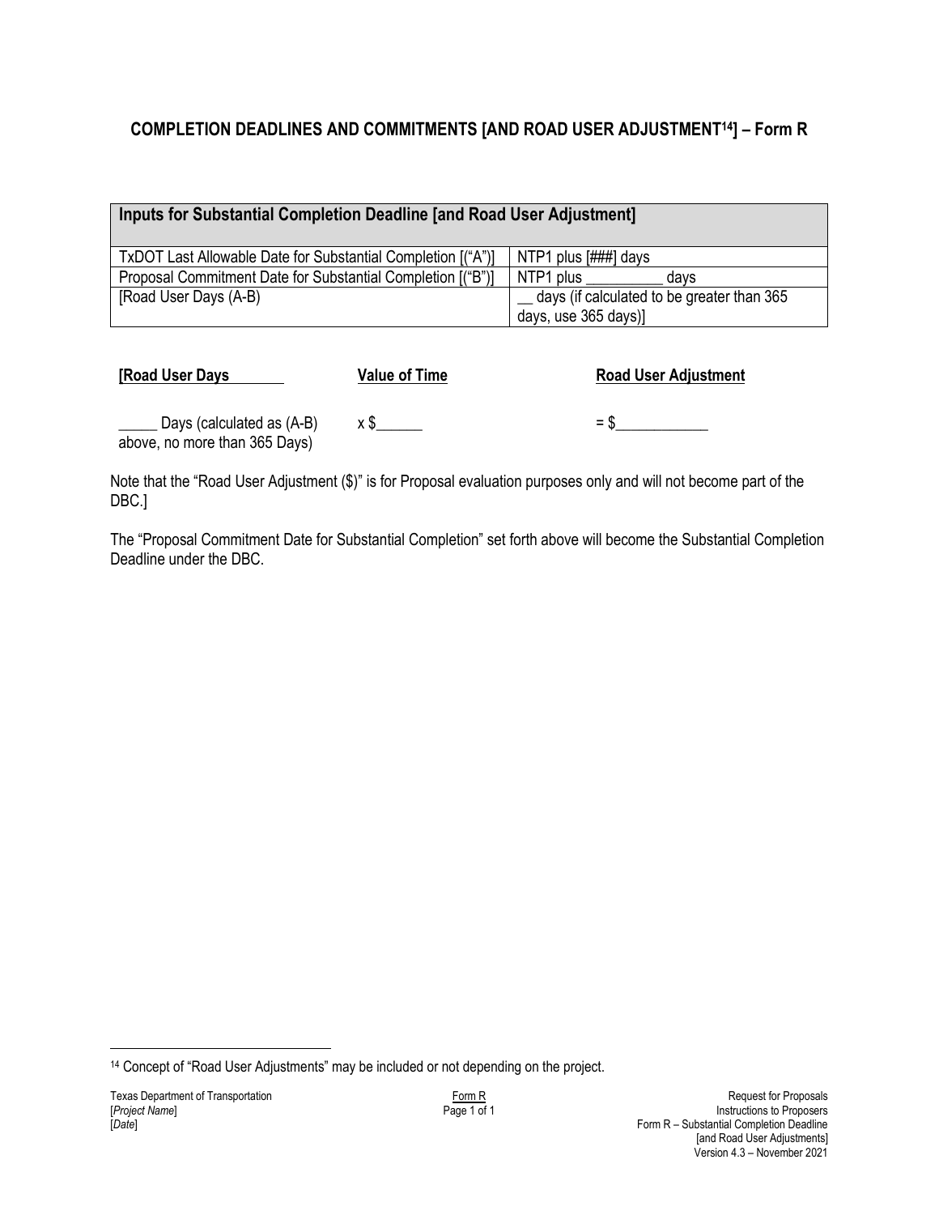## COMPLETION DEADLINES AND COMMITMENTS [AND ROAD USER ADJUSTMENT[14]] – Form R

| Inputs for Substantial Completion Deadline [and Road User Adjustment] | |
|---|---|
| TxDOT Last Allowable Date for Substantial Completion [("A")] | NTP1 plus [###] days |
| Proposal Commitment Date for Substantial Completion [("B")] | NTP1 plus __________ days |
| [Road User Days (A-B) | __ days (if calculated to be greater than 365 days, use 365 days)] |

| [Road User Days | Value of Time | Road User Adjustment |
|---|---|---|
| _____ Days (calculated as (A-B) above, no more than 365 Days) | x $______ | = $____________ |

Note that the "Road User Adjustment ($)" is for Proposal evaluation purposes only and will not become part of the DBC.]

The "Proposal Commitment Date for Substantial Completion" set forth above will become the Substantial Completion Deadline under the DBC.

[14] Concept of "Road User Adjustments" may be included or not depending on the project.